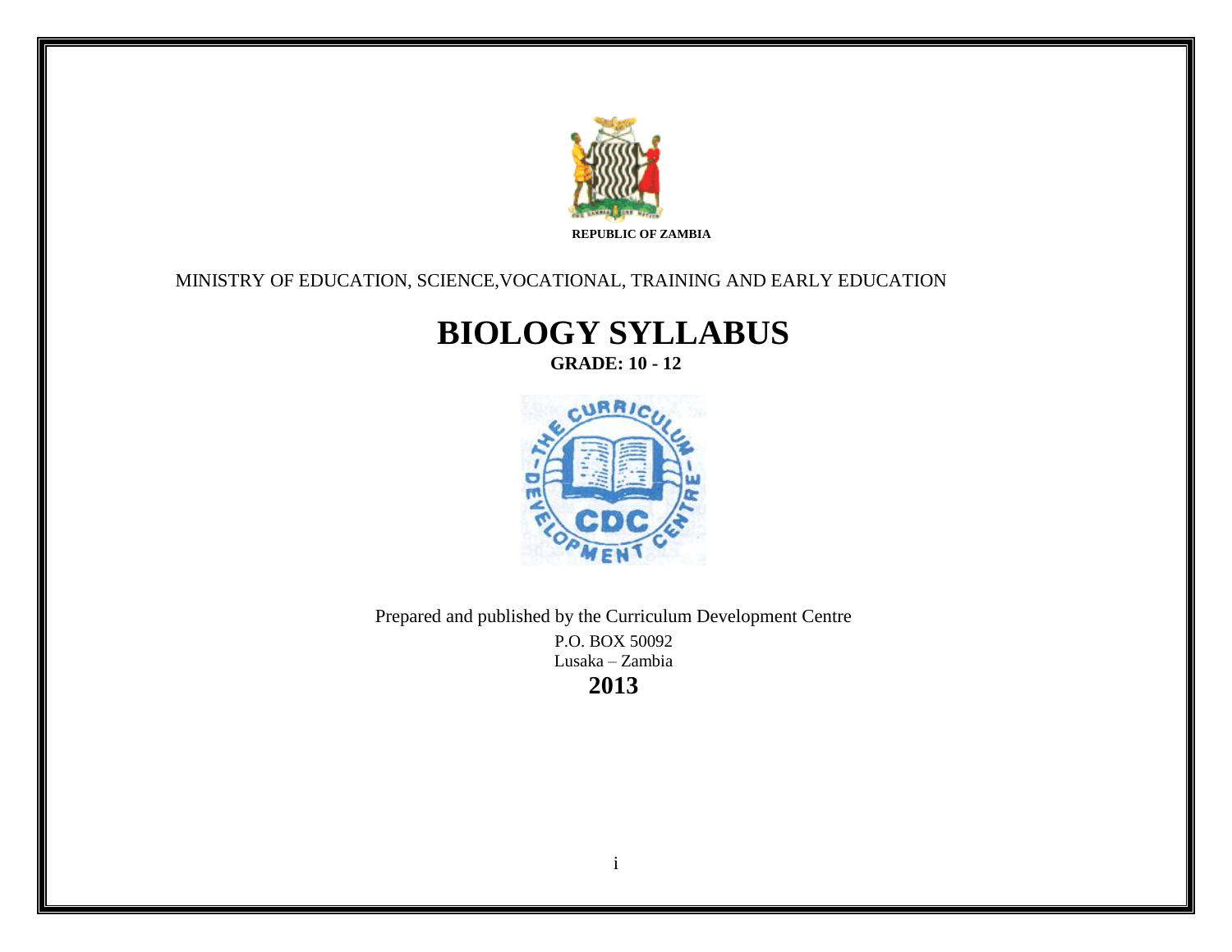REPUBLIC OF ZAMBIA

MINISTRY OF EDUCATION, SCIENCE,VOCATIONAL, TRAINING AND EARLY EDUCATION

# BIOLOGY SYLLABUS

**GRADE: 10 - 12**

Prepared and published by the Curriculum Development Centre

P.O. BOX 50092

Lusaka – Zambia

**2013**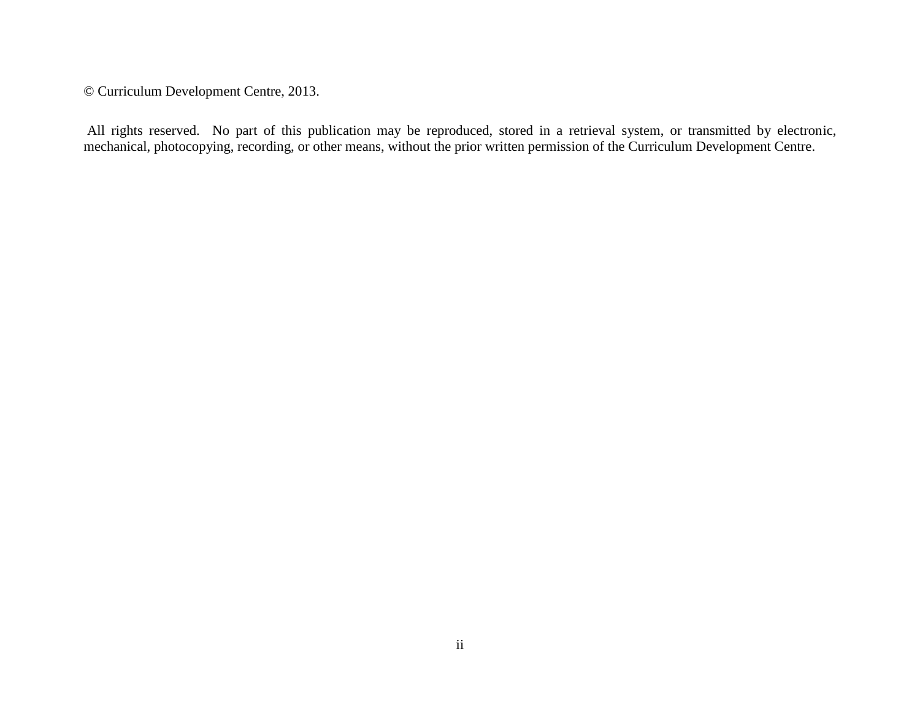© Curriculum Development Centre, 2013.

All rights reserved. No part of this publication may be reproduced, stored in a retrieval system, or transmitted by electronic, mechanical, photocopying, recording, or other means, without the prior written permission of the Curriculum Development Centre.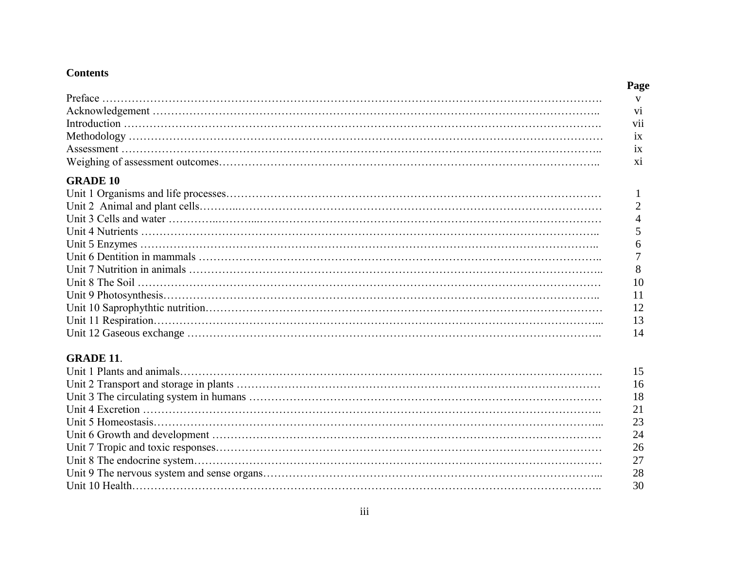# Contents

| | Page |
|---|---|
| Preface | v |
| Acknowledgement | vi |
| Introduction | vii |
| Methodology | ix |
| Assessment | ix |
| Weighing of assessment outcomes | xi |
| **GRADE 10** | |
| Unit 1 Organisms and life processes | 1 |
| Unit 2 Animal and plant cells | 2 |
| Unit 3 Cells and water | 4 |
| Unit 4 Nutrients | 5 |
| Unit 5 Enzymes | 6 |
| Unit 6 Dentition in mammals | 7 |
| Unit 7 Nutrition in animals | 8 |
| Unit 8 The Soil | 10 |
| Unit 9 Photosynthesis | 11 |
| Unit 10 Saprophythtic nutrition | 12 |
| Unit 11 Respiration | 13 |
| Unit 12 Gaseous exchange | 14 |
| **GRADE 11.** | |
| Unit 1 Plants and animals | 15 |
| Unit 2 Transport and storage in plants | 16 |
| Unit 3 The circulating system in humans | 18 |
| Unit 4 Excretion | 21 |
| Unit 5 Homeostasis | 23 |
| Unit 6 Growth and development | 24 |
| Unit 7 Tropic and toxic responses | 26 |
| Unit 8 The endocrine system | 27 |
| Unit 9 The nervous system and sense organs | 28 |
| Unit 10 Health | 30 |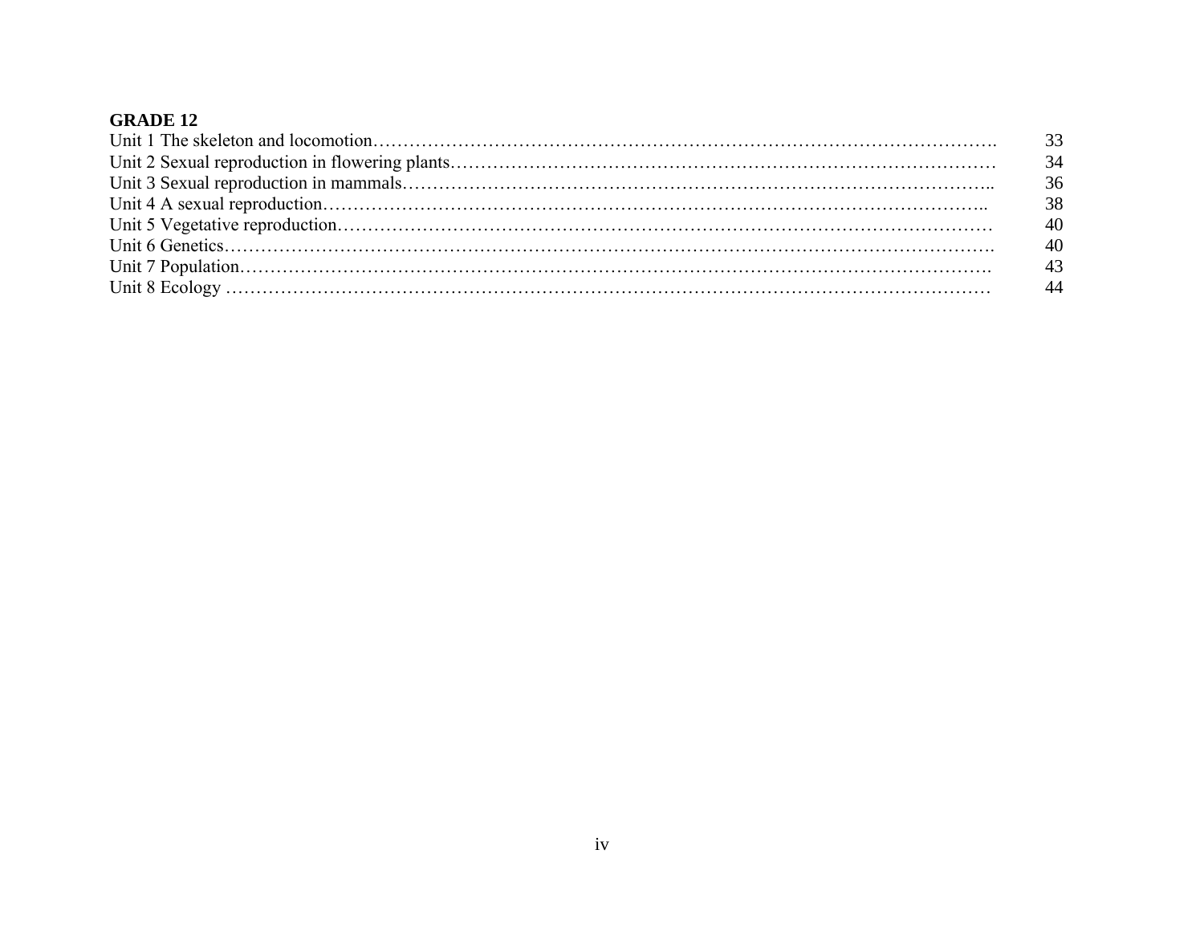**GRADE 12**

Unit 1 The skeleton and locomotion………………………………………………………………………………………. 33
Unit 2 Sexual reproduction in flowering plants……………………………………………………………………………… 34
Unit 3 Sexual reproduction in mammals……………………………………………………………………………………….. 36
Unit 4 A sexual reproduction……………………………………………………………………………………………….. 38
Unit 5 Vegetative reproduction…………………………………………………………………………………………… 40
Unit 6 Genetics………………………………………………………………………………………………………………. 40
Unit 7 Population…………………………………………………………………………………………………………. 43
Unit 8 Ecology ………………………………………………………………………………………………………………… 44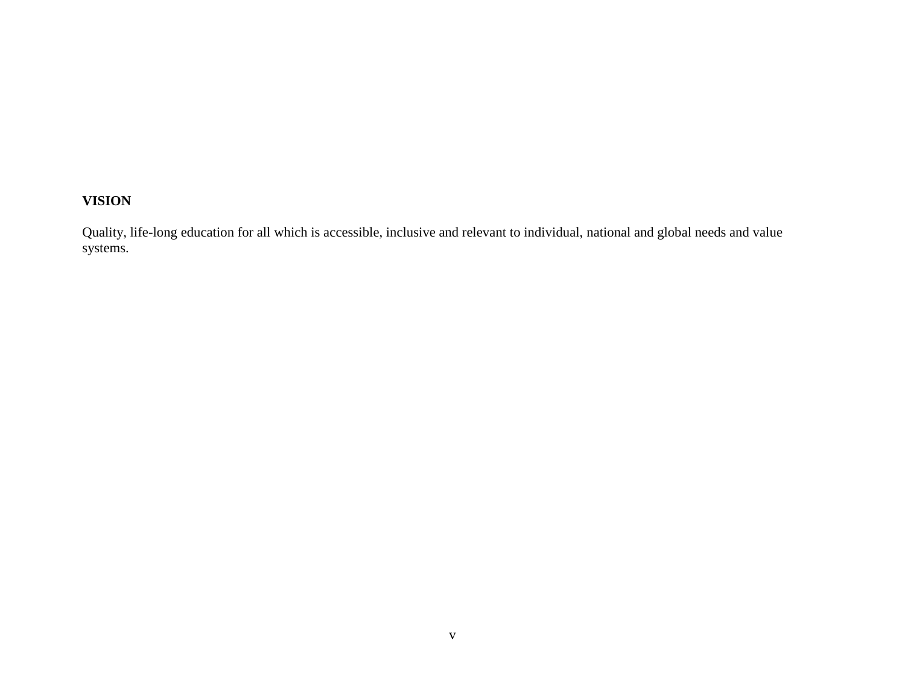**VISION**

Quality, life-long education for all which is accessible, inclusive and relevant to individual, national and global needs and value systems.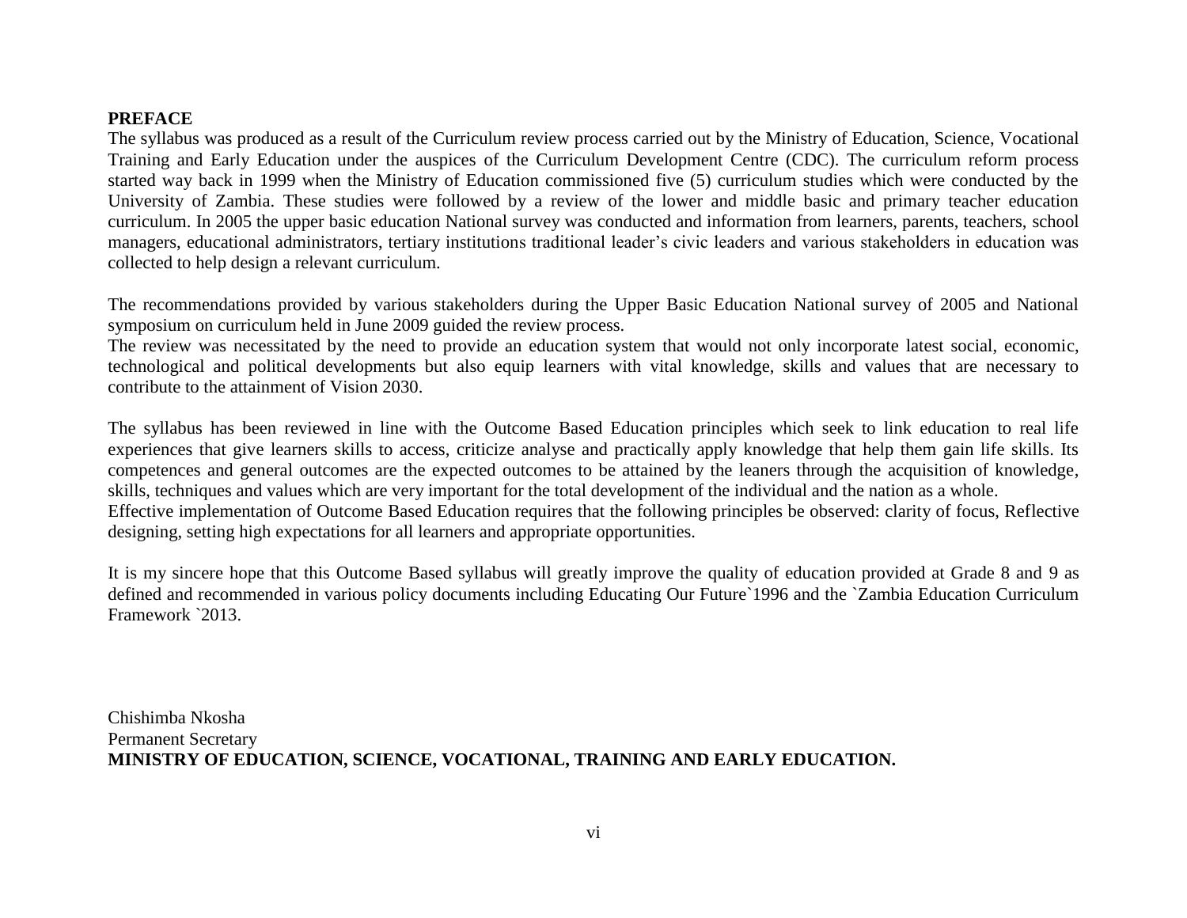**PREFACE**

The syllabus was produced as a result of the Curriculum review process carried out by the Ministry of Education, Science, Vocational Training and Early Education under the auspices of the Curriculum Development Centre (CDC). The curriculum reform process started way back in 1999 when the Ministry of Education commissioned five (5) curriculum studies which were conducted by the University of Zambia. These studies were followed by a review of the lower and middle basic and primary teacher education curriculum. In 2005 the upper basic education National survey was conducted and information from learners, parents, teachers, school managers, educational administrators, tertiary institutions traditional leader's civic leaders and various stakeholders in education was collected to help design a relevant curriculum.

The recommendations provided by various stakeholders during the Upper Basic Education National survey of 2005 and National symposium on curriculum held in June 2009 guided the review process.

The review was necessitated by the need to provide an education system that would not only incorporate latest social, economic, technological and political developments but also equip learners with vital knowledge, skills and values that are necessary to contribute to the attainment of Vision 2030.

The syllabus has been reviewed in line with the Outcome Based Education principles which seek to link education to real life experiences that give learners skills to access, criticize analyse and practically apply knowledge that help them gain life skills. Its competences and general outcomes are the expected outcomes to be attained by the leaners through the acquisition of knowledge, skills, techniques and values which are very important for the total development of the individual and the nation as a whole.

Effective implementation of Outcome Based Education requires that the following principles be observed: clarity of focus, Reflective designing, setting high expectations for all learners and appropriate opportunities.

It is my sincere hope that this Outcome Based syllabus will greatly improve the quality of education provided at Grade 8 and 9 as defined and recommended in various policy documents including Educating Our Future`1996 and the `Zambia Education Curriculum Framework `2013.

Chishimba Nkosha  
Permanent Secretary  
**MINISTRY OF EDUCATION, SCIENCE, VOCATIONAL, TRAINING AND EARLY EDUCATION.**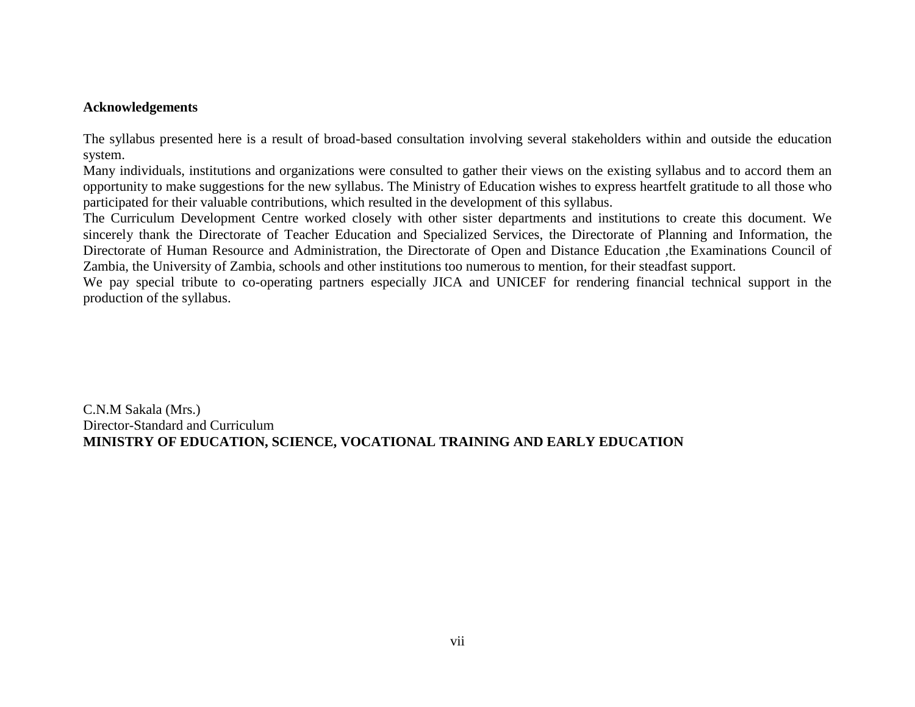**Acknowledgements**

The syllabus presented here is a result of broad-based consultation involving several stakeholders within and outside the education system.

Many individuals, institutions and organizations were consulted to gather their views on the existing syllabus and to accord them an opportunity to make suggestions for the new syllabus. The Ministry of Education wishes to express heartfelt gratitude to all those who participated for their valuable contributions, which resulted in the development of this syllabus.

The Curriculum Development Centre worked closely with other sister departments and institutions to create this document. We sincerely thank the Directorate of Teacher Education and Specialized Services, the Directorate of Planning and Information, the Directorate of Human Resource and Administration, the Directorate of Open and Distance Education ,the Examinations Council of Zambia, the University of Zambia, schools and other institutions too numerous to mention, for their steadfast support.

We pay special tribute to co-operating partners especially JICA and UNICEF for rendering financial technical support in the production of the syllabus.

C.N.M Sakala (Mrs.)
Director-Standard and Curriculum
**MINISTRY OF EDUCATION, SCIENCE, VOCATIONAL TRAINING AND EARLY EDUCATION**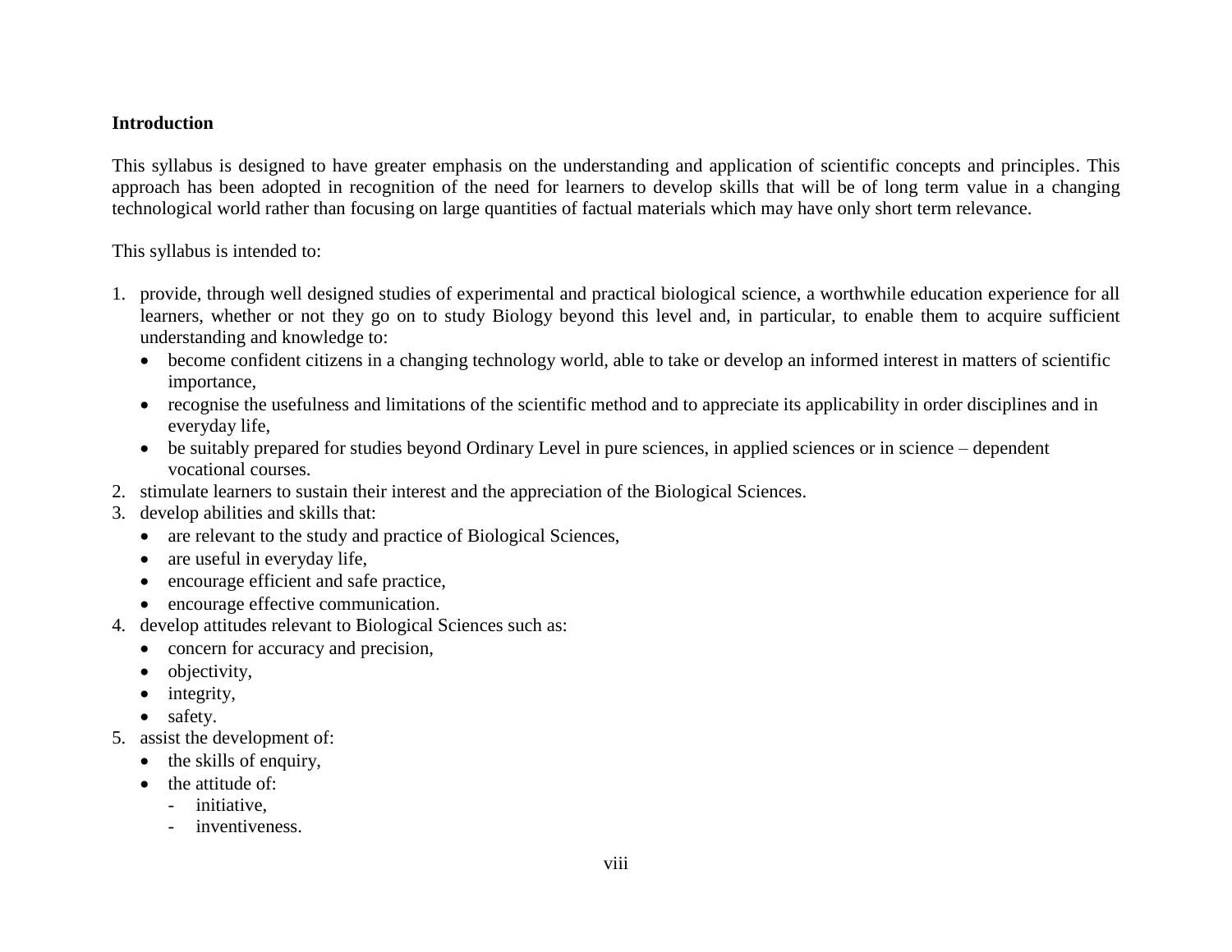## Introduction

This syllabus is designed to have greater emphasis on the understanding and application of scientific concepts and principles. This approach has been adopted in recognition of the need for learners to develop skills that will be of long term value in a changing technological world rather than focusing on large quantities of factual materials which may have only short term relevance.

This syllabus is intended to:

1. provide, through well designed studies of experimental and practical biological science, a worthwhile education experience for all learners, whether or not they go on to study Biology beyond this level and, in particular, to enable them to acquire sufficient understanding and knowledge to:
   - become confident citizens in a changing technology world, able to take or develop an informed interest in matters of scientific importance,
   - recognise the usefulness and limitations of the scientific method and to appreciate its applicability in order disciplines and in everyday life,
   - be suitably prepared for studies beyond Ordinary Level in pure sciences, in applied sciences or in science – dependent vocational courses.
2. stimulate learners to sustain their interest and the appreciation of the Biological Sciences.
3. develop abilities and skills that:
   - are relevant to the study and practice of Biological Sciences,
   - are useful in everyday life,
   - encourage efficient and safe practice,
   - encourage effective communication.
4. develop attitudes relevant to Biological Sciences such as:
   - concern for accuracy and precision,
   - objectivity,
   - integrity,
   - safety.
5. assist the development of:
   - the skills of enquiry,
   - the attitude of:
     - initiative,
     - inventiveness.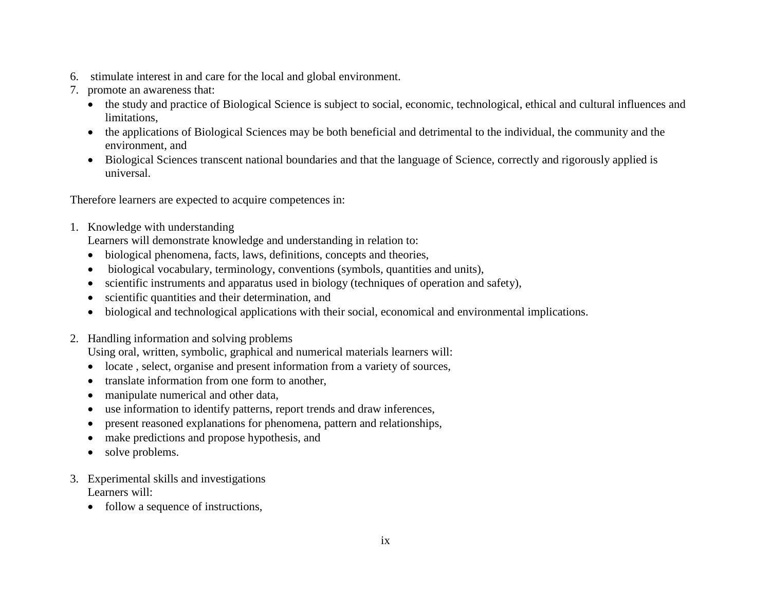6. stimulate interest in and care for the local and global environment.
7. promote an awareness that:
   - the study and practice of Biological Science is subject to social, economic, technological, ethical and cultural influences and limitations,
   - the applications of Biological Sciences may be both beneficial and detrimental to the individual, the community and the environment, and
   - Biological Sciences transcent national boundaries and that the language of Science, correctly and rigorously applied is universal.

Therefore learners are expected to acquire competences in:

1. Knowledge with understanding
   Learners will demonstrate knowledge and understanding in relation to:
   - biological phenomena, facts, laws, definitions, concepts and theories,
   - biological vocabulary, terminology, conventions (symbols, quantities and units),
   - scientific instruments and apparatus used in biology (techniques of operation and safety),
   - scientific quantities and their determination, and
   - biological and technological applications with their social, economical and environmental implications.

2. Handling information and solving problems
   Using oral, written, symbolic, graphical and numerical materials learners will:
   - locate , select, organise and present information from a variety of sources,
   - translate information from one form to another,
   - manipulate numerical and other data,
   - use information to identify patterns, report trends and draw inferences,
   - present reasoned explanations for phenomena, pattern and relationships,
   - make predictions and propose hypothesis, and
   - solve problems.

3. Experimental skills and investigations
   Learners will:
   - follow a sequence of instructions,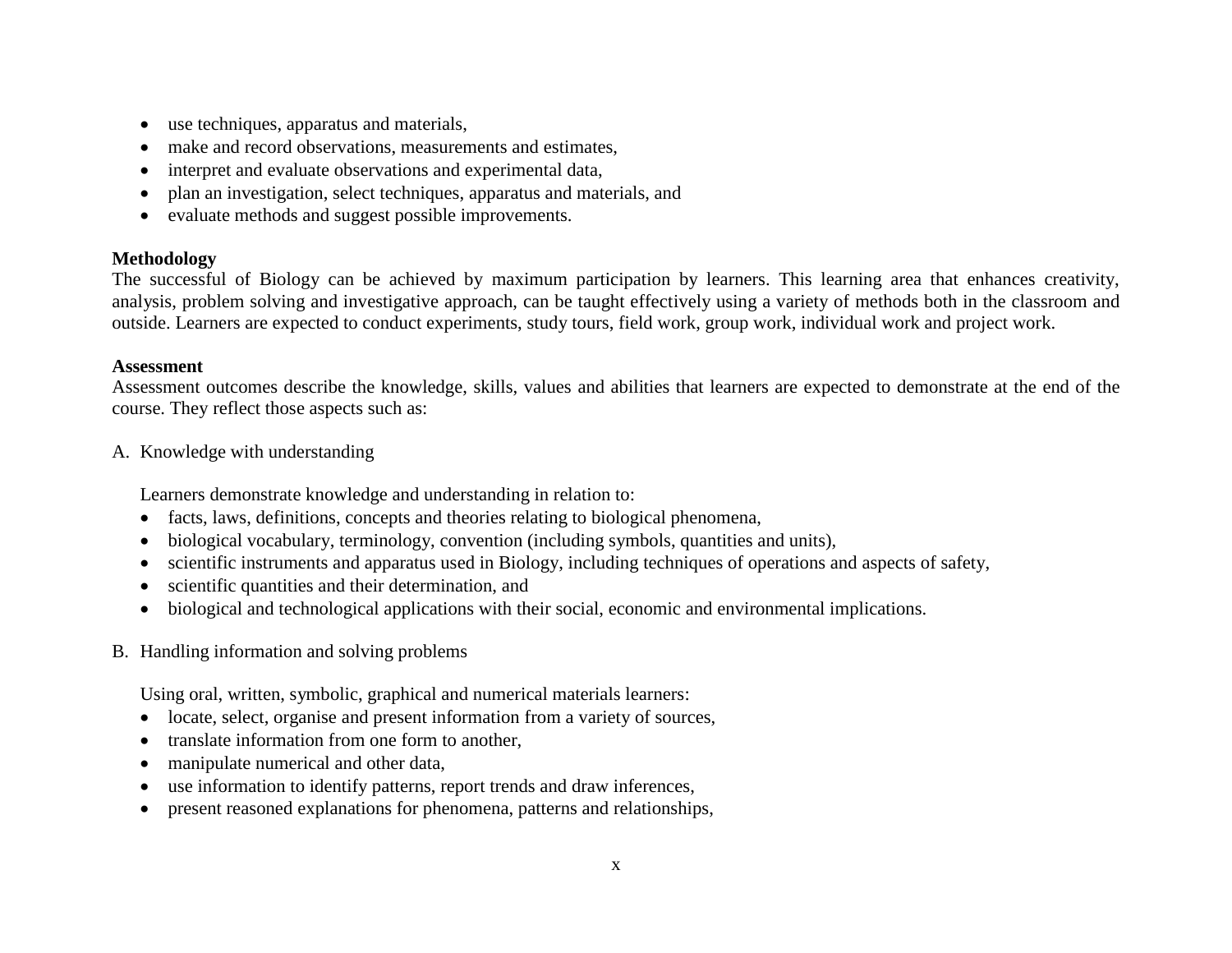- use techniques, apparatus and materials,
- make and record observations, measurements and estimates,
- interpret and evaluate observations and experimental data,
- plan an investigation, select techniques, apparatus and materials, and
- evaluate methods and suggest possible improvements.

**Methodology**

The successful of Biology can be achieved by maximum participation by learners. This learning area that enhances creativity, analysis, problem solving and investigative approach, can be taught effectively using a variety of methods both in the classroom and outside. Learners are expected to conduct experiments, study tours, field work, group work, individual work and project work.

**Assessment**

Assessment outcomes describe the knowledge, skills, values and abilities that learners are expected to demonstrate at the end of the course. They reflect those aspects such as:

A. Knowledge with understanding

   Learners demonstrate knowledge and understanding in relation to:

   - facts, laws, definitions, concepts and theories relating to biological phenomena,
   - biological vocabulary, terminology, convention (including symbols, quantities and units),
   - scientific instruments and apparatus used in Biology, including techniques of operations and aspects of safety,
   - scientific quantities and their determination, and
   - biological and technological applications with their social, economic and environmental implications.

B. Handling information and solving problems

   Using oral, written, symbolic, graphical and numerical materials learners:

   - locate, select, organise and present information from a variety of sources,
   - translate information from one form to another,
   - manipulate numerical and other data,
   - use information to identify patterns, report trends and draw inferences,
   - present reasoned explanations for phenomena, patterns and relationships,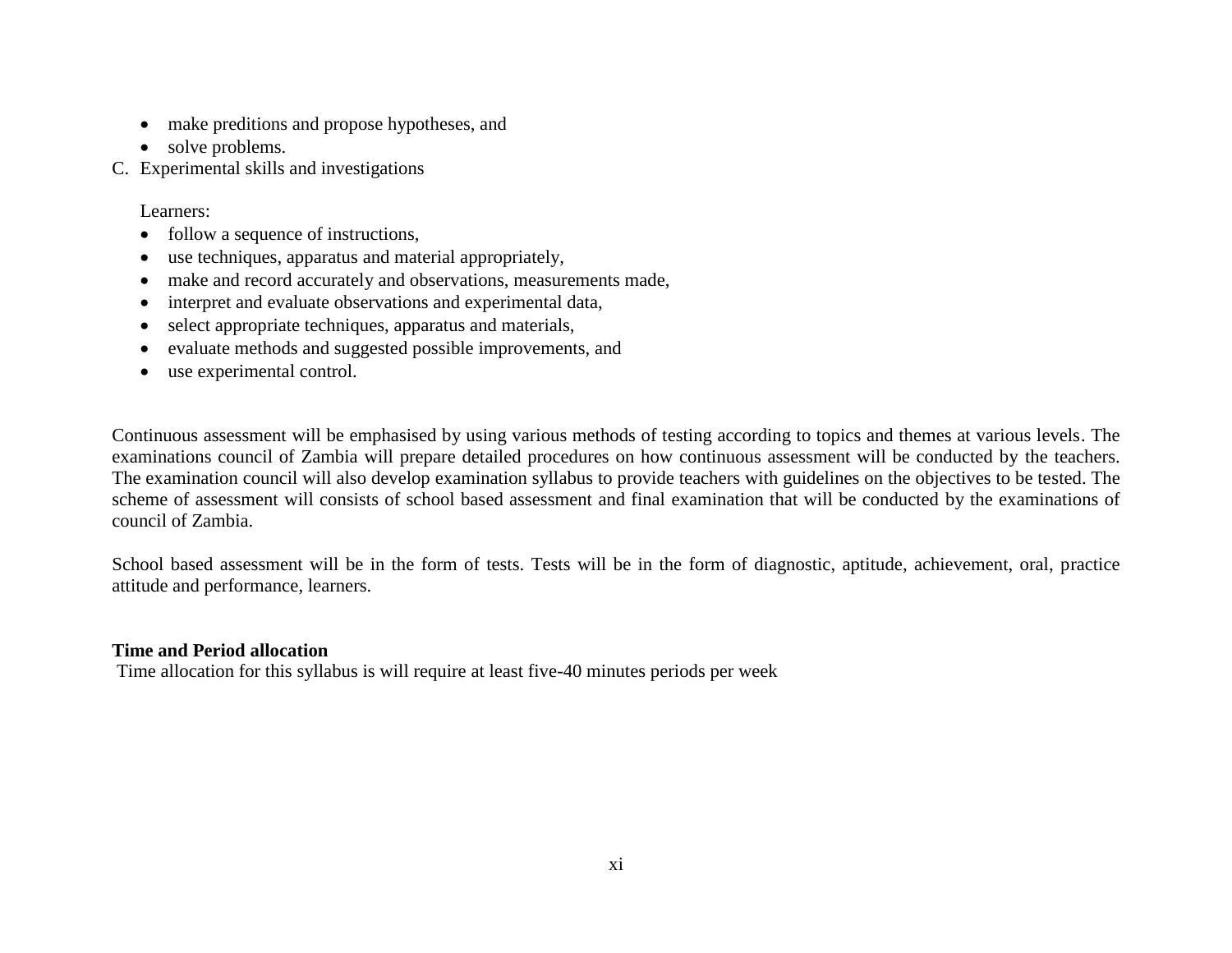- make preditions and propose hypotheses, and
- solve problems.

C. Experimental skills and investigations

Learners:

- follow a sequence of instructions,
- use techniques, apparatus and material appropriately,
- make and record accurately and observations, measurements made,
- interpret and evaluate observations and experimental data,
- select appropriate techniques, apparatus and materials,
- evaluate methods and suggested possible improvements, and
- use experimental control.

Continuous assessment will be emphasised by using various methods of testing according to topics and themes at various levels. The examinations council of Zambia will prepare detailed procedures on how continuous assessment will be conducted by the teachers. The examination council will also develop examination syllabus to provide teachers with guidelines on the objectives to be tested. The scheme of assessment will consists of school based assessment and final examination that will be conducted by the examinations of council of Zambia.

School based assessment will be in the form of tests. Tests will be in the form of diagnostic, aptitude, achievement, oral, practice attitude and performance, learners.

**Time and Period allocation**

Time allocation for this syllabus is will require at least five-40 minutes periods per week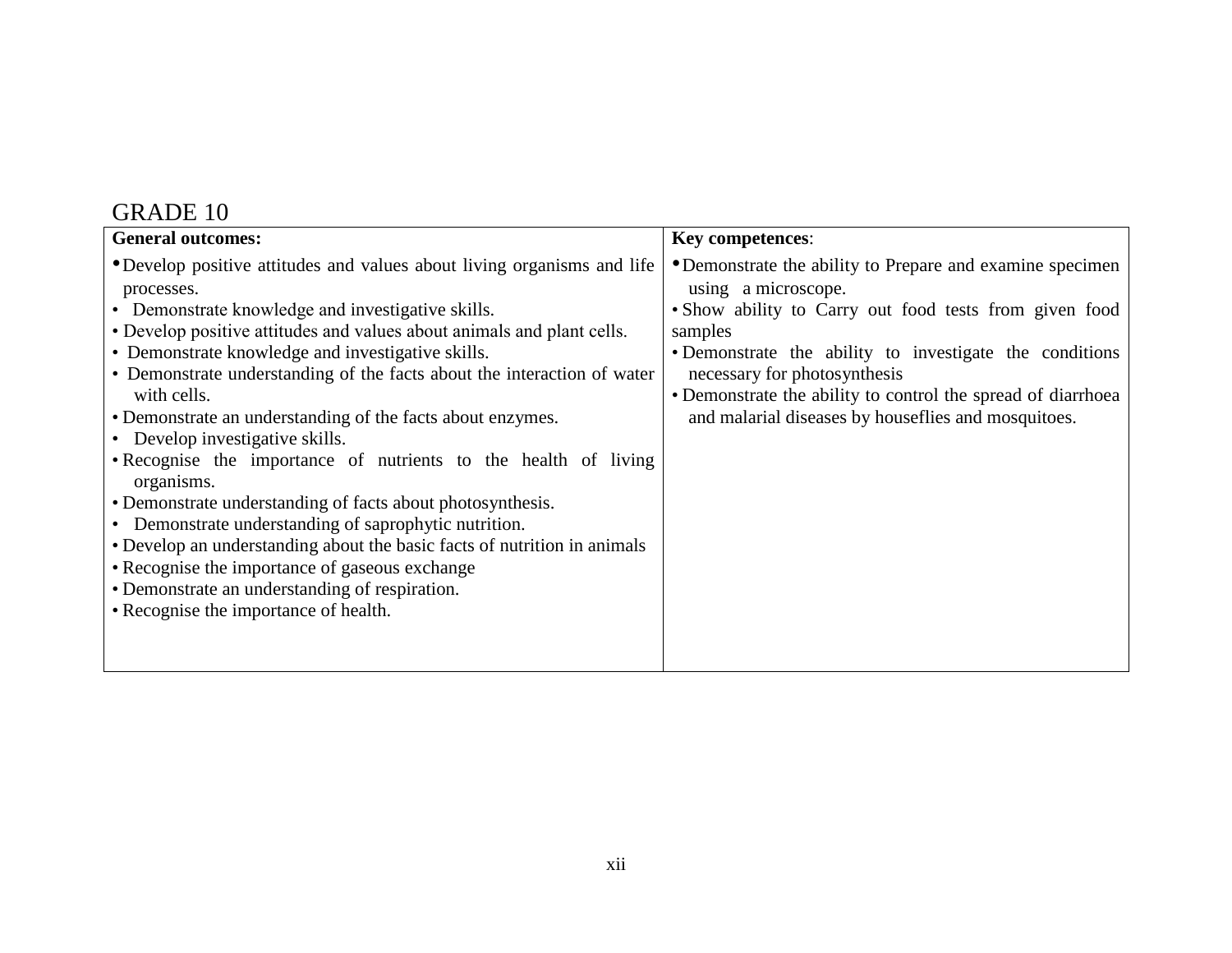GRADE 10

| General outcomes: | Key competences: |
| --- | --- |
| • Develop positive attitudes and values about living organisms and life processes.<br>• Demonstrate knowledge and investigative skills.<br>• Develop positive attitudes and values about animals and plant cells.<br>• Demonstrate knowledge and investigative skills.<br>• Demonstrate understanding of the facts about the interaction of water with cells.<br>• Demonstrate an understanding of the facts about enzymes.<br>• Develop investigative skills.<br>• Recognise the importance of nutrients to the health of living organisms.<br>• Demonstrate understanding of facts about photosynthesis.<br>• Demonstrate understanding of saprophytic nutrition.<br>• Develop an understanding about the basic facts of nutrition in animals<br>• Recognise the importance of gaseous exchange<br>• Demonstrate an understanding of respiration.<br>• Recognise the importance of health. | • Demonstrate the ability to Prepare and examine specimen using a microscope.<br>• Show ability to Carry out food tests from given food samples<br>• Demonstrate the ability to investigate the conditions necessary for photosynthesis<br>• Demonstrate the ability to control the spread of diarrhoea and malarial diseases by houseflies and mosquitoes. |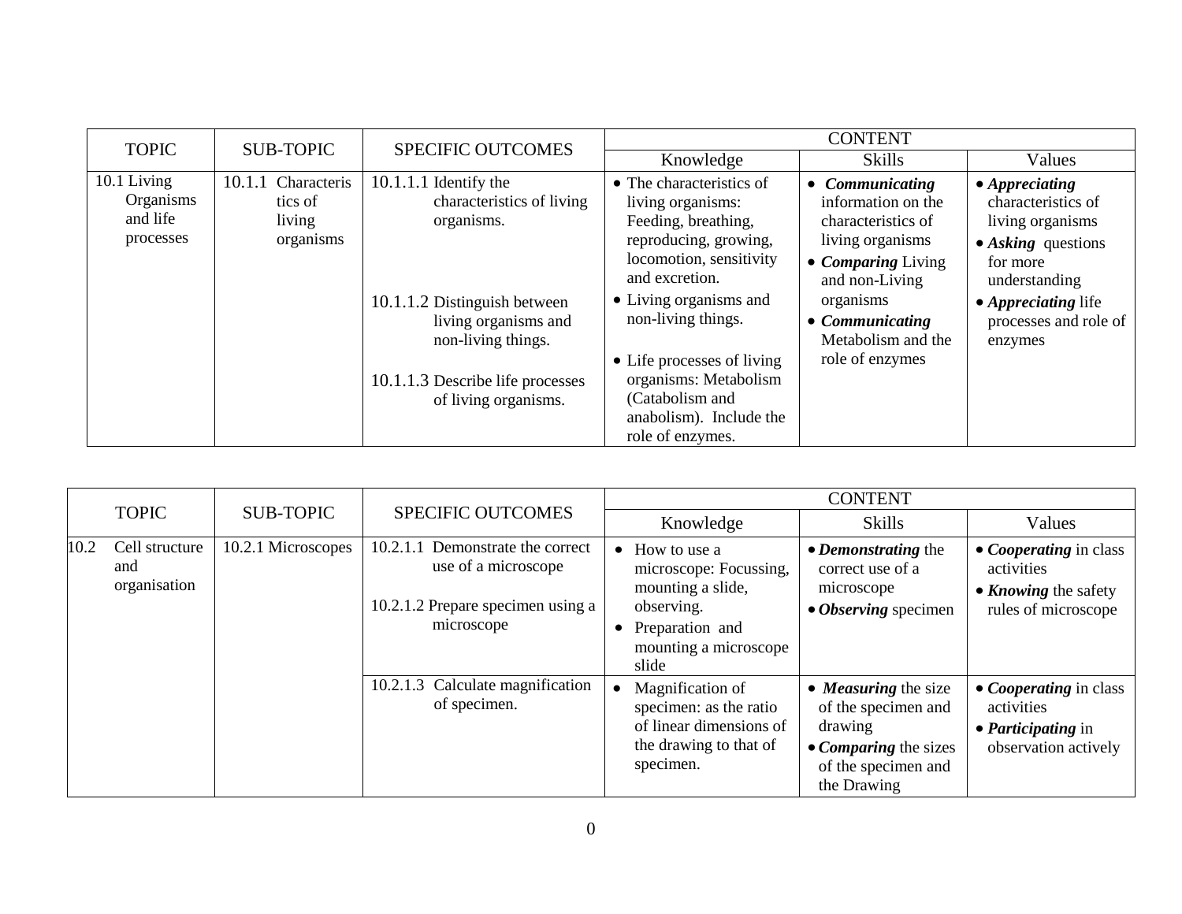| TOPIC | SUB-TOPIC | SPECIFIC OUTCOMES | CONTENT | | |
|---|---|---|---|---|---|
| | | | Knowledge | Skills | Values |
| 10.1 Living Organisms and life processes | 10.1.1 Characteristics of living organisms | 10.1.1.1 Identify the characteristics of living organisms.<br><br>10.1.1.2 Distinguish between living organisms and non-living things.<br><br>10.1.1.3 Describe life processes of living organisms. | • The characteristics of living organisms: Feeding, breathing, reproducing, growing, locomotion, sensitivity and excretion.<br>• Living organisms and non-living things.<br>• Life processes of living organisms: Metabolism (Catabolism and anabolism). Include the role of enzymes. | • ***Communicating*** information on the characteristics of living organisms<br>• ***Comparing*** Living and non-Living organisms<br>• ***Communicating*** Metabolism and the role of enzymes | • ***Appreciating*** characteristics of living organisms<br>• ***Asking*** questions for more understanding<br>• ***Appreciating*** life processes and role of enzymes |

| TOPIC | SUB-TOPIC | SPECIFIC OUTCOMES | CONTENT | | |
|---|---|---|---|---|---|
| | | | Knowledge | Skills | Values |
| 10.2 Cell structure and organisation | 10.2.1 Microscopes | 10.2.1.1 Demonstrate the correct use of a microscope<br><br>10.2.1.2 Prepare specimen using a microscope | • How to use a microscope: Focussing, mounting a slide, observing.<br>• Preparation and mounting a microscope slide | • ***Demonstrating*** the correct use of a microscope<br>• ***Observing*** specimen | • ***Cooperating*** in class activities<br>• ***Knowing*** the safety rules of microscope |
| | | 10.2.1.3 Calculate magnification of specimen. | • Magnification of specimen: as the ratio of linear dimensions of the drawing to that of specimen. | • ***Measuring*** the size of the specimen and drawing<br>• ***Comparing*** the sizes of the specimen and the Drawing | • ***Cooperating*** in class activities<br>• ***Participating*** in observation actively |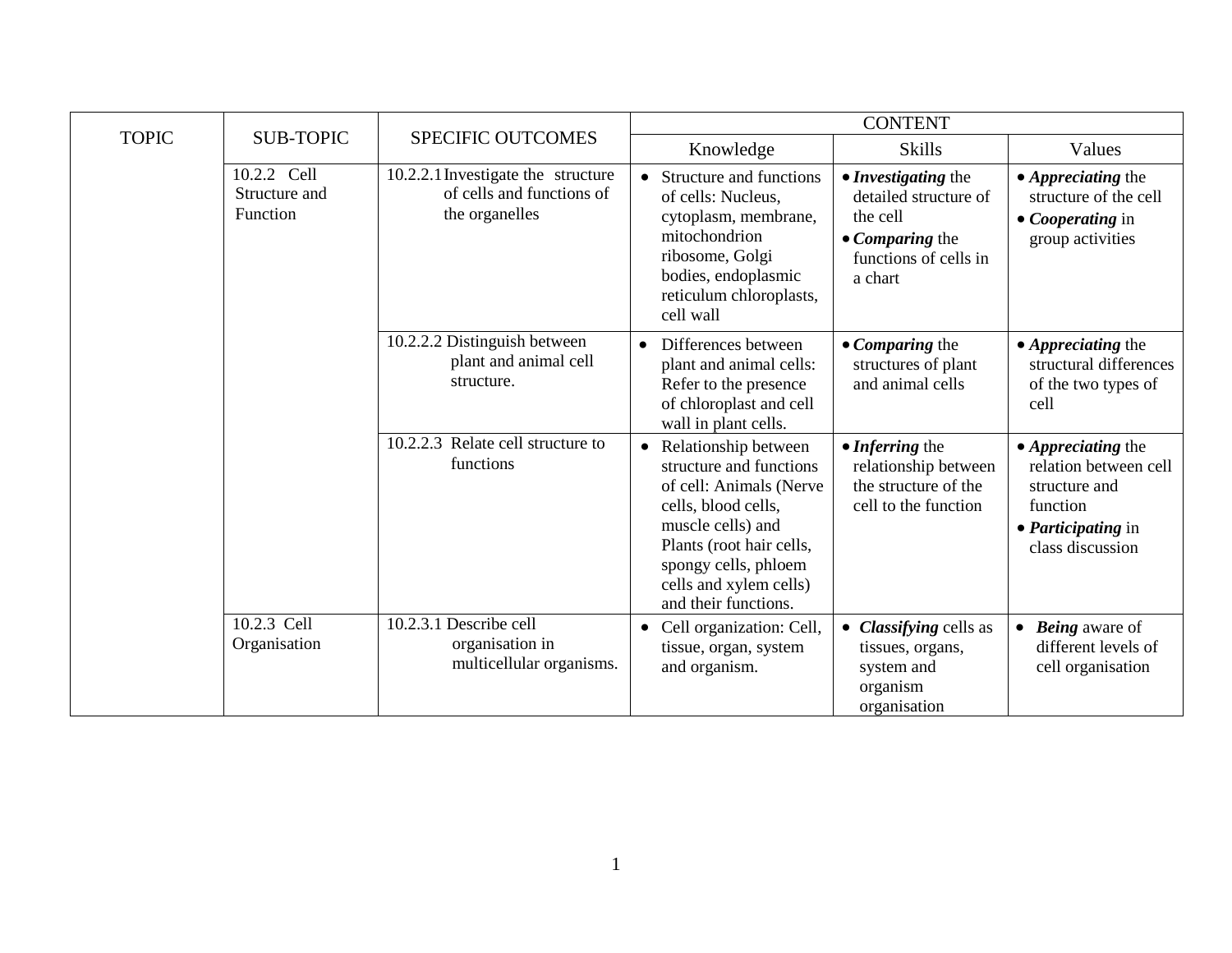| TOPIC | SUB-TOPIC | SPECIFIC OUTCOMES | CONTENT | | |
|---|---|---|---|---|---|
| | | | Knowledge | Skills | Values |
| | 10.2.2 Cell Structure and Function | 10.2.2.1 Investigate the structure of cells and functions of the organelles | • Structure and functions of cells: Nucleus, cytoplasm, membrane, mitochondrion ribosome, Golgi bodies, endoplasmic reticulum chloroplasts, cell wall | • ***Investigating*** the detailed structure of the cell<br>• ***Comparing*** the functions of cells in a chart | • ***Appreciating*** the structure of the cell<br>• ***Cooperating*** in group activities |
| | | 10.2.2.2 Distinguish between plant and animal cell structure. | • Differences between plant and animal cells: Refer to the presence of chloroplast and cell wall in plant cells. | • ***Comparing*** the structures of plant and animal cells | • ***Appreciating*** the structural differences of the two types of cell |
| | | 10.2.2.3 Relate cell structure to functions | • Relationship between structure and functions of cell: Animals (Nerve cells, blood cells, muscle cells) and Plants (root hair cells, spongy cells, phloem cells and xylem cells) and their functions. | • ***Inferring*** the relationship between the structure of the cell to the function | • ***Appreciating*** the relation between cell structure and function<br>• ***Participating*** in class discussion |
| | 10.2.3 Cell Organisation | 10.2.3.1 Describe cell organisation in multicellular organisms. | • Cell organization: Cell, tissue, organ, system and organism. | • ***Classifying*** cells as tissues, organs, system and organism organisation | • ***Being*** aware of different levels of cell organisation |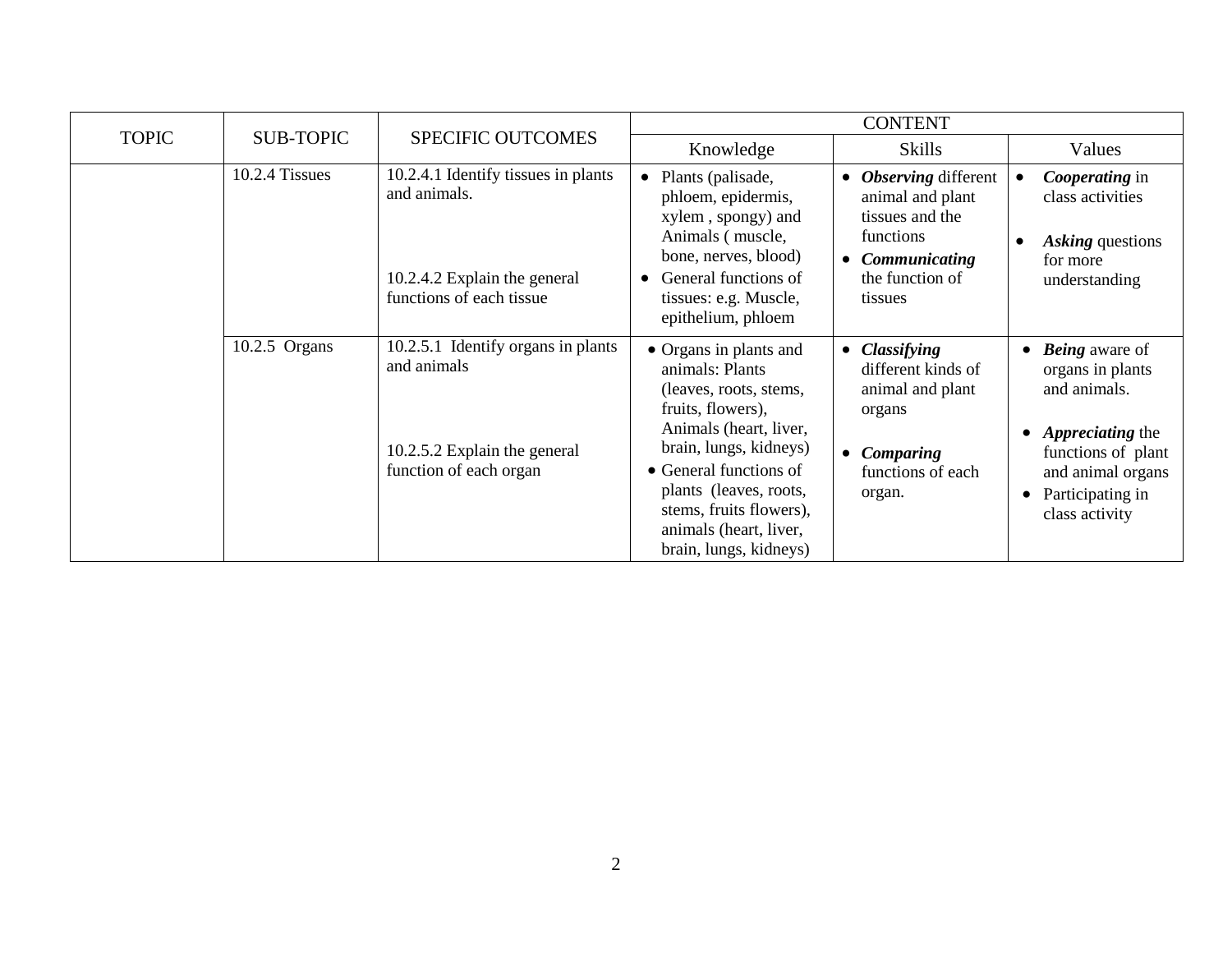| TOPIC | SUB-TOPIC | SPECIFIC OUTCOMES | CONTENT | | |
|---|---|---|---|---|---|
| | | | Knowledge | Skills | Values |
| | 10.2.4 Tissues | 10.2.4.1 Identify tissues in plants and animals.<br><br>10.2.4.2 Explain the general functions of each tissue | • Plants (palisade, phloem, epidermis, xylem , spongy) and Animals ( muscle, bone, nerves, blood)<br>• General functions of tissues: e.g. Muscle, epithelium, phloem | • ***Observing*** different animal and plant tissues and the functions<br>• ***Communicating*** the function of tissues | • ***Cooperating*** in class activities<br>• ***Asking*** questions for more understanding |
| | 10.2.5 Organs | 10.2.5.1 Identify organs in plants and animals<br><br>10.2.5.2 Explain the general function of each organ | • Organs in plants and animals: Plants (leaves, roots, stems, fruits, flowers), Animals (heart, liver, brain, lungs, kidneys)<br>• General functions of plants (leaves, roots, stems, fruits flowers), animals (heart, liver, brain, lungs, kidneys) | • ***Classifying*** different kinds of animal and plant organs<br>• ***Comparing*** functions of each organ. | • ***Being*** aware of organs in plants and animals.<br>• ***Appreciating*** the functions of plant and animal organs<br>• Participating in class activity |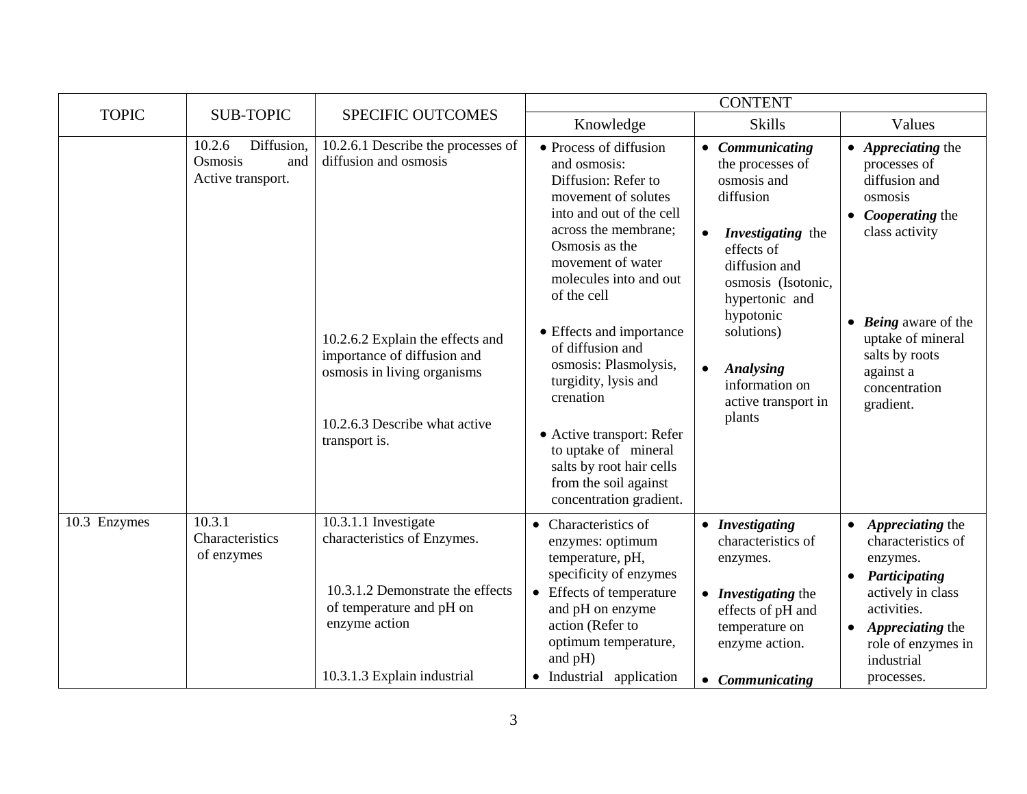| TOPIC | SUB-TOPIC | SPECIFIC OUTCOMES | CONTENT | | |
|---|---|---|---|---|---|
| | | | Knowledge | Skills | Values |
| | 10.2.6 Diffusion, Osmosis and Active transport. | 10.2.6.1 Describe the processes of diffusion and osmosis<br><br>10.2.6.2 Explain the effects and importance of diffusion and osmosis in living organisms<br><br>10.2.6.3 Describe what active transport is. | • Process of diffusion and osmosis: Diffusion: Refer to movement of solutes into and out of the cell across the membrane; Osmosis as the movement of water molecules into and out of the cell<br>• Effects and importance of diffusion and osmosis: Plasmolysis, turgidity, lysis and crenation<br>• Active transport: Refer to uptake of mineral salts by root hair cells from the soil against concentration gradient. | • ***Communicating*** the processes of osmosis and diffusion<br>• ***Investigating*** the effects of diffusion and osmosis (Isotonic, hypertonic and hypotonic solutions)<br>• ***Analysing*** information on active transport in plants | • ***Appreciating*** the processes of diffusion and osmosis<br>• ***Cooperating*** the class activity<br>• ***Being*** aware of the uptake of mineral salts by roots against a concentration gradient. |
| 10.3 Enzymes | 10.3.1 Characteristics of enzymes | 10.3.1.1 Investigate characteristics of Enzymes.<br><br>10.3.1.2 Demonstrate the effects of temperature and pH on enzyme action<br><br>10.3.1.3 Explain industrial | • Characteristics of enzymes: optimum temperature, pH, specificity of enzymes<br>• Effects of temperature and pH on enzyme action (Refer to optimum temperature, and pH)<br>• Industrial application | • ***Investigating*** characteristics of enzymes.<br>• ***Investigating*** the effects of pH and temperature on enzyme action.<br>• ***Communicating*** | • ***Appreciating*** the characteristics of enzymes.<br>• ***Participating*** actively in class activities.<br>• ***Appreciating*** the role of enzymes in industrial processes. |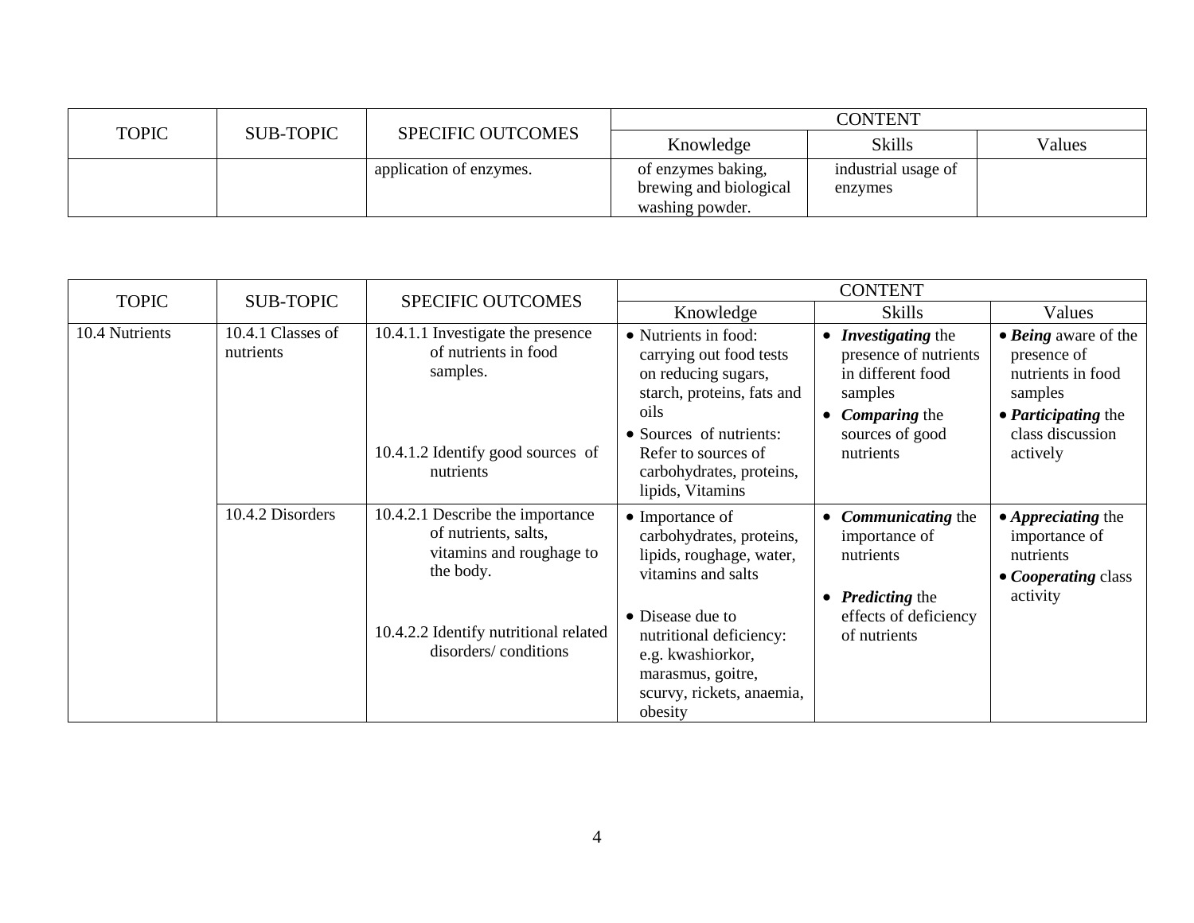| TOPIC | SUB-TOPIC | SPECIFIC OUTCOMES | CONTENT | | |
|---|---|---|---|---|---|
| | | | Knowledge | Skills | Values |
| | | application of enzymes. | of enzymes baking, brewing and biological washing powder. | industrial usage of enzymes | |

| TOPIC | SUB-TOPIC | SPECIFIC OUTCOMES | CONTENT | | |
|---|---|---|---|---|---|
| | | | Knowledge | Skills | Values |
| 10.4 Nutrients | 10.4.1 Classes of nutrients | 10.4.1.1 Investigate the presence of nutrients in food samples.<br><br>10.4.1.2 Identify good sources of nutrients | • Nutrients in food: carrying out food tests on reducing sugars, starch, proteins, fats and oils<br>• Sources of nutrients: Refer to sources of carbohydrates, proteins, lipids, Vitamins | • ***Investigating*** the presence of nutrients in different food samples<br>• ***Comparing*** the sources of good nutrients | • ***Being*** aware of the presence of nutrients in food samples<br>• ***Participating*** the class discussion actively |
| | 10.4.2 Disorders | 10.4.2.1 Describe the importance of nutrients, salts, vitamins and roughage to the body.<br><br>10.4.2.2 Identify nutritional related disorders/ conditions | • Importance of carbohydrates, proteins, lipids, roughage, water, vitamins and salts<br>• Disease due to nutritional deficiency: e.g. kwashiorkor, marasmus, goitre, scurvy, rickets, anaemia, obesity | • ***Communicating*** the importance of nutrients<br>• ***Predicting*** the effects of deficiency of nutrients | • ***Appreciating*** the importance of nutrients<br>• ***Cooperating*** class activity |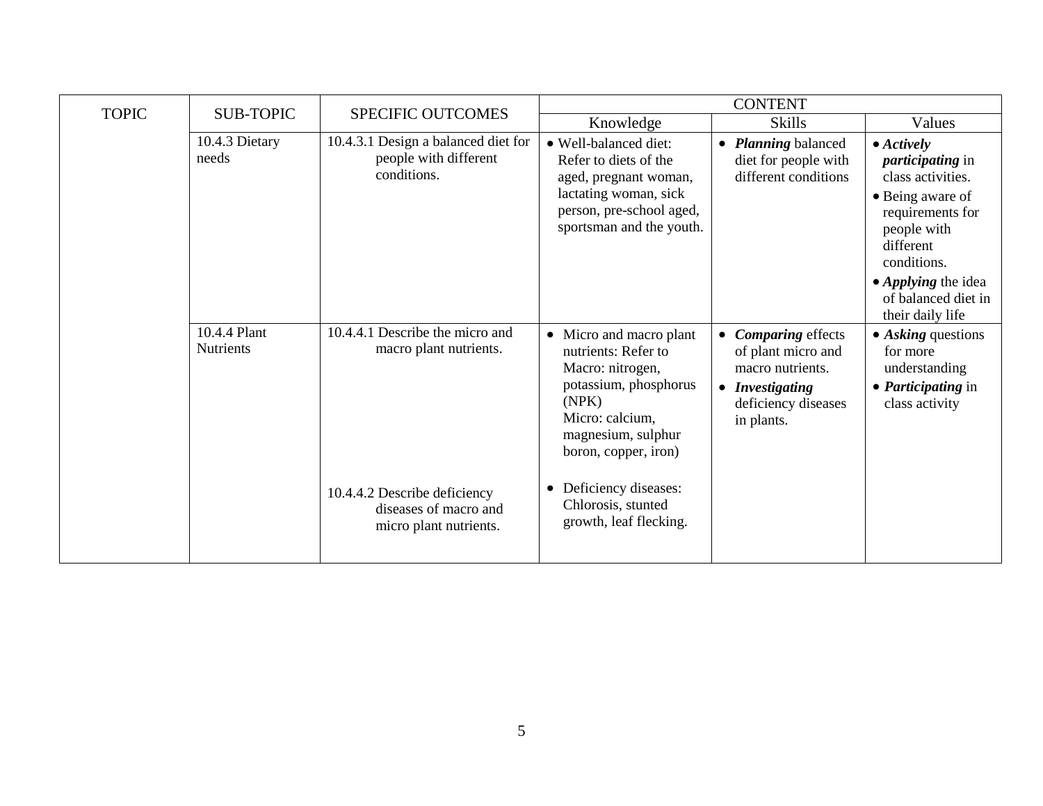| TOPIC | SUB-TOPIC | SPECIFIC OUTCOMES | CONTENT | | |
|---|---|---|---|---|---|
| | | | Knowledge | Skills | Values |
| | 10.4.3 Dietary needs | 10.4.3.1 Design a balanced diet for people with different conditions. | • Well-balanced diet: Refer to diets of the aged, pregnant woman, lactating woman, sick person, pre-school aged, sportsman and the youth. | • ***Planning*** balanced diet for people with different conditions | • ***Actively participating*** in class activities.<br>• Being aware of requirements for people with different conditions.<br>• ***Applying*** the idea of balanced diet in their daily life |
| | 10.4.4 Plant Nutrients | 10.4.4.1 Describe the micro and macro plant nutrients.<br><br>10.4.4.2 Describe deficiency diseases of macro and micro plant nutrients. | • Micro and macro plant nutrients: Refer to Macro: nitrogen, potassium, phosphorus (NPK) Micro: calcium, magnesium, sulphur boron, copper, iron)<br><br>• Deficiency diseases: Chlorosis, stunted growth, leaf flecking. | • ***Comparing*** effects of plant micro and macro nutrients.<br>• ***Investigating*** deficiency diseases in plants. | • ***Asking*** questions for more understanding<br>• ***Participating*** in class activity |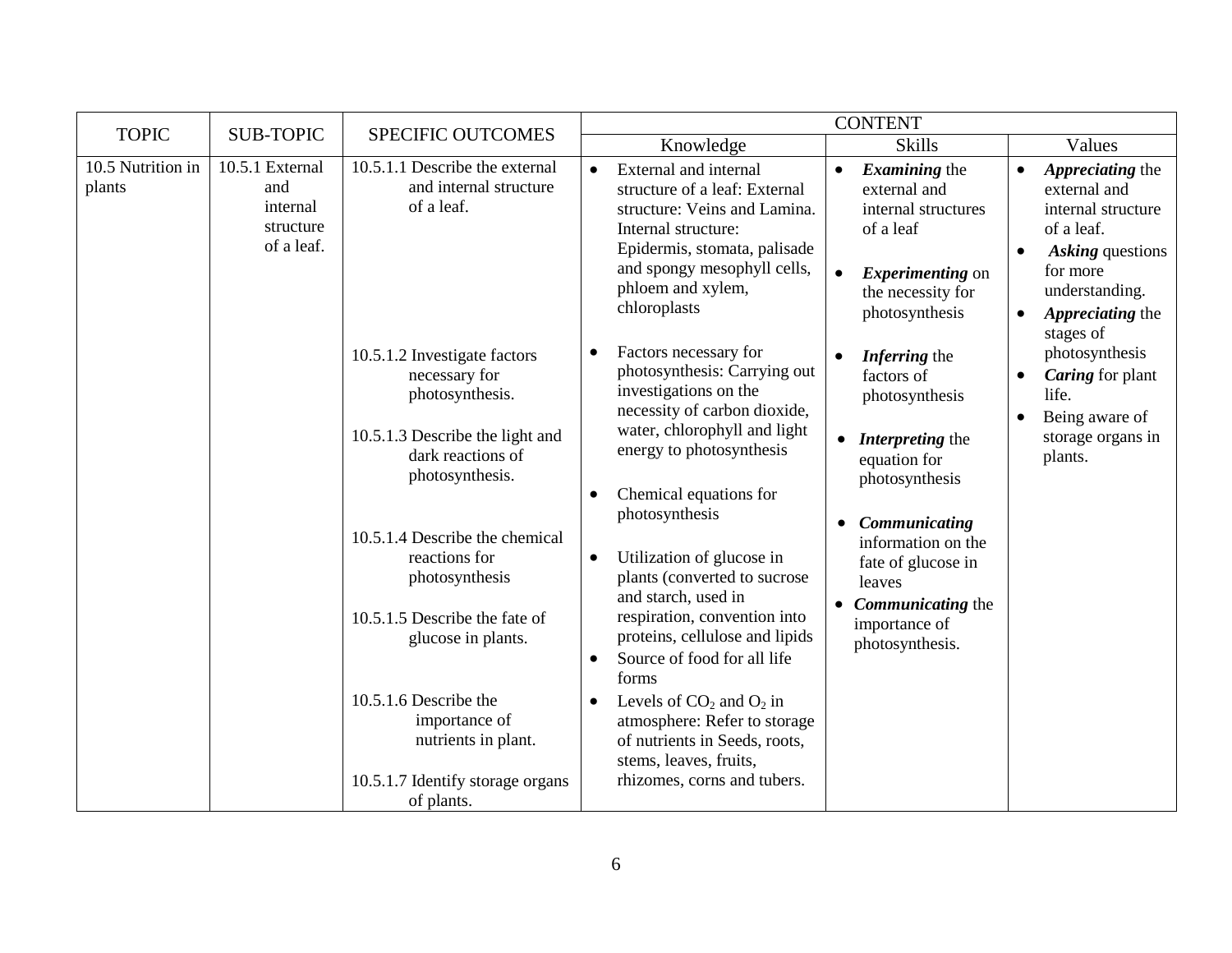| TOPIC | SUB-TOPIC | SPECIFIC OUTCOMES | CONTENT | | |
|---|---|---|---|---|---|
| | | | Knowledge | Skills | Values |
| 10.5 Nutrition in plants | 10.5.1 External and internal structure of a leaf. | 10.5.1.1 Describe the external and internal structure of a leaf.<br><br>10.5.1.2 Investigate factors necessary for photosynthesis.<br><br>10.5.1.3 Describe the light and dark reactions of photosynthesis.<br><br>10.5.1.4 Describe the chemical reactions for photosynthesis<br><br>10.5.1.5 Describe the fate of glucose in plants.<br><br>10.5.1.6 Describe the importance of nutrients in plant.<br><br>10.5.1.7 Identify storage organs of plants. | • External and internal structure of a leaf: External structure: Veins and Lamina. Internal structure: Epidermis, stomata, palisade and spongy mesophyll cells, phloem and xylem, chloroplasts<br><br>• Factors necessary for photosynthesis: Carrying out investigations on the necessity of carbon dioxide, water, chlorophyll and light energy to photosynthesis<br><br>• Chemical equations for photosynthesis<br><br>• Utilization of glucose in plants (converted to sucrose and starch, used in respiration, convention into proteins, cellulose and lipids<br>• Source of food for all life forms<br>• Levels of $CO_2$ and $O_2$ in atmosphere: Refer to storage of nutrients in Seeds, roots, stems, leaves, fruits, rhizomes, corns and tubers. | • ***Examining*** the external and internal structures of a leaf<br><br>• ***Experimenting*** on the necessity for photosynthesis<br><br>• ***Inferring*** the factors of photosynthesis<br><br>• ***Interpreting*** the equation for photosynthesis<br><br>• ***Communicating*** information on the fate of glucose in leaves<br>• ***Communicating*** the importance of photosynthesis. | • ***Appreciating*** the external and internal structure of a leaf.<br>• ***Asking*** questions for more understanding.<br>• ***Appreciating*** the stages of photosynthesis<br>• ***Caring*** for plant life.<br>• Being aware of storage organs in plants. |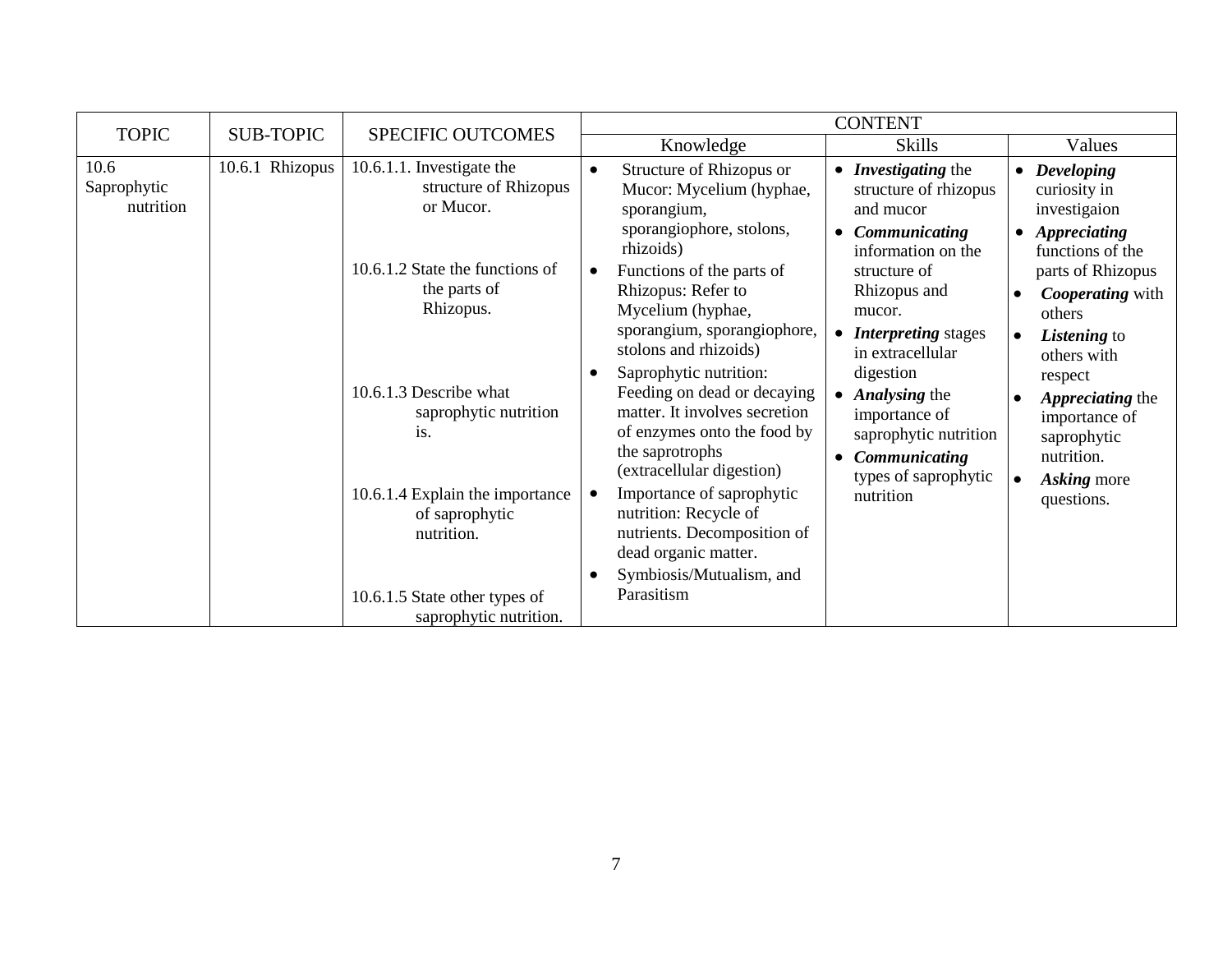| TOPIC | SUB-TOPIC | SPECIFIC OUTCOMES | CONTENT | | |
|---|---|---|---|---|---|
| | | | Knowledge | Skills | Values |
| 10.6 Saprophytic nutrition | 10.6.1 Rhizopus | 10.6.1.1. Investigate the structure of Rhizopus or Mucor.<br><br>10.6.1.2 State the functions of the parts of Rhizopus.<br><br>10.6.1.3 Describe what saprophytic nutrition is.<br><br>10.6.1.4 Explain the importance of saprophytic nutrition.<br><br>10.6.1.5 State other types of saprophytic nutrition. | • Structure of Rhizopus or Mucor: Mycelium (hyphae, sporangium, sporangiophore, stolons, rhizoids)<br>• Functions of the parts of Rhizopus: Refer to Mycelium (hyphae, sporangium, sporangiophore, stolons and rhizoids)<br>• Saprophytic nutrition: Feeding on dead or decaying matter. It involves secretion of enzymes onto the food by the saprotrophs (extracellular digestion)<br>• Importance of saprophytic nutrition: Recycle of nutrients. Decomposition of dead organic matter.<br>• Symbiosis/Mutualism, and Parasitism | • ***Investigating*** the structure of rhizopus and mucor<br>• ***Communicating*** information on the structure of Rhizopus and mucor.<br>• ***Interpreting*** stages in extracellular digestion<br>• ***Analysing*** the importance of saprophytic nutrition<br>• ***Communicating*** types of saprophytic nutrition | • ***Developing*** curiosity in investigaion<br>• ***Appreciating*** functions of the parts of Rhizopus<br>• ***Cooperating*** with others<br>• ***Listening*** to others with respect<br>• ***Appreciating*** the importance of saprophytic nutrition.<br>• ***Asking*** more questions. |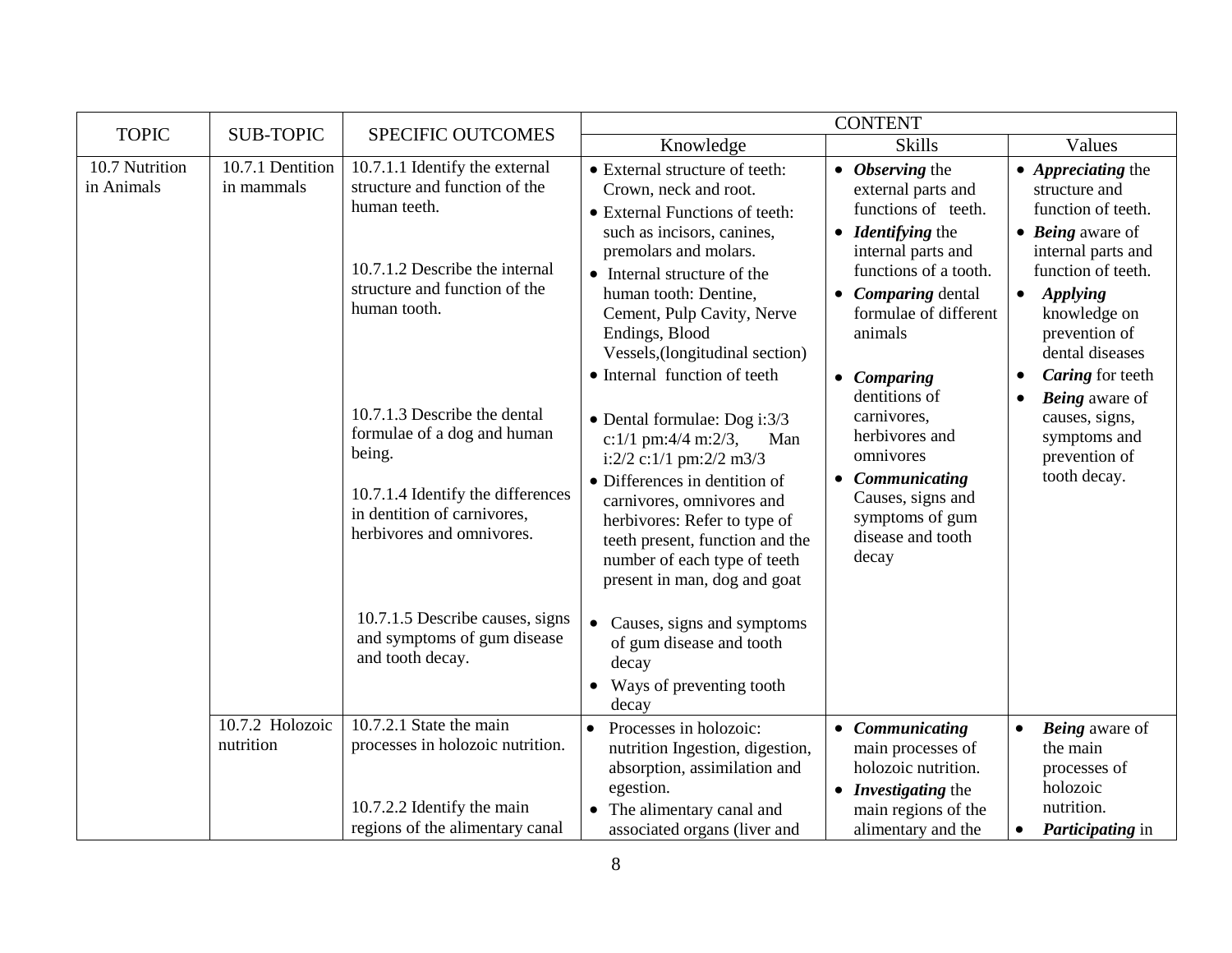| TOPIC | SUB-TOPIC | SPECIFIC OUTCOMES | CONTENT | | |
|---|---|---|---|---|---|
| | | | Knowledge | Skills | Values |
| 10.7 Nutrition in Animals | 10.7.1 Dentition in mammals | 10.7.1.1 Identify the external structure and function of the human teeth.<br><br>10.7.1.2 Describe the internal structure and function of the human tooth.<br><br>10.7.1.3 Describe the dental formulae of a dog and human being.<br><br>10.7.1.4 Identify the differences in dentition of carnivores, herbivores and omnivores.<br><br>10.7.1.5 Describe causes, signs and symptoms of gum disease and tooth decay. | • External structure of teeth: Crown, neck and root.<br>• External Functions of teeth: such as incisors, canines, premolars and molars.<br>• Internal structure of the human tooth: Dentine, Cement, Pulp Cavity, Nerve Endings, Blood Vessels,(longitudinal section)<br>• Internal function of teeth<br><br>• Dental formulae: Dog i:3/3 c:1/1 pm:4/4 m:2/3, Man i:2/2 c:1/1 pm:2/2 m3/3<br>• Differences in dentition of carnivores, omnivores and herbivores: Refer to type of teeth present, function and the number of each type of teeth present in man, dog and goat<br><br>• Causes, signs and symptoms of gum disease and tooth decay<br>• Ways of preventing tooth decay | • ***Observing*** the external parts and functions of teeth.<br>• ***Identifying*** the internal parts and functions of a tooth.<br>• ***Comparing*** dental formulae of different animals<br><br>• ***Comparing*** dentitions of carnivores, herbivores and omnivores<br>• ***Communicating*** Causes, signs and symptoms of gum disease and tooth decay | • ***Appreciating*** the structure and function of teeth.<br>• ***Being*** aware of internal parts and function of teeth.<br>• ***Applying*** knowledge on prevention of dental diseases<br>• ***Caring*** for teeth<br>• ***Being*** aware of causes, signs, symptoms and prevention of tooth decay. |
| | 10.7.2 Holozoic nutrition | 10.7.2.1 State the main processes in holozoic nutrition.<br><br>10.7.2.2 Identify the main regions of the alimentary canal | • Processes in holozoic: nutrition Ingestion, digestion, absorption, assimilation and egestion.<br>• The alimentary canal and associated organs (liver and | • ***Communicating*** main processes of holozoic nutrition.<br>• ***Investigating*** the main regions of the alimentary and the | • ***Being*** aware of the main processes of holozoic nutrition.<br>• ***Participating*** in |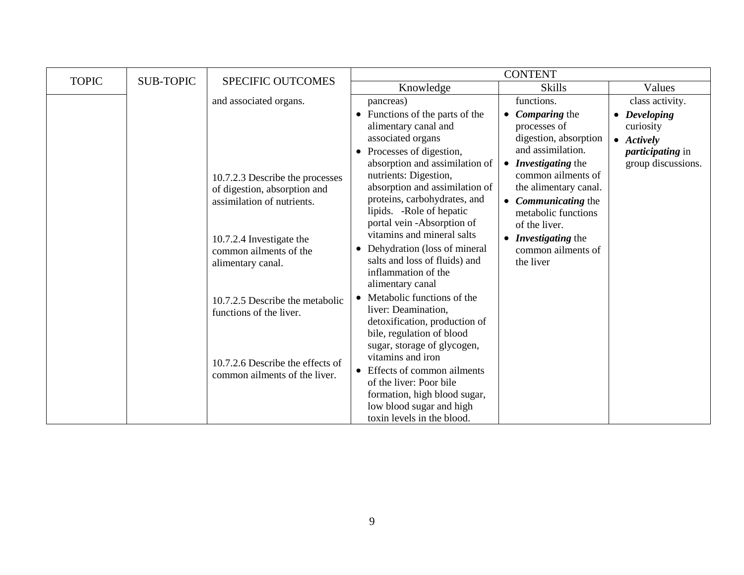| TOPIC | SUB-TOPIC | SPECIFIC OUTCOMES | CONTENT | | |
|---|---|---|---|---|---|
| | | | Knowledge | Skills | Values |
| | | and associated organs.<br><br>10.7.2.3 Describe the processes of digestion, absorption and assimilation of nutrients.<br><br>10.7.2.4 Investigate the common ailments of the alimentary canal.<br><br>10.7.2.5 Describe the metabolic functions of the liver.<br><br>10.7.2.6 Describe the effects of common ailments of the liver. | pancreas)<br>• Functions of the parts of the alimentary canal and associated organs<br>• Processes of digestion, absorption and assimilation of nutrients: Digestion, absorption and assimilation of proteins, carbohydrates, and lipids. -Role of hepatic portal vein -Absorption of vitamins and mineral salts<br>• Dehydration (loss of mineral salts and loss of fluids) and inflammation of the alimentary canal<br>• Metabolic functions of the liver: Deamination, detoxification, production of bile, regulation of blood sugar, storage of glycogen, vitamins and iron<br>• Effects of common ailments of the liver: Poor bile formation, high blood sugar, low blood sugar and high toxin levels in the blood. | functions.<br>• ***Comparing*** the processes of digestion, absorption and assimilation.<br>• ***Investigating*** the common ailments of the alimentary canal.<br>• ***Communicating*** the metabolic functions of the liver.<br>• ***Investigating*** the common ailments of the liver | class activity.<br>• ***Developing*** curiosity<br>• ***Actively participating*** in group discussions. |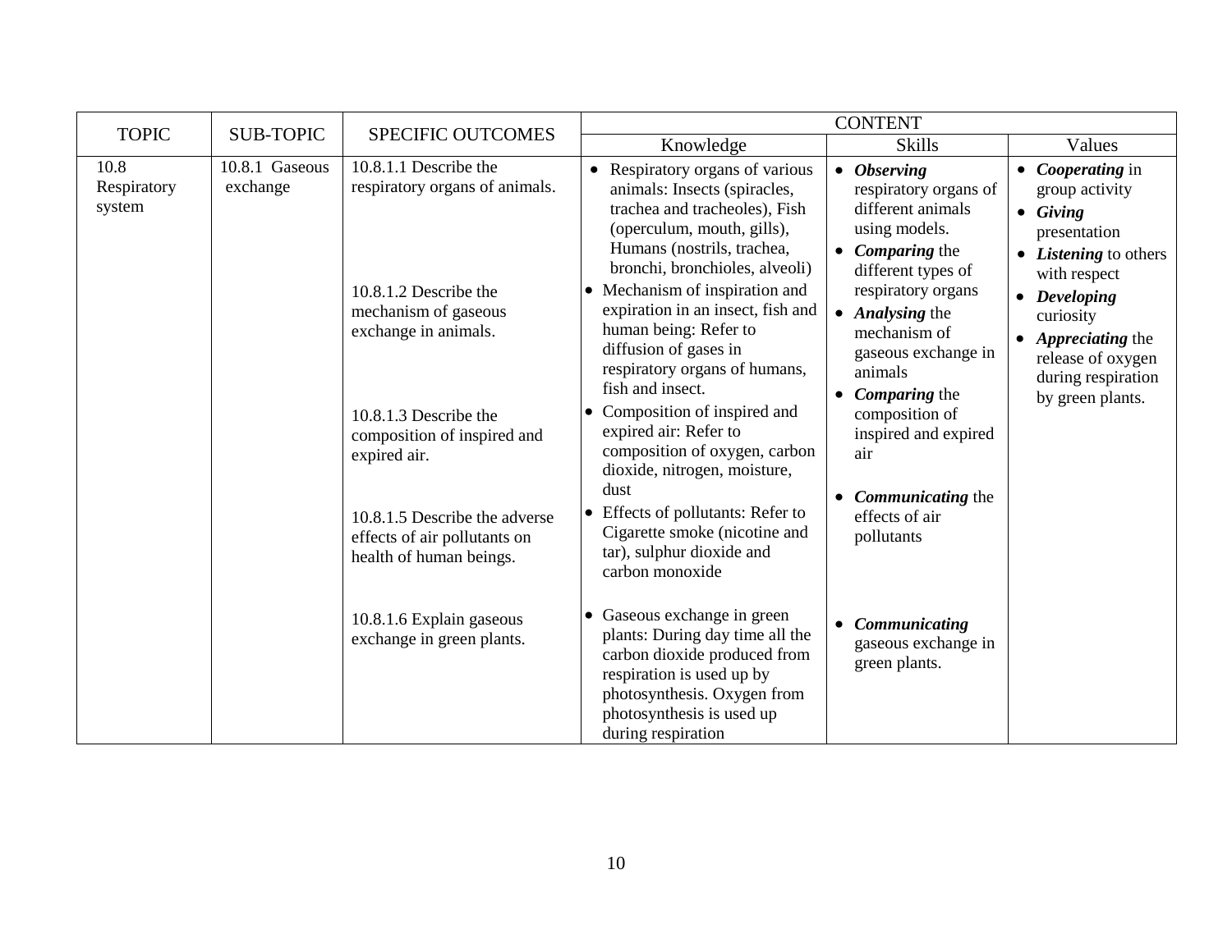| TOPIC | SUB-TOPIC | SPECIFIC OUTCOMES | CONTENT | | |
|---|---|---|---|---|---|
| | | | Knowledge | Skills | Values |
| 10.8 Respiratory system | 10.8.1 Gaseous exchange | 10.8.1.1 Describe the respiratory organs of animals. | • Respiratory organs of various animals: Insects (spiracles, trachea and tracheoles), Fish (operculum, mouth, gills), Humans (nostrils, trachea, bronchi, bronchioles, alveoli) | • ***Observing*** respiratory organs of different animals using models. <br> • ***Comparing*** the different types of respiratory organs | • ***Cooperating*** in group activity <br> • ***Giving*** presentation <br> • ***Listening*** to others with respect <br> • ***Developing*** curiosity <br> • ***Appreciating*** the release of oxygen during respiration by green plants. |
| | | 10.8.1.2 Describe the mechanism of gaseous exchange in animals. | • Mechanism of inspiration and expiration in an insect, fish and human being: Refer to diffusion of gases in respiratory organs of humans, fish and insect. | • ***Analysing*** the mechanism of gaseous exchange in animals | |
| | | 10.8.1.3 Describe the composition of inspired and expired air. | • Composition of inspired and expired air: Refer to composition of oxygen, carbon dioxide, nitrogen, moisture, dust | • ***Comparing*** the composition of inspired and expired air | |
| | | 10.8.1.5 Describe the adverse effects of air pollutants on health of human beings. | • Effects of pollutants: Refer to Cigarette smoke (nicotine and tar), sulphur dioxide and carbon monoxide | • ***Communicating*** the effects of air pollutants | |
| | | 10.8.1.6 Explain gaseous exchange in green plants. | • Gaseous exchange in green plants: During day time all the carbon dioxide produced from respiration is used up by photosynthesis. Oxygen from photosynthesis is used up during respiration | • ***Communicating*** gaseous exchange in green plants. | |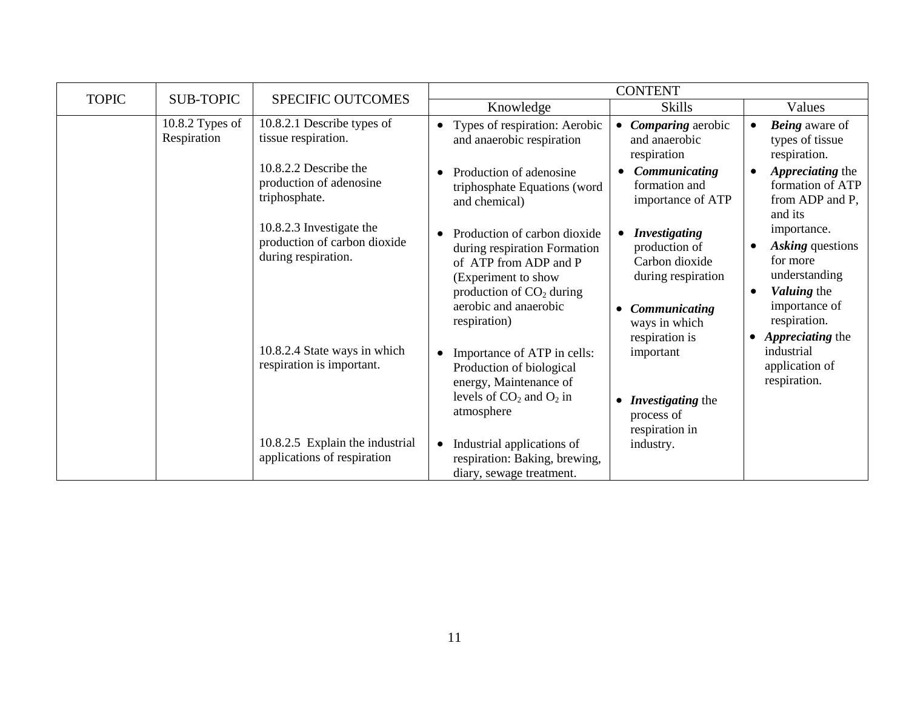| TOPIC | SUB-TOPIC | SPECIFIC OUTCOMES | CONTENT | | |
|---|---|---|---|---|---|
| | | | Knowledge | Skills | Values |
| | 10.8.2 Types of Respiration | 10.8.2.1 Describe types of tissue respiration. | • Types of respiration: Aerobic and anaerobic respiration | • ***Comparing*** aerobic and anaerobic respiration | • ***Being*** aware of types of tissue respiration. |
| | | 10.8.2.2 Describe the production of adenosine triphosphate. | • Production of adenosine triphosphate Equations (word and chemical) | • ***Communicating*** formation and importance of ATP | • ***Appreciating*** the formation of ATP from ADP and P, and its importance. |
| | | 10.8.2.3 Investigate the production of carbon dioxide during respiration. | • Production of carbon dioxide during respiration Formation of ATP from ADP and P (Experiment to show production of $CO_2$ during aerobic and anaerobic respiration) | • ***Investigating*** production of Carbon dioxide during respiration | • ***Asking*** questions for more understanding<br>• ***Valuing*** the importance of respiration. |
| | | 10.8.2.4 State ways in which respiration is important. | • Importance of ATP in cells: Production of biological energy, Maintenance of levels of $CO_2$ and $O_2$ in atmosphere | • ***Communicating*** ways in which respiration is important | • ***Appreciating*** the industrial application of respiration. |
| | | 10.8.2.5 Explain the industrial applications of respiration | • Industrial applications of respiration: Baking, brewing, diary, sewage treatment. | • ***Investigating*** the process of respiration in industry. | |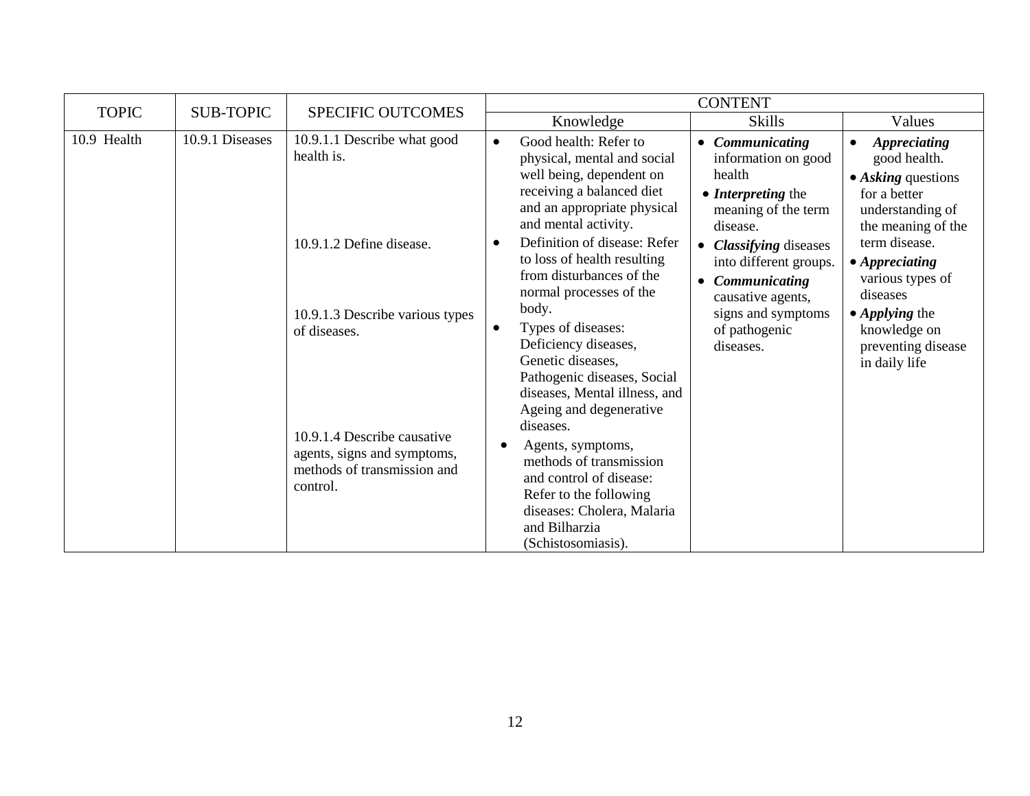| TOPIC | SUB-TOPIC | SPECIFIC OUTCOMES | CONTENT | | |
|---|---|---|---|---|---|
| | | | Knowledge | Skills | Values |
| 10.9 Health | 10.9.1 Diseases | 10.9.1.1 Describe what good health is.<br><br>10.9.1.2 Define disease.<br><br>10.9.1.3 Describe various types of diseases.<br><br>10.9.1.4 Describe causative agents, signs and symptoms, methods of transmission and control. | • Good health: Refer to physical, mental and social well being, dependent on receiving a balanced diet and an appropriate physical and mental activity.<br>• Definition of disease: Refer to loss of health resulting from disturbances of the normal processes of the body.<br>• Types of diseases: Deficiency diseases, Genetic diseases, Pathogenic diseases, Social diseases, Mental illness, and Ageing and degenerative diseases.<br>• Agents, symptoms, methods of transmission and control of disease: Refer to the following diseases: Cholera, Malaria and Bilharzia (Schistosomiasis). | • ***Communicating*** information on good health<br>• ***Interpreting*** the meaning of the term disease.<br>• ***Classifying*** diseases into different groups.<br>• ***Communicating*** causative agents, signs and symptoms of pathogenic diseases. | • ***Appreciating*** good health.<br>• ***Asking*** questions for a better understanding of the meaning of the term disease.<br>• ***Appreciating*** various types of diseases<br>• ***Applying*** the knowledge on preventing disease in daily life |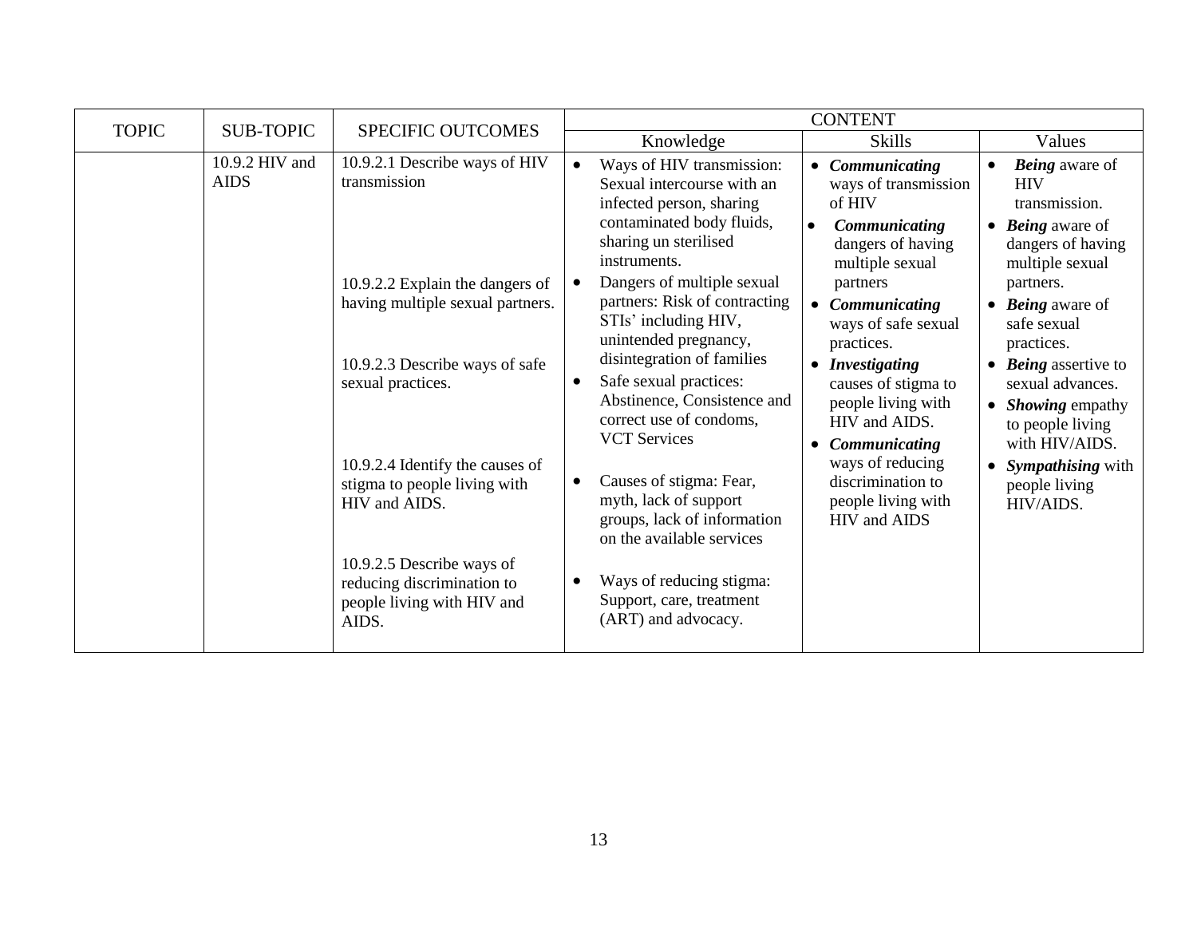| TOPIC | SUB-TOPIC | SPECIFIC OUTCOMES | CONTENT | | |
|---|---|---|---|---|---|
| | | | Knowledge | Skills | Values |
| | 10.9.2 HIV and AIDS | 10.9.2.1 Describe ways of HIV transmission<br><br>10.9.2.2 Explain the dangers of having multiple sexual partners.<br><br>10.9.2.3 Describe ways of safe sexual practices.<br><br>10.9.2.4 Identify the causes of stigma to people living with HIV and AIDS.<br><br>10.9.2.5 Describe ways of reducing discrimination to people living with HIV and AIDS. | • Ways of HIV transmission: Sexual intercourse with an infected person, sharing contaminated body fluids, sharing un sterilised instruments.<br>• Dangers of multiple sexual partners: Risk of contracting STIs' including HIV, unintended pregnancy, disintegration of families<br>• Safe sexual practices: Abstinence, Consistence and correct use of condoms, VCT Services<br>• Causes of stigma: Fear, myth, lack of support groups, lack of information on the available services<br>• Ways of reducing stigma: Support, care, treatment (ART) and advocacy. | • ***Communicating*** ways of transmission of HIV<br>• ***Communicating*** dangers of having multiple sexual partners<br>• ***Communicating*** ways of safe sexual practices.<br>• ***Investigating*** causes of stigma to people living with HIV and AIDS.<br>• ***Communicating*** ways of reducing discrimination to people living with HIV and AIDS | • ***Being*** aware of HIV transmission.<br>• ***Being*** aware of dangers of having multiple sexual partners.<br>• ***Being*** aware of safe sexual practices.<br>• ***Being*** assertive to sexual advances.<br>• ***Showing*** empathy to people living with HIV/AIDS.<br>• ***Sympathising*** with people living HIV/AIDS. |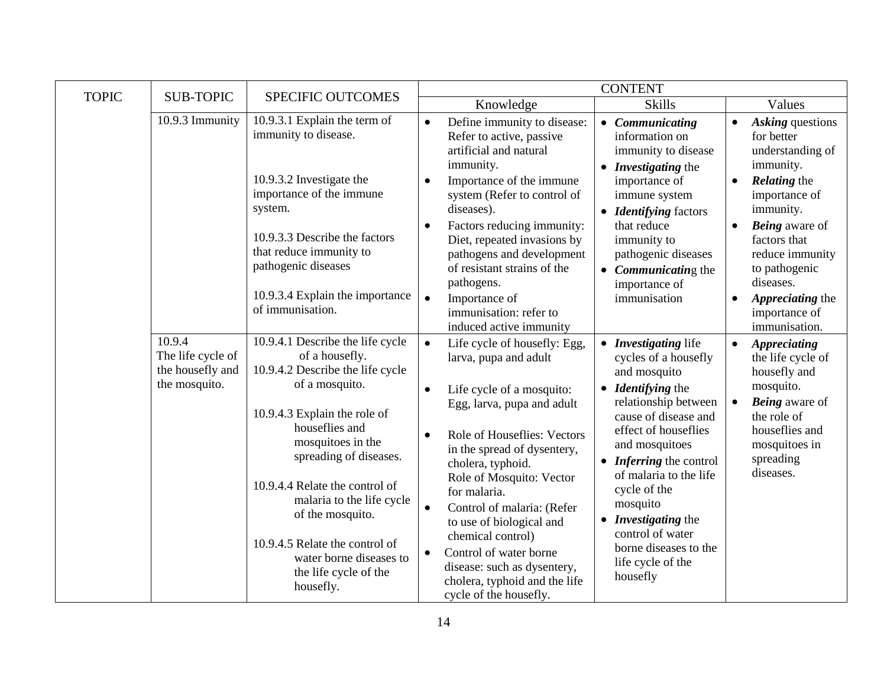| TOPIC | SUB-TOPIC | SPECIFIC OUTCOMES | CONTENT | | |
|---|---|---|---|---|---|
| | | | Knowledge | Skills | Values |
| | 10.9.3 Immunity | 10.9.3.1 Explain the term of immunity to disease.<br><br>10.9.3.2 Investigate the importance of the immune system.<br><br>10.9.3.3 Describe the factors that reduce immunity to pathogenic diseases<br><br>10.9.3.4 Explain the importance of immunisation. | • Define immunity to disease: Refer to active, passive artificial and natural immunity.<br>• Importance of the immune system (Refer to control of diseases).<br>• Factors reducing immunity: Diet, repeated invasions by pathogens and development of resistant strains of the pathogens.<br>• Importance of immunisation: refer to induced active immunity | • ***Communicating*** information on immunity to disease<br>• ***Investigating*** the importance of immune system<br>• ***Identifying*** factors that reduce immunity to pathogenic diseases<br>• ***Communicating*** the importance of immunisation | • ***Asking*** questions for better understanding of immunity.<br>• ***Relating*** the importance of immunity.<br>• ***Being*** aware of factors that reduce immunity to pathogenic diseases.<br>• ***Appreciating*** the importance of immunisation. |
| | 10.9.4 The life cycle of the housefly and the mosquito. | 10.9.4.1 Describe the life cycle of a housefly.<br>10.9.4.2 Describe the life cycle of a mosquito.<br><br>10.9.4.3 Explain the role of houseflies and mosquitoes in the spreading of diseases.<br><br>10.9.4.4 Relate the control of malaria to the life cycle of the mosquito.<br><br>10.9.4.5 Relate the control of water borne diseases to the life cycle of the housefly. | • Life cycle of housefly: Egg, larva, pupa and adult<br>• Life cycle of a mosquito: Egg, larva, pupa and adult<br>• Role of Houseflies: Vectors in the spread of dysentery, cholera, typhoid. Role of Mosquito: Vector for malaria.<br>• Control of malaria: (Refer to use of biological and chemical control)<br>• Control of water borne disease: such as dysentery, cholera, typhoid and the life cycle of the housefly. | • ***Investigating*** life cycles of a housefly and mosquito<br>• ***Identifying*** the relationship between cause of disease and effect of houseflies and mosquitoes<br>• ***Inferring*** the control of malaria to the life cycle of the mosquito<br>• ***Investigating*** the control of water borne diseases to the life cycle of the housefly | • ***Appreciating*** the life cycle of housefly and mosquito.<br>• ***Being*** aware of the role of houseflies and mosquitoes in spreading diseases. |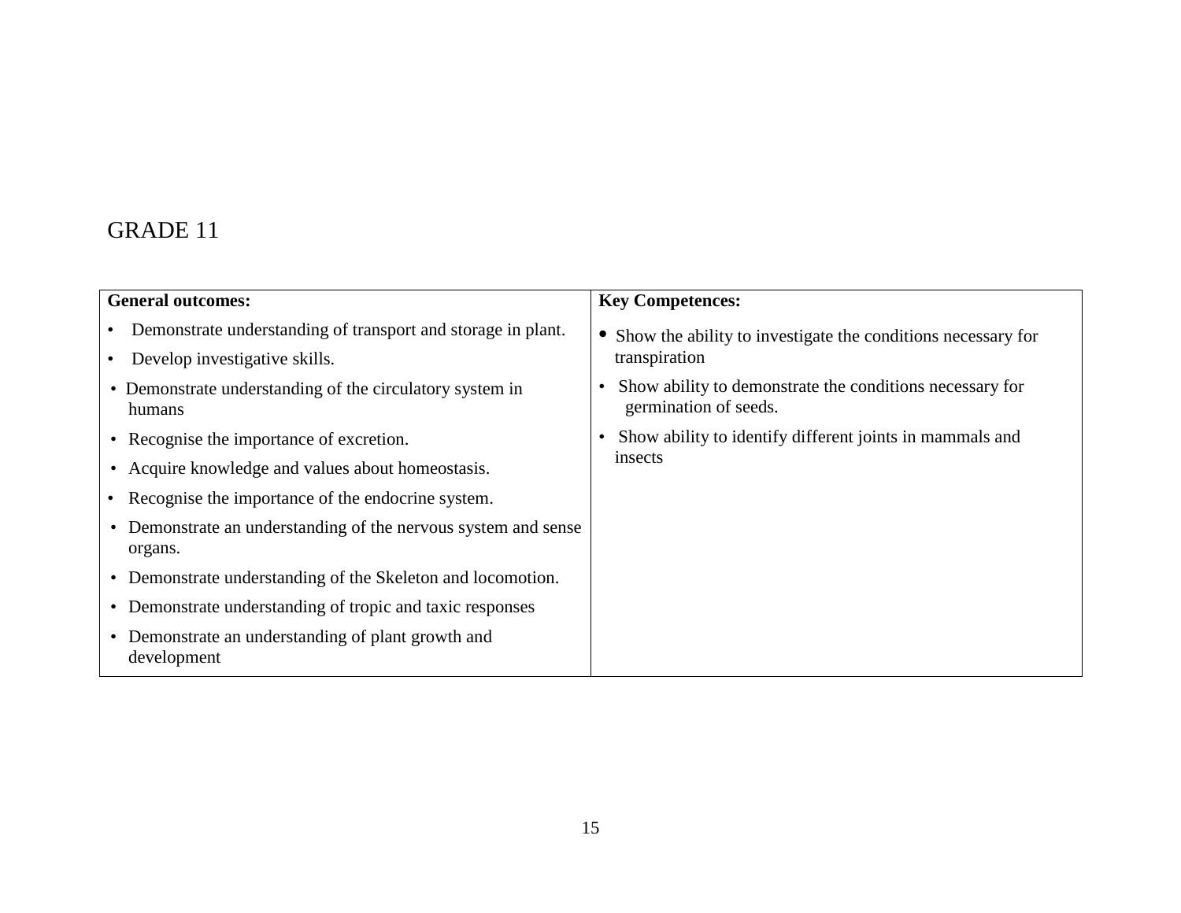# GRADE 11

| **General outcomes:** | **Key Competences:** |
|---|---|
| • Demonstrate understanding of transport and storage in plant.<br>• Develop investigative skills.<br>• Demonstrate understanding of the circulatory system in humans<br>• Recognise the importance of excretion.<br>• Acquire knowledge and values about homeostasis.<br>• Recognise the importance of the endocrine system.<br>• Demonstrate an understanding of the nervous system and sense organs.<br>• Demonstrate understanding of the Skeleton and locomotion.<br>• Demonstrate understanding of tropic and taxic responses<br>• Demonstrate an understanding of plant growth and development | • Show the ability to investigate the conditions necessary for transpiration<br>• Show ability to demonstrate the conditions necessary for germination of seeds.<br>• Show ability to identify different joints in mammals and insects |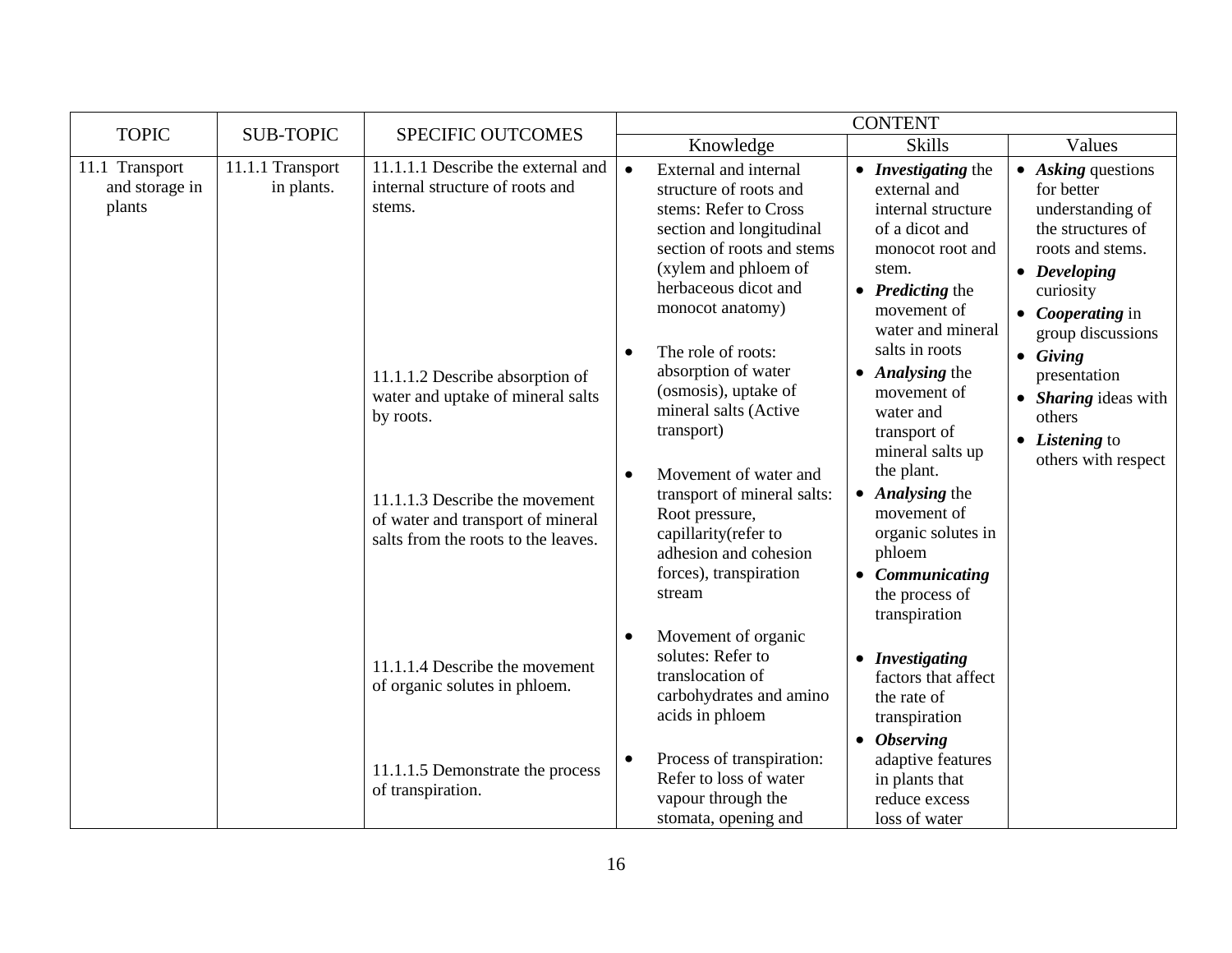| TOPIC | SUB-TOPIC | SPECIFIC OUTCOMES | CONTENT | | |
|---|---|---|---|---|---|
| | | | Knowledge | Skills | Values |
| 11.1 Transport and storage in plants | 11.1.1 Transport in plants. | 11.1.1.1 Describe the external and internal structure of roots and stems.<br><br>11.1.1.2 Describe absorption of water and uptake of mineral salts by roots.<br><br>11.1.1.3 Describe the movement of water and transport of mineral salts from the roots to the leaves.<br><br>11.1.1.4 Describe the movement of organic solutes in phloem.<br><br>11.1.1.5 Demonstrate the process of transpiration. | • External and internal structure of roots and stems: Refer to Cross section and longitudinal section of roots and stems (xylem and phloem of herbaceous dicot and monocot anatomy)<br><br>• The role of roots: absorption of water (osmosis), uptake of mineral salts (Active transport)<br><br>• Movement of water and transport of mineral salts: Root pressure, capillarity(refer to adhesion and cohesion forces), transpiration stream<br><br>• Movement of organic solutes: Refer to translocation of carbohydrates and amino acids in phloem<br><br>• Process of transpiration: Refer to loss of water vapour through the stomata, opening and | • ***Investigating*** the external and internal structure of a dicot and monocot root and stem.<br>• ***Predicting*** the movement of water and mineral salts in roots<br>• ***Analysing*** the movement of water and transport of mineral salts up the plant.<br>• ***Analysing*** the movement of organic solutes in phloem<br>• ***Communicating*** the process of transpiration<br><br>• ***Investigating*** factors that affect the rate of transpiration<br>• ***Observing*** adaptive features in plants that reduce excess loss of water | • ***Asking*** questions for better understanding of the structures of roots and stems.<br>• ***Developing*** curiosity<br>• ***Cooperating*** in group discussions<br>• ***Giving*** presentation<br>• ***Sharing*** ideas with others<br>• ***Listening*** to others with respect |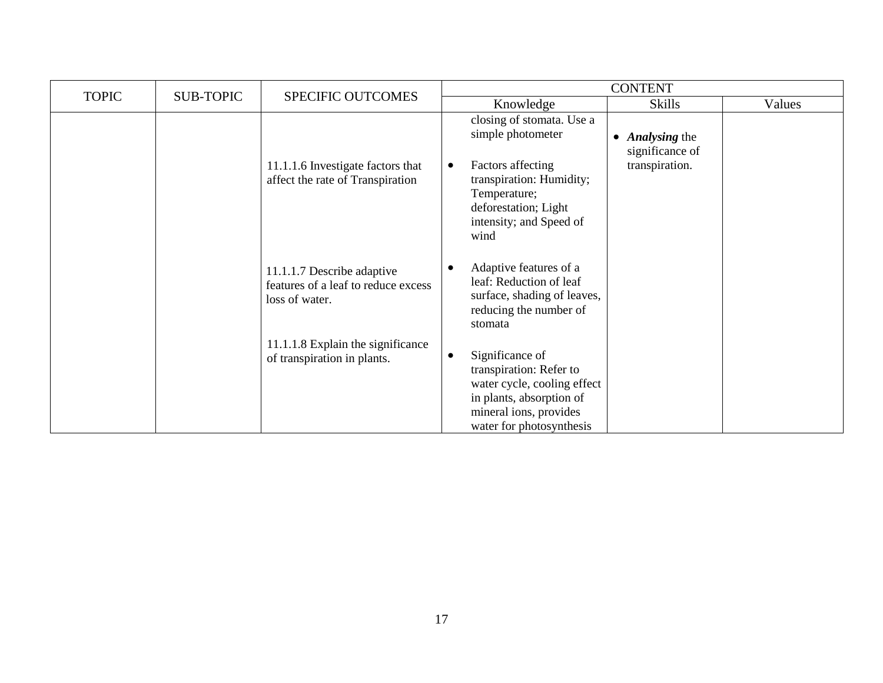| TOPIC | SUB-TOPIC | SPECIFIC OUTCOMES | CONTENT | | |
|---|---|---|---|---|---|
| | | | Knowledge | Skills | Values |
| | | | closing of stomata. Use a simple photometer | • ***Analysing*** the significance of transpiration. | |
| | | 11.1.1.6 Investigate factors that affect the rate of Transpiration | • Factors affecting transpiration: Humidity; Temperature; deforestation; Light intensity; and Speed of wind | | |
| | | 11.1.1.7 Describe adaptive features of a leaf to reduce excess loss of water. | • Adaptive features of a leaf: Reduction of leaf surface, shading of leaves, reducing the number of stomata | | |
| | | 11.1.1.8 Explain the significance of transpiration in plants. | • Significance of transpiration: Refer to water cycle, cooling effect in plants, absorption of mineral ions, provides water for photosynthesis | | |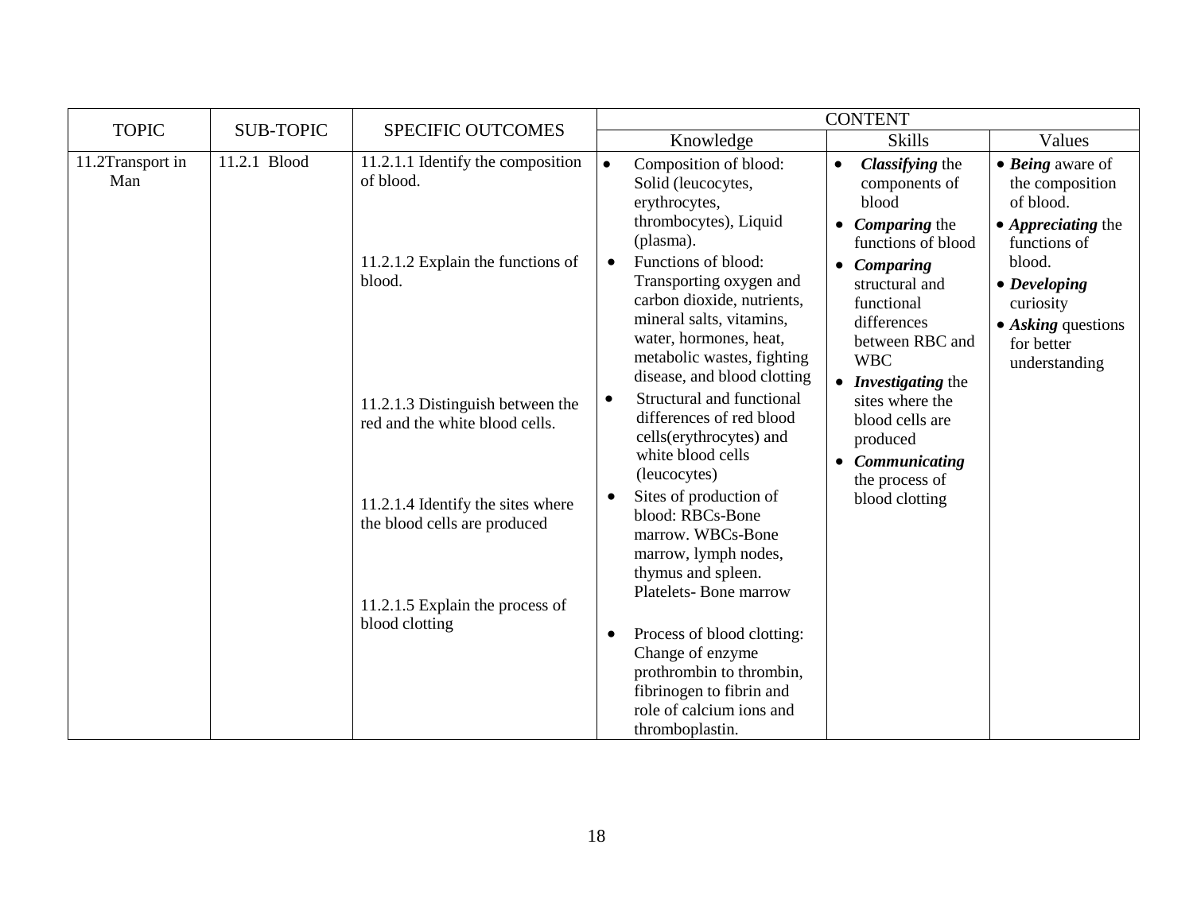| TOPIC | SUB-TOPIC | SPECIFIC OUTCOMES | CONTENT | | |
|---|---|---|---|---|---|
| | | | Knowledge | Skills | Values |
| 11.2Transport in Man | 11.2.1 Blood | 11.2.1.1 Identify the composition of blood.<br><br>11.2.1.2 Explain the functions of blood.<br><br>11.2.1.3 Distinguish between the red and the white blood cells.<br><br>11.2.1.4 Identify the sites where the blood cells are produced<br><br>11.2.1.5 Explain the process of blood clotting | • Composition of blood: Solid (leucocytes, erythrocytes, thrombocytes), Liquid (plasma).<br>• Functions of blood: Transporting oxygen and carbon dioxide, nutrients, mineral salts, vitamins, water, hormones, heat, metabolic wastes, fighting disease, and blood clotting<br>• Structural and functional differences of red blood cells(erythrocytes) and white blood cells (leucocytes)<br>• Sites of production of blood: RBCs-Bone marrow. WBCs-Bone marrow, lymph nodes, thymus and spleen. Platelets- Bone marrow<br>• Process of blood clotting: Change of enzyme prothrombin to thrombin, fibrinogen to fibrin and role of calcium ions and thromboplastin. | • ***Classifying*** the components of blood<br>• ***Comparing*** the functions of blood<br>• ***Comparing*** structural and functional differences between RBC and WBC<br>• ***Investigating*** the sites where the blood cells are produced<br>• ***Communicating*** the process of blood clotting | • ***Being*** aware of the composition of blood.<br>• ***Appreciating*** the functions of blood.<br>• ***Developing*** curiosity<br>• ***Asking*** questions for better understanding |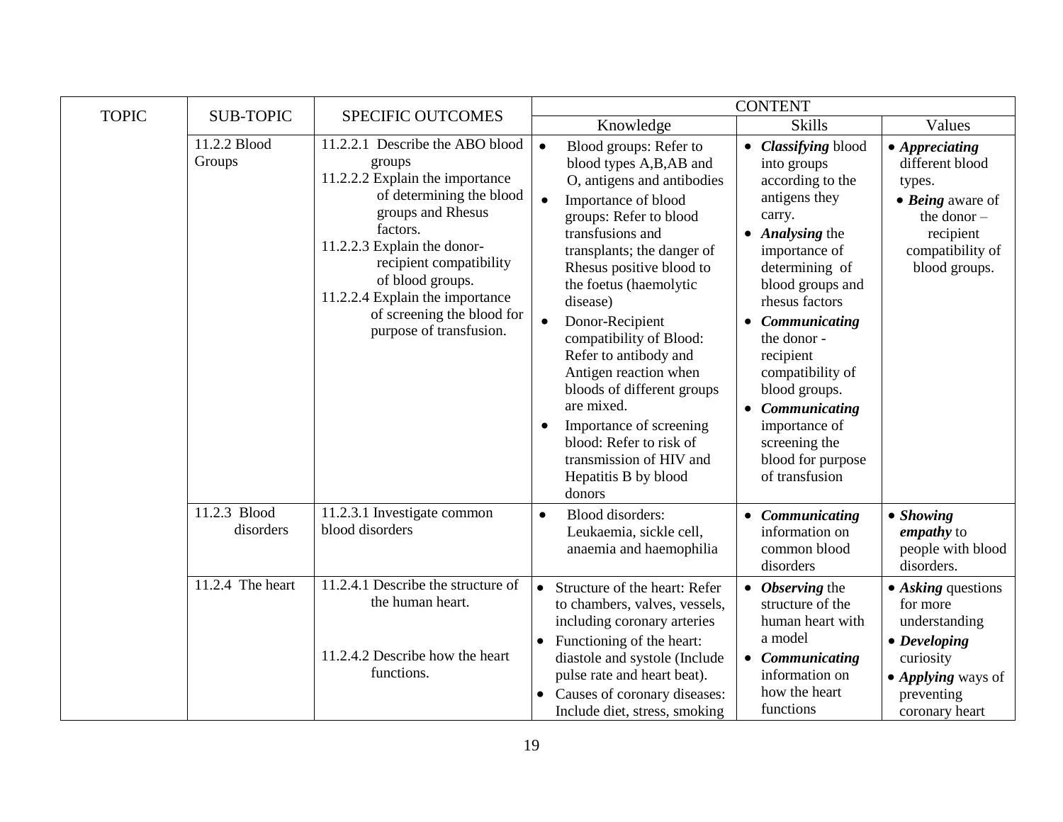| TOPIC | SUB-TOPIC | SPECIFIC OUTCOMES | CONTENT | | |
|---|---|---|---|---|---|
| | | | Knowledge | Skills | Values |
| | 11.2.2 Blood Groups | 11.2.2.1 Describe the ABO blood groups<br>11.2.2.2 Explain the importance of determining the blood groups and Rhesus factors.<br>11.2.2.3 Explain the donor-recipient compatibility of blood groups.<br>11.2.2.4 Explain the importance of screening the blood for purpose of transfusion. | • Blood groups: Refer to blood types A,B,AB and O, antigens and antibodies<br>• Importance of blood groups: Refer to blood transfusions and transplants; the danger of Rhesus positive blood to the foetus (haemolytic disease)<br>• Donor-Recipient compatibility of Blood: Refer to antibody and Antigen reaction when bloods of different groups are mixed.<br>• Importance of screening blood: Refer to risk of transmission of HIV and Hepatitis B by blood donors | • ***Classifying*** blood into groups according to the antigens they carry.<br>• ***Analysing*** the importance of determining of blood groups and rhesus factors<br>• ***Communicating*** the donor - recipient compatibility of blood groups.<br>• ***Communicating*** importance of screening the blood for purpose of transfusion | • ***Appreciating*** different blood types.<br>• ***Being*** aware of the donor – recipient compatibility of blood groups. |
| | 11.2.3 Blood disorders | 11.2.3.1 Investigate common blood disorders | • Blood disorders: Leukaemia, sickle cell, anaemia and haemophilia | • ***Communicating*** information on common blood disorders | • ***Showing empathy*** to people with blood disorders. |
| | 11.2.4 The heart | 11.2.4.1 Describe the structure of the human heart.<br><br>11.2.4.2 Describe how the heart functions. | • Structure of the heart: Refer to chambers, valves, vessels, including coronary arteries<br>• Functioning of the heart: diastole and systole (Include pulse rate and heart beat).<br>• Causes of coronary diseases: Include diet, stress, smoking | • ***Observing*** the structure of the human heart with a model<br>• ***Communicating*** information on how the heart functions | • ***Asking*** questions for more understanding<br>• ***Developing*** curiosity<br>• ***Applying*** ways of preventing coronary heart |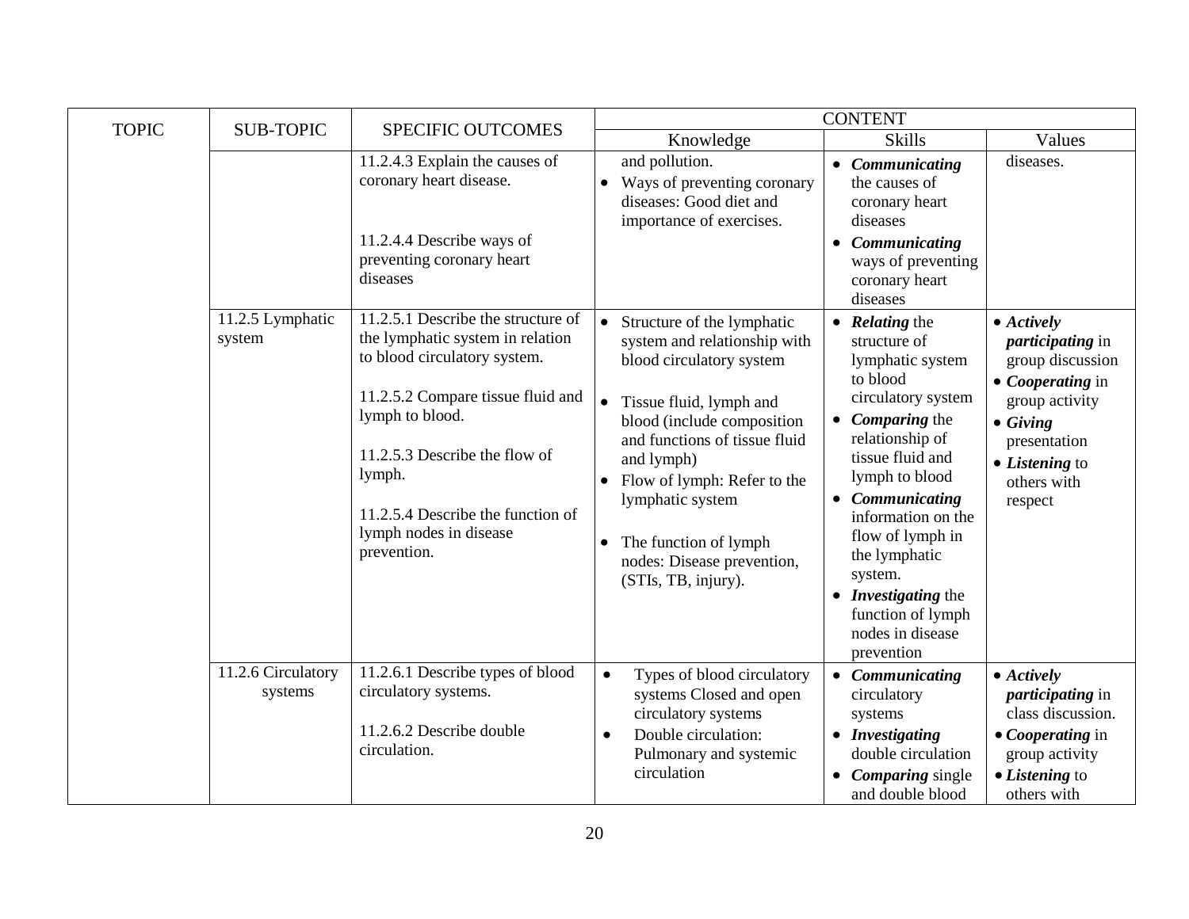| TOPIC | SUB-TOPIC | SPECIFIC OUTCOMES | CONTENT | | |
|---|---|---|---|---|---|
| | | | Knowledge | Skills | Values |
| | | 11.2.4.3 Explain the causes of coronary heart disease.<br><br>11.2.4.4 Describe ways of preventing coronary heart diseases | and pollution.<br>• Ways of preventing coronary diseases: Good diet and importance of exercises. | • ***Communicating*** the causes of coronary heart diseases<br>• ***Communicating*** ways of preventing coronary heart diseases | diseases. |
| | 11.2.5 Lymphatic system | 11.2.5.1 Describe the structure of the lymphatic system in relation to blood circulatory system.<br><br>11.2.5.2 Compare tissue fluid and lymph to blood.<br><br>11.2.5.3 Describe the flow of lymph.<br><br>11.2.5.4 Describe the function of lymph nodes in disease prevention. | • Structure of the lymphatic system and relationship with blood circulatory system<br>• Tissue fluid, lymph and blood (include composition and functions of tissue fluid and lymph)<br>• Flow of lymph: Refer to the lymphatic system<br>• The function of lymph nodes: Disease prevention, (STIs, TB, injury). | • ***Relating*** the structure of lymphatic system to blood circulatory system<br>• ***Comparing*** the relationship of tissue fluid and lymph to blood<br>• ***Communicating*** information on the flow of lymph in the lymphatic system.<br>• ***Investigating*** the function of lymph nodes in disease prevention | • ***Actively participating*** in group discussion<br>• ***Cooperating*** in group activity<br>• ***Giving*** presentation<br>• ***Listening*** to others with respect |
| | 11.2.6 Circulatory systems | 11.2.6.1 Describe types of blood circulatory systems.<br><br>11.2.6.2 Describe double circulation. | • Types of blood circulatory systems Closed and open circulatory systems<br>• Double circulation: Pulmonary and systemic circulation | • ***Communicating*** circulatory systems<br>• ***Investigating*** double circulation<br>• ***Comparing*** single and double blood | • ***Actively participating*** in class discussion.<br>• ***Cooperating*** in group activity<br>• ***Listening*** to others with |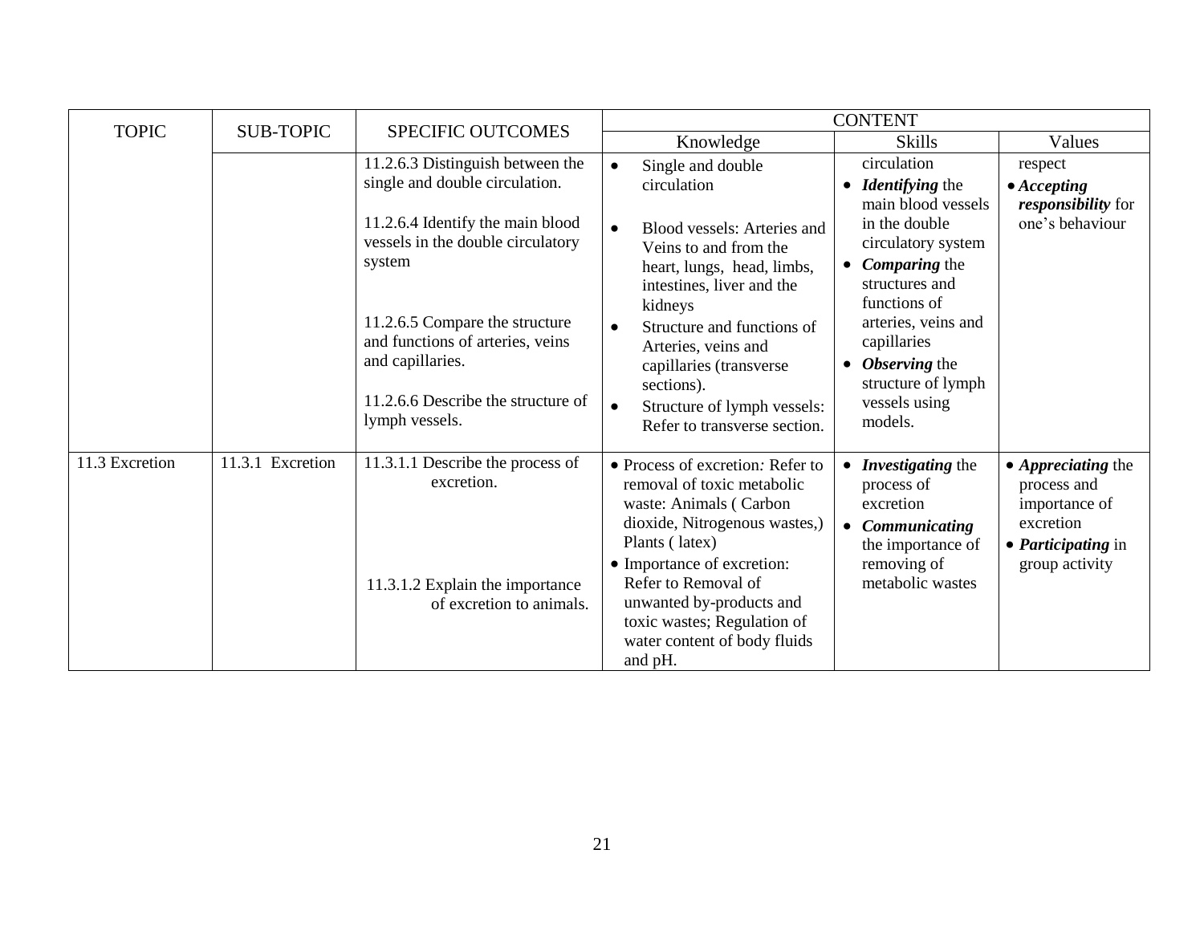| TOPIC | SUB-TOPIC | SPECIFIC OUTCOMES | CONTENT | | |
|---|---|---|---|---|---|
| | | | Knowledge | Skills | Values |
| | | 11.2.6.3 Distinguish between the single and double circulation.<br><br>11.2.6.4 Identify the main blood vessels in the double circulatory system<br><br>11.2.6.5 Compare the structure and functions of arteries, veins and capillaries.<br><br>11.2.6.6 Describe the structure of lymph vessels. | • Single and double circulation<br>• Blood vessels: Arteries and Veins to and from the heart, lungs, head, limbs, intestines, liver and the kidneys<br>• Structure and functions of Arteries, veins and capillaries (transverse sections).<br>• Structure of lymph vessels: Refer to transverse section. | circulation<br>• ***Identifying*** the main blood vessels in the double circulatory system<br>• ***Comparing*** the structures and functions of arteries, veins and capillaries<br>• ***Observing*** the structure of lymph vessels using models. | respect<br>• ***Accepting responsibility*** for one's behaviour |
| 11.3 Excretion | 11.3.1 Excretion | 11.3.1.1 Describe the process of excretion.<br><br>11.3.1.2 Explain the importance of excretion to animals. | • Process of excretion*:* Refer to removal of toxic metabolic waste: Animals ( Carbon dioxide, Nitrogenous wastes,) Plants ( latex)<br>• Importance of excretion: Refer to Removal of unwanted by-products and toxic wastes; Regulation of water content of body fluids and pH. | • ***Investigating*** the process of excretion<br>• ***Communicating*** the importance of removing of metabolic wastes | • ***Appreciating*** the process and importance of excretion<br>• ***Participating*** in group activity |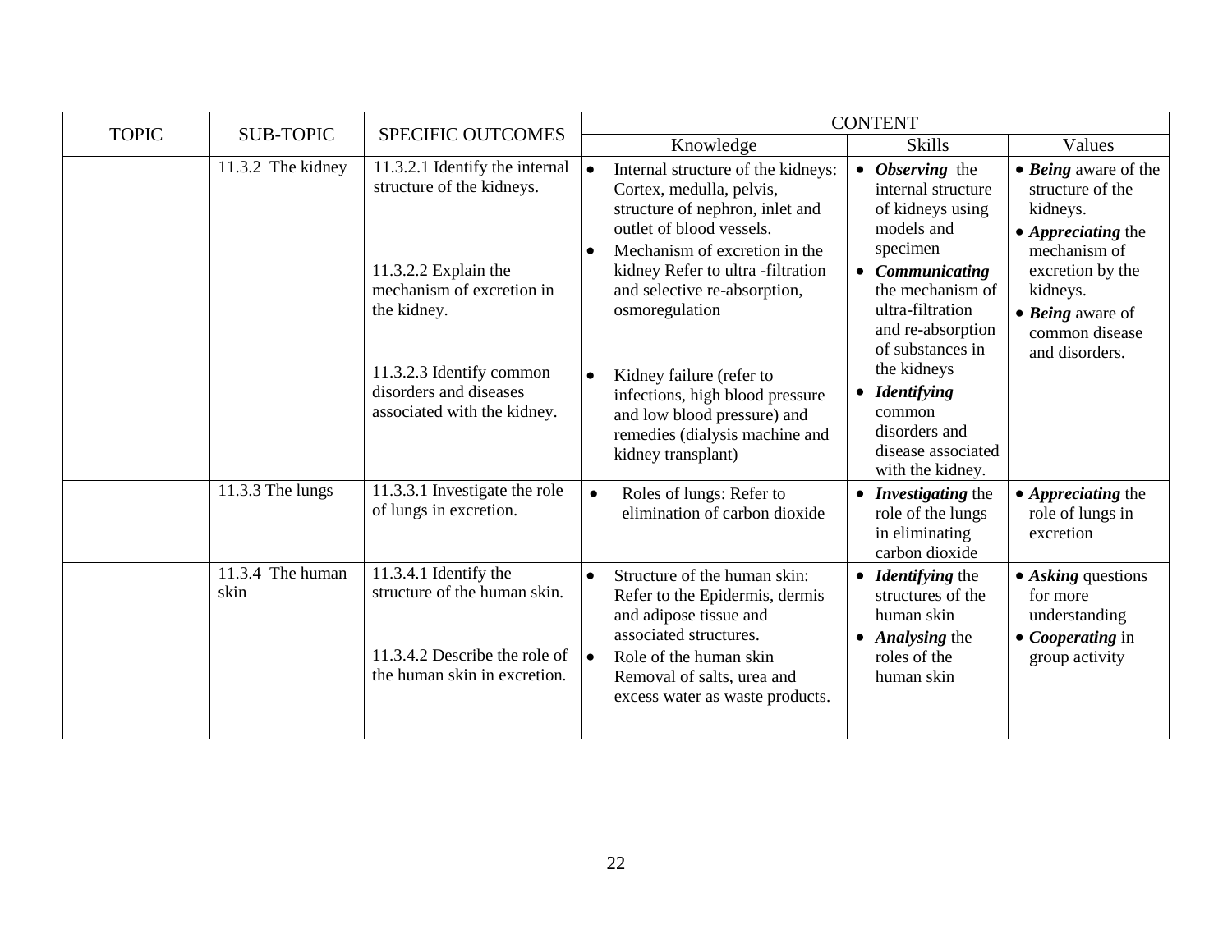| TOPIC | SUB-TOPIC | SPECIFIC OUTCOMES | CONTENT | | |
|---|---|---|---|---|---|
| | | | Knowledge | Skills | Values |
| | 11.3.2 The kidney | 11.3.2.1 Identify the internal structure of the kidneys.<br><br>11.3.2.2 Explain the mechanism of excretion in the kidney.<br><br>11.3.2.3 Identify common disorders and diseases associated with the kidney. | • Internal structure of the kidneys: Cortex, medulla, pelvis, structure of nephron, inlet and outlet of blood vessels.<br>• Mechanism of excretion in the kidney Refer to ultra -filtration and selective re-absorption, osmoregulation<br><br>• Kidney failure (refer to infections, high blood pressure and low blood pressure) and remedies (dialysis machine and kidney transplant) | • ***Observing*** the internal structure of kidneys using models and specimen<br>• ***Communicating*** the mechanism of ultra-filtration and re-absorption of substances in the kidneys<br>• ***Identifying*** common disorders and disease associated with the kidney. | • ***Being*** aware of the structure of the kidneys.<br>• ***Appreciating*** the mechanism of excretion by the kidneys.<br>• ***Being*** aware of common disease and disorders. |
| | 11.3.3 The lungs | 11.3.3.1 Investigate the role of lungs in excretion. | • Roles of lungs: Refer to elimination of carbon dioxide | • ***Investigating*** the role of the lungs in eliminating carbon dioxide | • ***Appreciating*** the role of lungs in excretion |
| | 11.3.4 The human skin | 11.3.4.1 Identify the structure of the human skin.<br><br>11.3.4.2 Describe the role of the human skin in excretion. | • Structure of the human skin: Refer to the Epidermis, dermis and adipose tissue and associated structures.<br>• Role of the human skin Removal of salts, urea and excess water as waste products. | • ***Identifying*** the structures of the human skin<br>• ***Analysing*** the roles of the human skin | • ***Asking*** questions for more understanding<br>• ***Cooperating*** in group activity |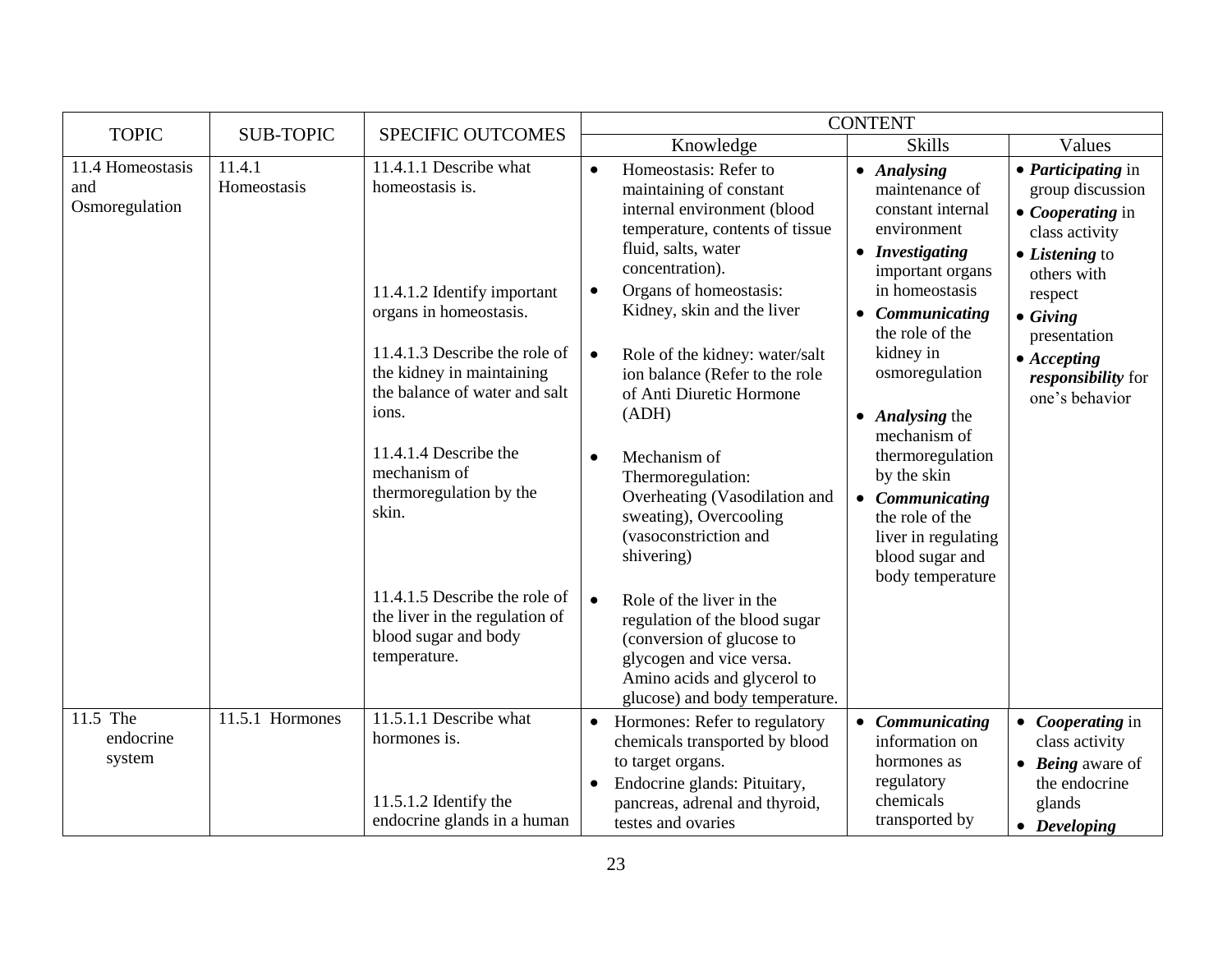| TOPIC | SUB-TOPIC | SPECIFIC OUTCOMES | CONTENT | | |
|---|---|---|---|---|---|
| | | | Knowledge | Skills | Values |
| 11.4 Homeostasis and Osmoregulation | 11.4.1 Homeostasis | 11.4.1.1 Describe what homeostasis is.<br><br>11.4.1.2 Identify important organs in homeostasis.<br><br>11.4.1.3 Describe the role of the kidney in maintaining the balance of water and salt ions.<br><br>11.4.1.4 Describe the mechanism of thermoregulation by the skin.<br><br>11.4.1.5 Describe the role of the liver in the regulation of blood sugar and body temperature. | • Homeostasis: Refer to maintaining of constant internal environment (blood temperature, contents of tissue fluid, salts, water concentration).<br>• Organs of homeostasis: Kidney, skin and the liver<br>• Role of the kidney: water/salt ion balance (Refer to the role of Anti Diuretic Hormone (ADH)<br>• Mechanism of Thermoregulation: Overheating (Vasodilation and sweating), Overcooling (vasoconstriction and shivering)<br>• Role of the liver in the regulation of the blood sugar (conversion of glucose to glycogen and vice versa. Amino acids and glycerol to glucose) and body temperature. | • ***Analysing*** maintenance of constant internal environment<br>• ***Investigating*** important organs in homeostasis<br>• ***Communicating*** the role of the kidney in osmoregulation<br>• ***Analysing*** the mechanism of thermoregulation by the skin<br>• ***Communicating*** the role of the liver in regulating blood sugar and body temperature | • ***Participating*** in group discussion<br>• ***Cooperating*** in class activity<br>• ***Listening*** to others with respect<br>• ***Giving*** presentation<br>• ***Accepting responsibility*** for one's behavior |
| 11.5 The endocrine system | 11.5.1 Hormones | 11.5.1.1 Describe what hormones is.<br><br>11.5.1.2 Identify the endocrine glands in a human | • Hormones: Refer to regulatory chemicals transported by blood to target organs.<br>• Endocrine glands: Pituitary, pancreas, adrenal and thyroid, testes and ovaries | • ***Communicating*** information on hormones as regulatory chemicals transported by | • ***Cooperating*** in class activity<br>• ***Being*** aware of the endocrine glands<br>• ***Developing*** |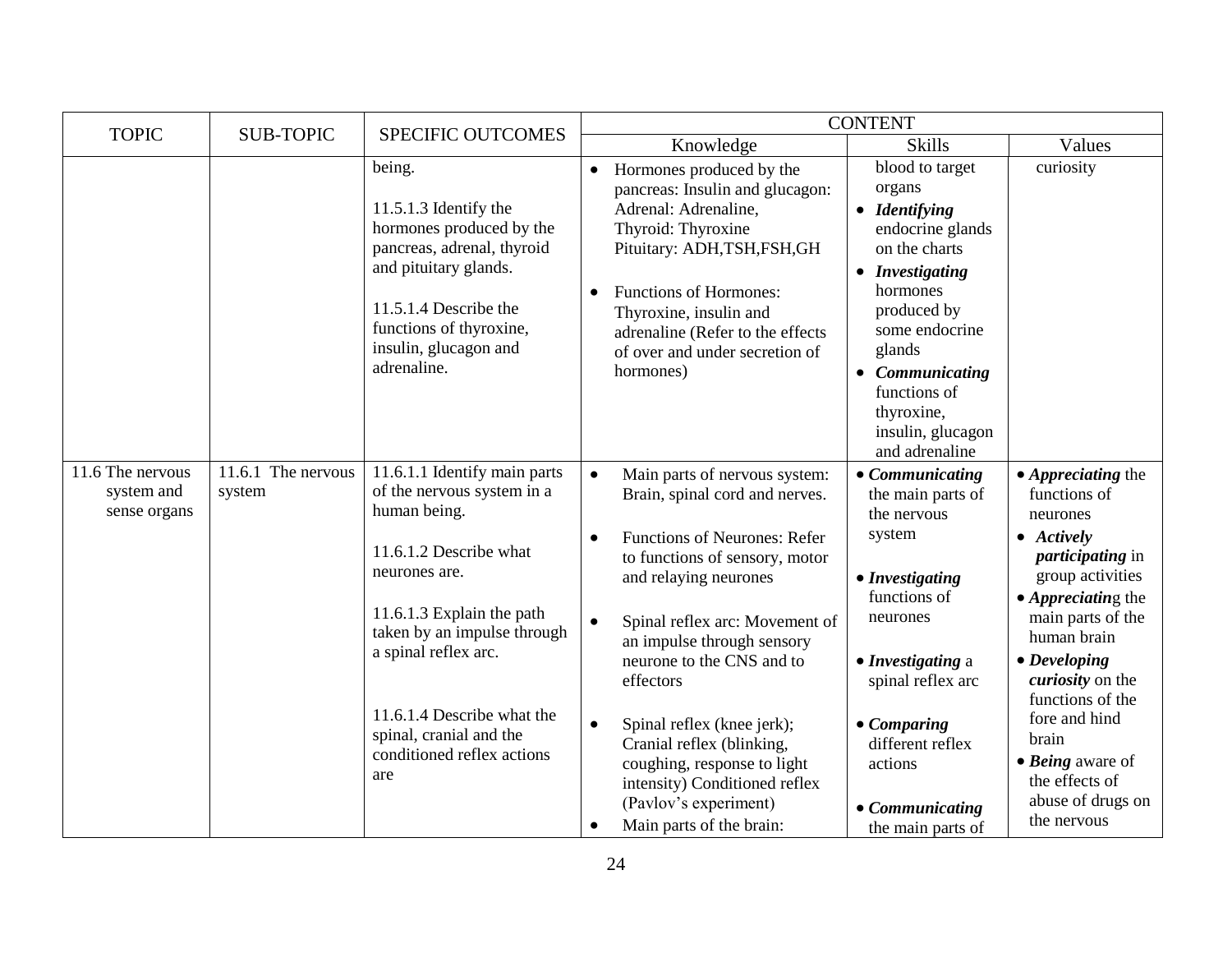| TOPIC | SUB-TOPIC | SPECIFIC OUTCOMES | CONTENT | | |
|---|---|---|---|---|---|
| | | | Knowledge | Skills | Values |
| | | being.<br><br>11.5.1.3 Identify the hormones produced by the pancreas, adrenal, thyroid and pituitary glands.<br><br>11.5.1.4 Describe the functions of thyroxine, insulin, glucagon and adrenaline. | • Hormones produced by the pancreas: Insulin and glucagon: Adrenal: Adrenaline, Thyroid: Thyroxine Pituitary: ADH,TSH,FSH,GH<br><br>• Functions of Hormones: Thyroxine, insulin and adrenaline (Refer to the effects of over and under secretion of hormones) | blood to target organs<br>• ***Identifying*** endocrine glands on the charts<br>• ***Investigating*** hormones produced by some endocrine glands<br>• ***Communicating*** functions of thyroxine, insulin, glucagon and adrenaline | curiosity |
| 11.6 The nervous system and sense organs | 11.6.1 The nervous system | 11.6.1.1 Identify main parts of the nervous system in a human being.<br><br>11.6.1.2 Describe what neurones are.<br><br>11.6.1.3 Explain the path taken by an impulse through a spinal reflex arc.<br><br>11.6.1.4 Describe what the spinal, cranial and the conditioned reflex actions are | • Main parts of nervous system: Brain, spinal cord and nerves.<br><br>• Functions of Neurones: Refer to functions of sensory, motor and relaying neurones<br><br>• Spinal reflex arc: Movement of an impulse through sensory neurone to the CNS and to effectors<br><br>• Spinal reflex (knee jerk); Cranial reflex (blinking, coughing, response to light intensity) Conditioned reflex (Pavlov's experiment)<br>• Main parts of the brain: | • ***Communicating*** the main parts of the nervous system<br><br>• ***Investigating*** functions of neurones<br><br>• ***Investigating*** a spinal reflex arc<br><br>• ***Comparing*** different reflex actions<br><br>• ***Communicating*** the main parts of | • ***Appreciating*** the functions of neurones<br>• ***Actively participating*** in group activities<br>• ***Appreciating*** the main parts of the human brain<br>• ***Developing curiosity*** on the functions of the fore and hind brain<br>• ***Being*** aware of the effects of abuse of drugs on the nervous |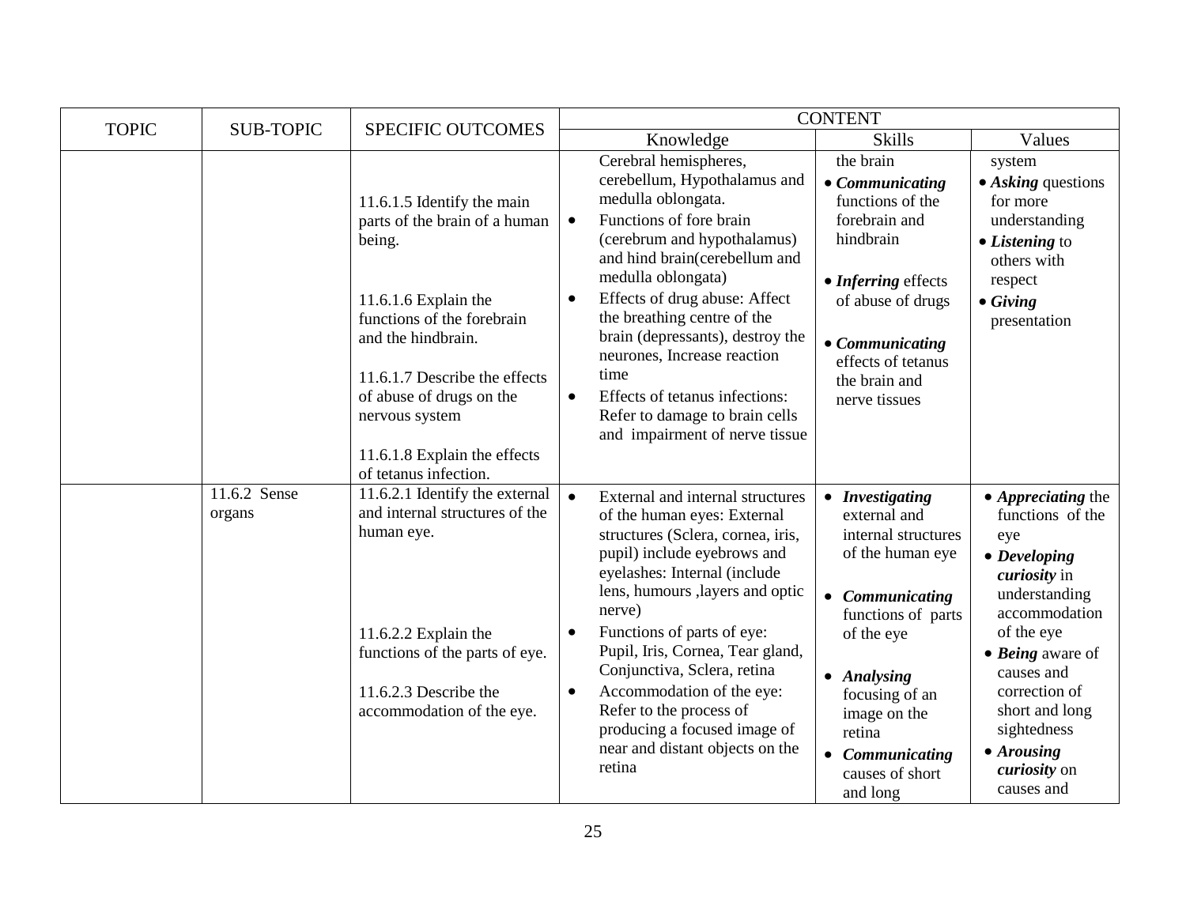| TOPIC | SUB-TOPIC | SPECIFIC OUTCOMES | CONTENT | | |
|---|---|---|---|---|---|
| | | | Knowledge | Skills | Values |
| | | 11.6.1.5 Identify the main parts of the brain of a human being.<br><br>11.6.1.6 Explain the functions of the forebrain and the hindbrain.<br><br>11.6.1.7 Describe the effects of abuse of drugs on the nervous system<br><br>11.6.1.8 Explain the effects of tetanus infection. | Cerebral hemispheres, cerebellum, Hypothalamus and medulla oblongata.<br>• Functions of fore brain (cerebrum and hypothalamus) and hind brain(cerebellum and medulla oblongata)<br>• Effects of drug abuse: Affect the breathing centre of the brain (depressants), destroy the neurones, Increase reaction time<br>• Effects of tetanus infections: Refer to damage to brain cells and impairment of nerve tissue | the brain<br>• ***Communicating*** functions of the forebrain and hindbrain<br>• ***Inferring*** effects of abuse of drugs<br>• ***Communicating*** effects of tetanus the brain and nerve tissues | system<br>• ***Asking*** questions for more understanding<br>• ***Listening*** to others with respect<br>• ***Giving*** presentation |
| | 11.6.2 Sense organs | 11.6.2.1 Identify the external and internal structures of the human eye.<br><br>11.6.2.2 Explain the functions of the parts of eye.<br><br>11.6.2.3 Describe the accommodation of the eye. | • External and internal structures of the human eyes: External structures (Sclera, cornea, iris, pupil) include eyebrows and eyelashes: Internal (include lens, humours ,layers and optic nerve)<br>• Functions of parts of eye: Pupil, Iris, Cornea, Tear gland, Conjunctiva, Sclera, retina<br>• Accommodation of the eye: Refer to the process of producing a focused image of near and distant objects on the retina | • ***Investigating*** external and internal structures of the human eye<br>• ***Communicating*** functions of parts of the eye<br>• ***Analysing*** focusing of an image on the retina<br>• ***Communicating*** causes of short and long | • ***Appreciating*** the functions of the eye<br>• ***Developing curiosity*** in understanding accommodation of the eye<br>• ***Being*** aware of causes and correction of short and long sightedness<br>• ***Arousing curiosity*** on causes and |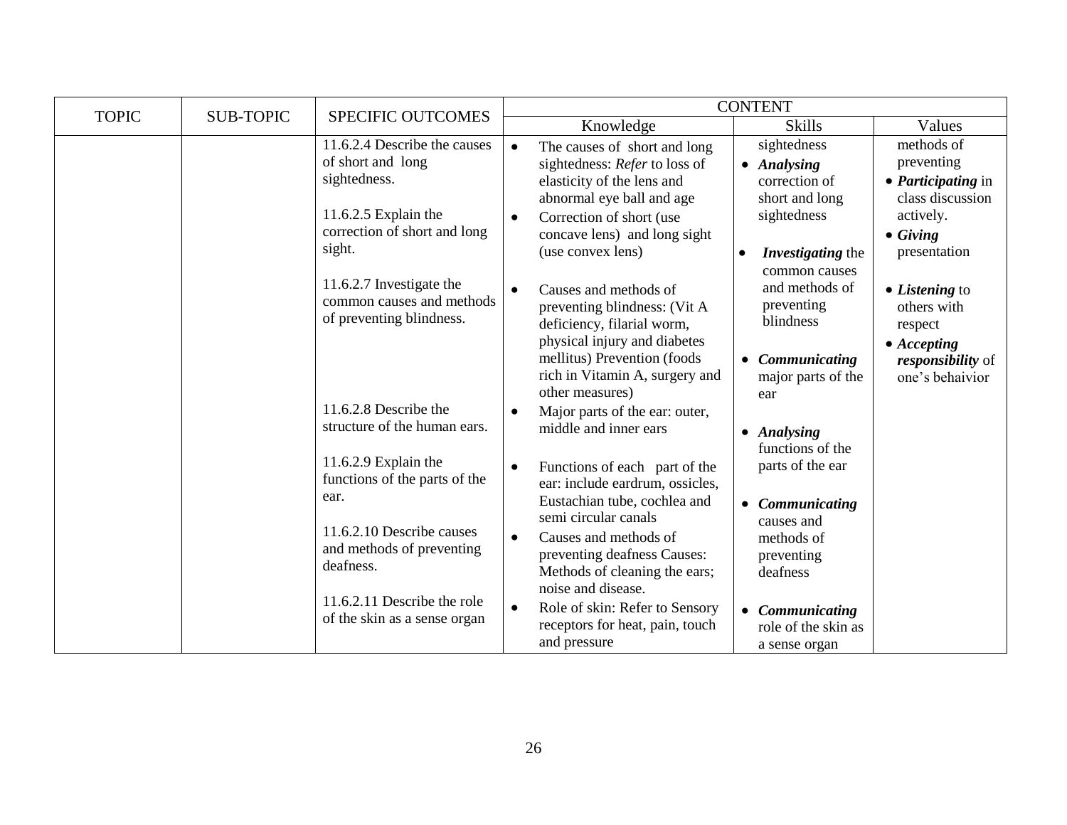| TOPIC | SUB-TOPIC | SPECIFIC OUTCOMES | CONTENT | | |
|---|---|---|---|---|---|
| | | | Knowledge | Skills | Values |
| | | 11.6.2.4 Describe the causes of short and long sightedness.<br><br>11.6.2.5 Explain the correction of short and long sight.<br><br>11.6.2.7 Investigate the common causes and methods of preventing blindness.<br><br>11.6.2.8 Describe the structure of the human ears.<br><br>11.6.2.9 Explain the functions of the parts of the ear.<br><br>11.6.2.10 Describe causes and methods of preventing deafness.<br><br>11.6.2.11 Describe the role of the skin as a sense organ | • The causes of short and long sightedness: *Refer* to loss of elasticity of the lens and abnormal eye ball and age<br>• Correction of short (use concave lens) and long sight (use convex lens)<br><br>• Causes and methods of preventing blindness: (Vit A deficiency, filarial worm, physical injury and diabetes mellitus) Prevention (foods rich in Vitamin A, surgery and other measures)<br>• Major parts of the ear: outer, middle and inner ears<br><br>• Functions of each part of the ear: include eardrum, ossicles, Eustachian tube, cochlea and semi circular canals<br>• Causes and methods of preventing deafness Causes: Methods of cleaning the ears; noise and disease.<br>• Role of skin: Refer to Sensory receptors for heat, pain, touch and pressure | sightedness<br>• ***Analysing*** correction of short and long sightedness<br><br>• ***Investigating*** the common causes and methods of preventing blindness<br><br>• ***Communicating*** major parts of the ear<br><br>• ***Analysing*** functions of the parts of the ear<br><br>• ***Communicating*** causes and methods of preventing deafness<br><br>• ***Communicating*** role of the skin as a sense organ | methods of preventing<br>• ***Participating*** in class discussion actively.<br>• ***Giving*** presentation<br><br>• ***Listening*** to others with respect<br>• ***Accepting responsibility*** of one's behaivior |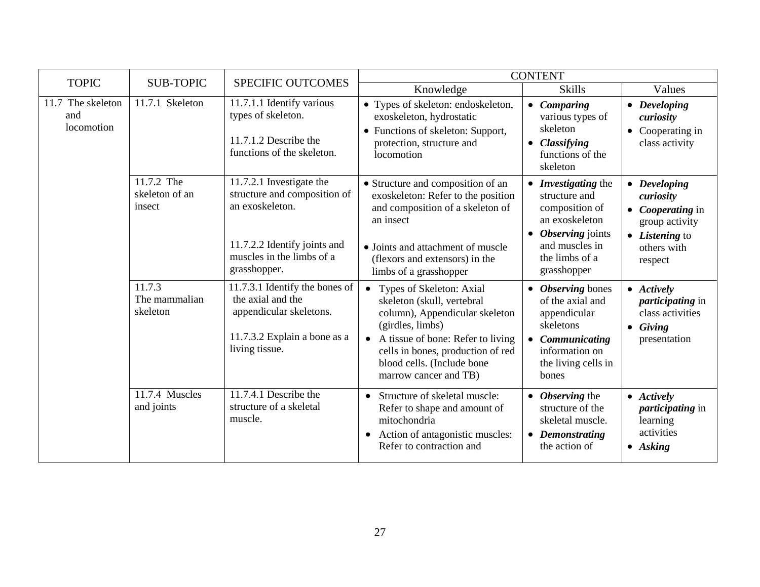| TOPIC | SUB-TOPIC | SPECIFIC OUTCOMES | CONTENT | | |
|---|---|---|---|---|---|
| | | | Knowledge | Skills | Values |
| 11.7 The skeleton and locomotion | 11.7.1 Skeleton | 11.7.1.1 Identify various types of skeleton.<br><br>11.7.1.2 Describe the functions of the skeleton. | • Types of skeleton: endoskeleton, exoskeleton, hydrostatic<br>• Functions of skeleton: Support, protection, structure and locomotion | • ***Comparing*** various types of skeleton<br>• ***Classifying*** functions of the skeleton | • ***Developing curiosity***<br>• Cooperating in class activity |
| | 11.7.2 The skeleton of an insect | 11.7.2.1 Investigate the structure and composition of an exoskeleton.<br><br>11.7.2.2 Identify joints and muscles in the limbs of a grasshopper. | • Structure and composition of an exoskeleton: Refer to the position and composition of a skeleton of an insect<br><br>• Joints and attachment of muscle (flexors and extensors) in the limbs of a grasshopper | • ***Investigating*** the structure and composition of an exoskeleton<br>• ***Observing*** joints and muscles in the limbs of a grasshopper | • ***Developing curiosity***<br>• ***Cooperating*** in group activity<br>• ***Listening*** to others with respect |
| | 11.7.3 The mammalian skeleton | 11.7.3.1 Identify the bones of the axial and the appendicular skeletons.<br><br>11.7.3.2 Explain a bone as a living tissue. | • Types of Skeleton: Axial skeleton (skull, vertebral column), Appendicular skeleton (girdles, limbs)<br>• A tissue of bone: Refer to living cells in bones, production of red blood cells. (Include bone marrow cancer and TB) | • ***Observing*** bones of the axial and appendicular skeletons<br>• ***Communicating*** information on the living cells in bones | • ***Actively participating*** in class activities<br>• ***Giving*** presentation |
| | 11.7.4 Muscles and joints | 11.7.4.1 Describe the structure of a skeletal muscle. | • Structure of skeletal muscle: Refer to shape and amount of mitochondria<br>• Action of antagonistic muscles: Refer to contraction and | • ***Observing*** the structure of the skeletal muscle.<br>• ***Demonstrating*** the action of | • ***Actively participating*** in learning activities<br>• ***Asking*** |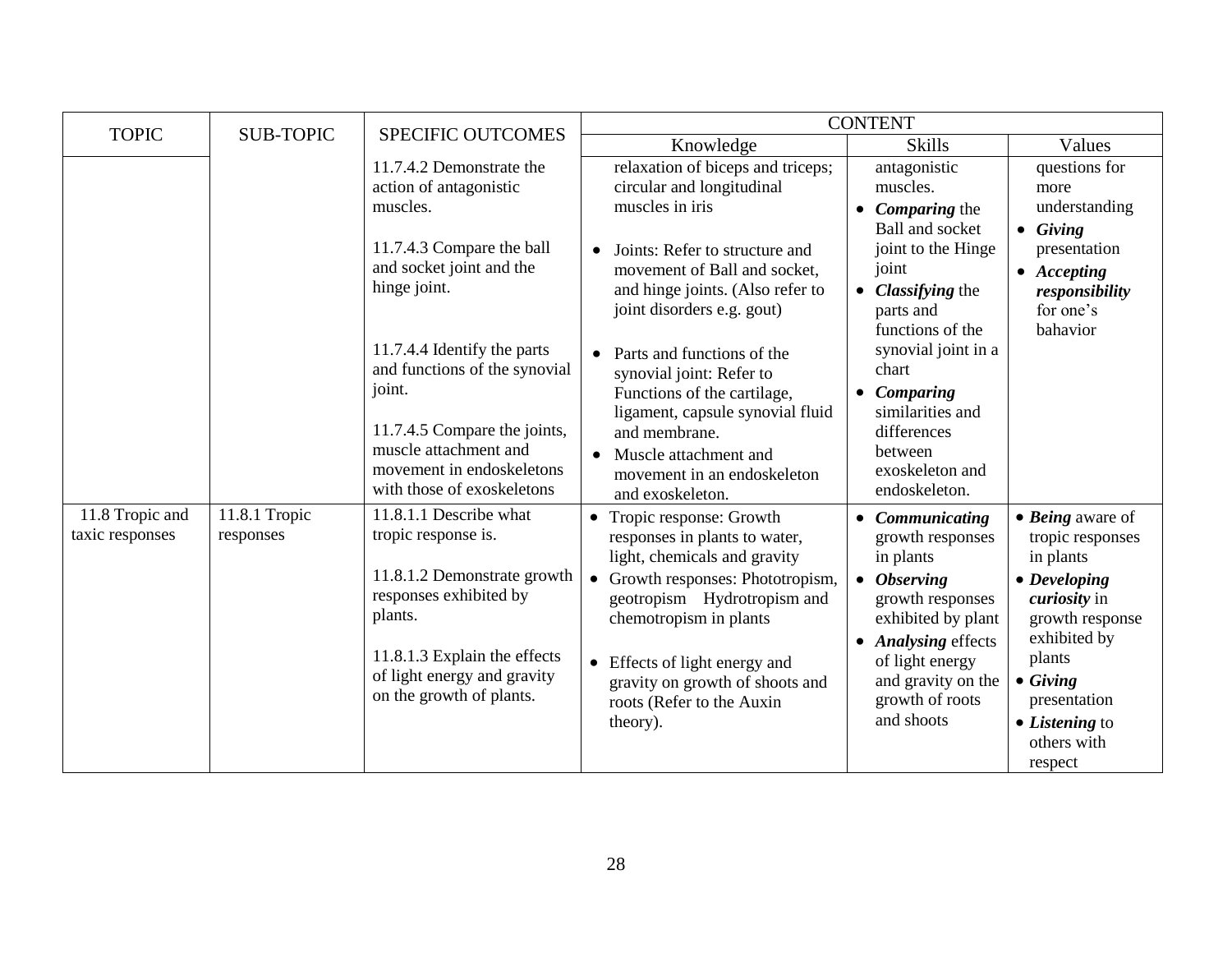| TOPIC | SUB-TOPIC | SPECIFIC OUTCOMES | CONTENT | | |
|---|---|---|---|---|---|
| | | | Knowledge | Skills | Values |
| | | 11.7.4.2 Demonstrate the action of antagonistic muscles.<br><br>11.7.4.3 Compare the ball and socket joint and the hinge joint.<br><br>11.7.4.4 Identify the parts and functions of the synovial joint.<br><br>11.7.4.5 Compare the joints, muscle attachment and movement in endoskeletons with those of exoskeletons | relaxation of biceps and triceps; circular and longitudinal muscles in iris<br><br>• Joints: Refer to structure and movement of Ball and socket, and hinge joints. (Also refer to joint disorders e.g. gout)<br><br>• Parts and functions of the synovial joint: Refer to Functions of the cartilage, ligament, capsule synovial fluid and membrane.<br>• Muscle attachment and movement in an endoskeleton and exoskeleton. | antagonistic muscles.<br>• ***Comparing*** the Ball and socket joint to the Hinge joint<br>• ***Classifying*** the parts and functions of the synovial joint in a chart<br>• ***Comparing*** similarities and differences between exoskeleton and endoskeleton. | questions for more understanding<br>• ***Giving*** presentation<br>• ***Accepting responsibility*** for one's bahavior |
| 11.8 Tropic and taxic responses | 11.8.1 Tropic responses | 11.8.1.1 Describe what tropic response is.<br><br>11.8.1.2 Demonstrate growth responses exhibited by plants.<br><br>11.8.1.3 Explain the effects of light energy and gravity on the growth of plants. | • Tropic response: Growth responses in plants to water, light, chemicals and gravity<br>• Growth responses: Phototropism, geotropism Hydrotropism and chemotropism in plants<br><br>• Effects of light energy and gravity on growth of shoots and roots (Refer to the Auxin theory). | • ***Communicating*** growth responses in plants<br>• ***Observing*** growth responses exhibited by plant<br>• ***Analysing*** effects of light energy and gravity on the growth of roots and shoots | • ***Being*** aware of tropic responses in plants<br>• ***Developing curiosity*** in growth response exhibited by plants<br>• ***Giving*** presentation<br>• ***Listening*** to others with respect |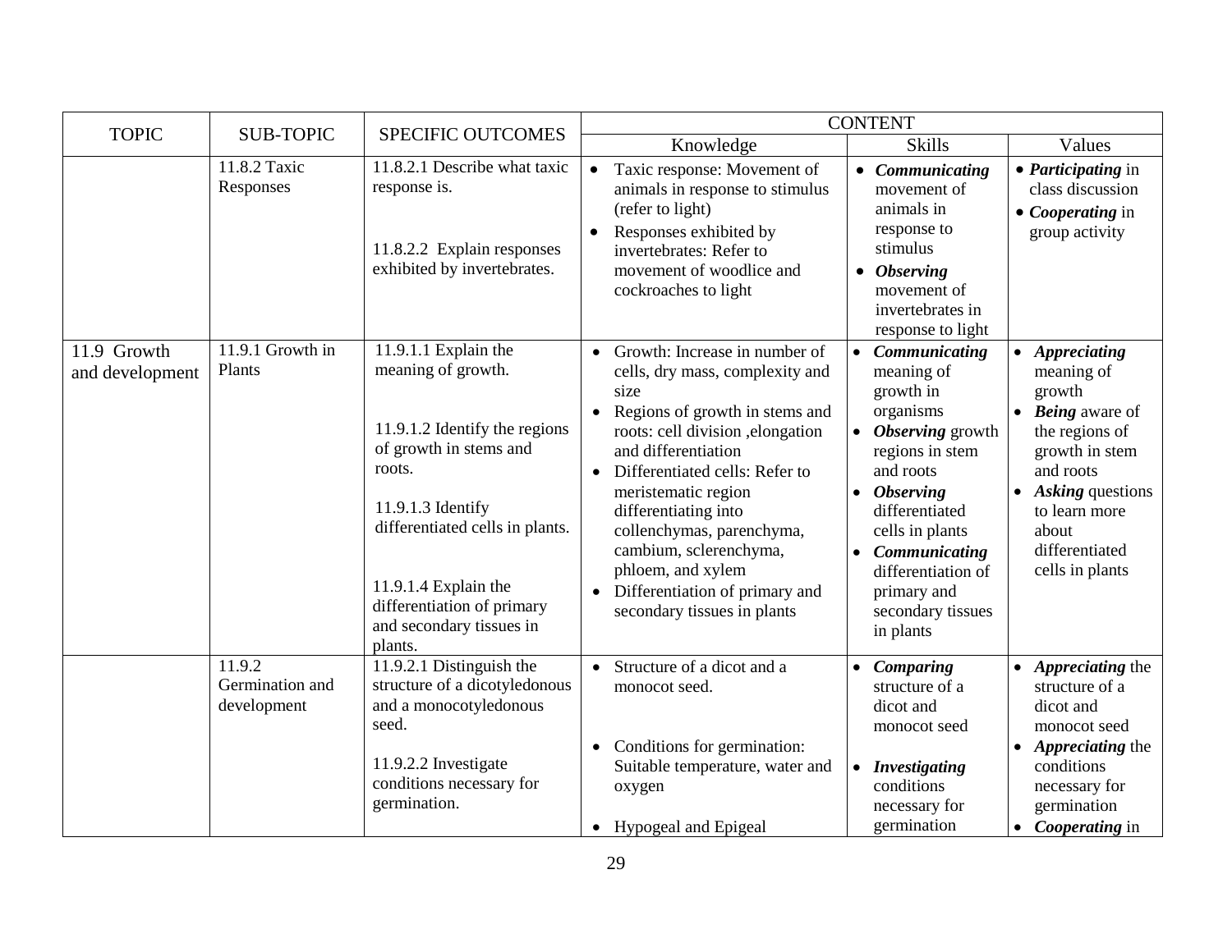| TOPIC | SUB-TOPIC | SPECIFIC OUTCOMES | CONTENT | | |
|---|---|---|---|---|---|
| | | | Knowledge | Skills | Values |
| | 11.8.2 Taxic Responses | 11.8.2.1 Describe what taxic response is.<br><br>11.8.2.2 Explain responses exhibited by invertebrates. | • Taxic response: Movement of animals in response to stimulus (refer to light)<br>• Responses exhibited by invertebrates: Refer to movement of woodlice and cockroaches to light | • ***Communicating*** movement of animals in response to stimulus<br>• ***Observing*** movement of invertebrates in response to light | • ***Participating*** in class discussion<br>• ***Cooperating*** in group activity |
| 11.9 Growth and development | 11.9.1 Growth in Plants | 11.9.1.1 Explain the meaning of growth.<br><br>11.9.1.2 Identify the regions of growth in stems and roots.<br><br>11.9.1.3 Identify differentiated cells in plants.<br><br>11.9.1.4 Explain the differentiation of primary and secondary tissues in plants. | • Growth: Increase in number of cells, dry mass, complexity and size<br>• Regions of growth in stems and roots: cell division ,elongation and differentiation<br>• Differentiated cells: Refer to meristematic region differentiating into collenchymas, parenchyma, cambium, sclerenchyma, phloem, and xylem<br>• Differentiation of primary and secondary tissues in plants | • ***Communicating*** meaning of growth in organisms<br>• ***Observing*** growth regions in stem and roots<br>• ***Observing*** differentiated cells in plants<br>• ***Communicating*** differentiation of primary and secondary tissues in plants | • ***Appreciating*** meaning of growth<br>• ***Being*** aware of the regions of growth in stem and roots<br>• ***Asking*** questions to learn more about differentiated cells in plants |
| | 11.9.2 Germination and development | 11.9.2.1 Distinguish the structure of a dicotyledonous and a monocotyledonous seed.<br><br>11.9.2.2 Investigate conditions necessary for germination. | • Structure of a dicot and a monocot seed.<br><br>• Conditions for germination: Suitable temperature, water and oxygen<br><br>• Hypogeal and Epigeal | • ***Comparing*** structure of a dicot and monocot seed<br><br>• ***Investigating*** conditions necessary for germination | • ***Appreciating*** the structure of a dicot and monocot seed<br>• ***Appreciating*** the conditions necessary for germination<br>• ***Cooperating*** in |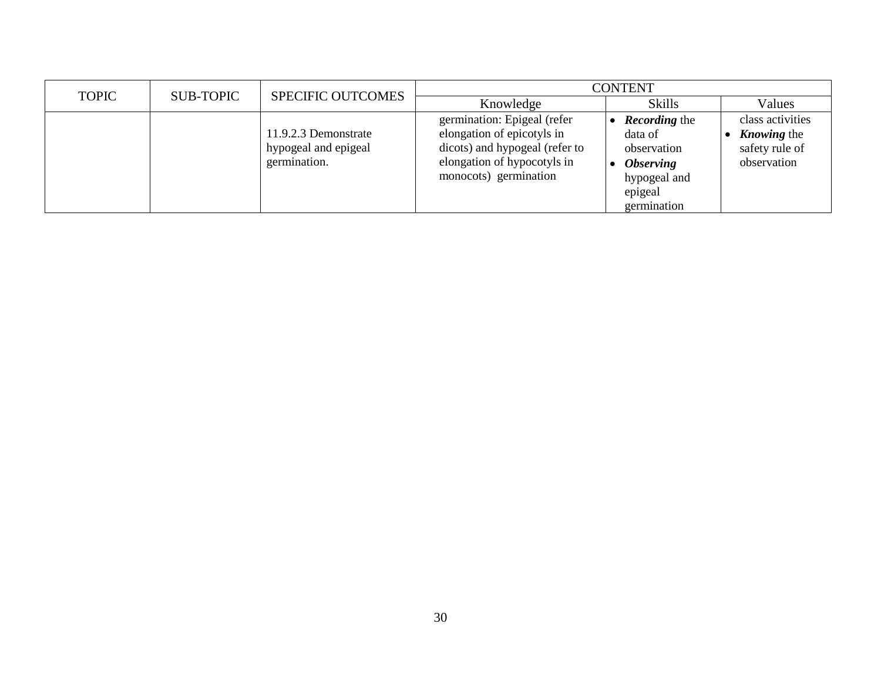| TOPIC | SUB-TOPIC | SPECIFIC OUTCOMES | CONTENT | | |
|---|---|---|---|---|---|
| | | | Knowledge | Skills | Values |
| | | 11.9.2.3 Demonstrate hypogeal and epigeal germination. | germination: Epigeal (refer elongation of epicotyls in dicots) and hypogeal (refer to elongation of hypocotyls in monocots) germination | • ***Recording*** the data of observation<br>• ***Observing*** hypogeal and epigeal germination | class activities<br>• ***Knowing*** the safety rule of observation |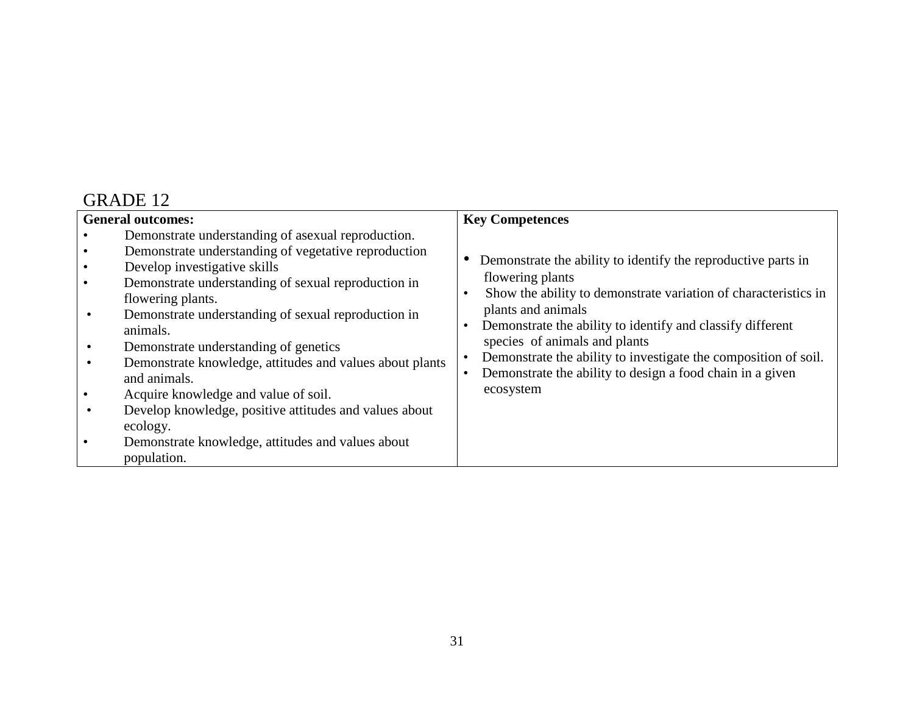GRADE 12

| General outcomes: | Key Competences |
| --- | --- |
| • Demonstrate understanding of asexual reproduction.<br>• Demonstrate understanding of vegetative reproduction<br>• Develop investigative skills<br>• Demonstrate understanding of sexual reproduction in flowering plants.<br>• Demonstrate understanding of sexual reproduction in animals.<br>• Demonstrate understanding of genetics<br>• Demonstrate knowledge, attitudes and values about plants and animals.<br>• Acquire knowledge and value of soil.<br>• Develop knowledge, positive attitudes and values about ecology.<br>• Demonstrate knowledge, attitudes and values about population. | • Demonstrate the ability to identify the reproductive parts in flowering plants<br>• Show the ability to demonstrate variation of characteristics in plants and animals<br>• Demonstrate the ability to identify and classify different species of animals and plants<br>• Demonstrate the ability to investigate the composition of soil.<br>• Demonstrate the ability to design a food chain in a given ecosystem |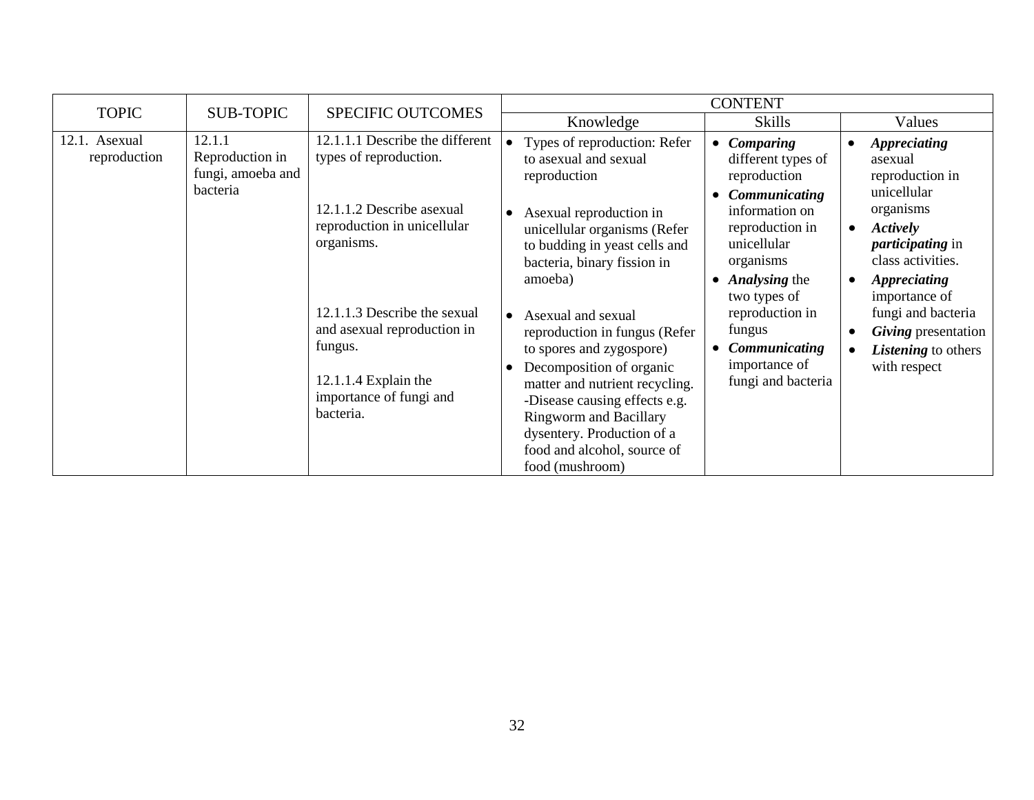| TOPIC | SUB-TOPIC | SPECIFIC OUTCOMES | CONTENT | | |
|---|---|---|---|---|---|
| | | | Knowledge | Skills | Values |
| 12.1. Asexual reproduction | 12.1.1 Reproduction in fungi, amoeba and bacteria | 12.1.1.1 Describe the different types of reproduction.<br><br>12.1.1.2 Describe asexual reproduction in unicellular organisms.<br><br>12.1.1.3 Describe the sexual and asexual reproduction in fungus.<br><br>12.1.1.4 Explain the importance of fungi and bacteria. | • Types of reproduction: Refer to asexual and sexual reproduction<br><br>• Asexual reproduction in unicellular organisms (Refer to budding in yeast cells and bacteria, binary fission in amoeba)<br><br>• Asexual and sexual reproduction in fungus (Refer to spores and zygospore)<br>• Decomposition of organic matter and nutrient recycling. -Disease causing effects e.g. Ringworm and Bacillary dysentery. Production of a food and alcohol, source of food (mushroom) | • ***Comparing*** different types of reproduction<br>• ***Communicating*** information on reproduction in unicellular organisms<br>• ***Analysing*** the two types of reproduction in fungus<br>• ***Communicating*** importance of fungi and bacteria | • ***Appreciating*** asexual reproduction in unicellular organisms<br>• ***Actively participating*** in class activities.<br>• ***Appreciating*** importance of fungi and bacteria<br>• ***Giving*** presentation<br>• ***Listening*** to others with respect |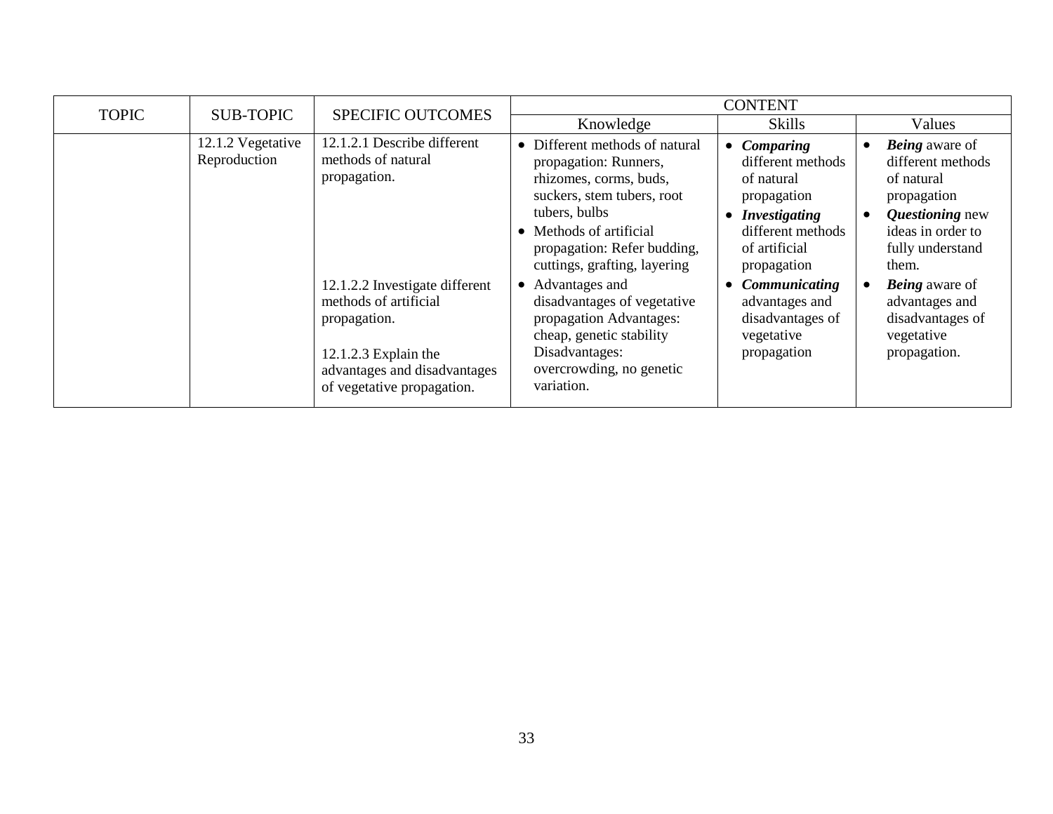| TOPIC | SUB-TOPIC | SPECIFIC OUTCOMES | CONTENT | | |
|---|---|---|---|---|---|
| | | | Knowledge | Skills | Values |
| | 12.1.2 Vegetative Reproduction | 12.1.2.1 Describe different methods of natural propagation.<br><br>12.1.2.2 Investigate different methods of artificial propagation.<br><br>12.1.2.3 Explain the advantages and disadvantages of vegetative propagation. | • Different methods of natural propagation: Runners, rhizomes, corms, buds, suckers, stem tubers, root tubers, bulbs<br>• Methods of artificial propagation: Refer budding, cuttings, grafting, layering<br>• Advantages and disadvantages of vegetative propagation Advantages: cheap, genetic stability Disadvantages: overcrowding, no genetic variation. | • ***Comparing*** different methods of natural propagation<br>• ***Investigating*** different methods of artificial propagation<br>• ***Communicating*** advantages and disadvantages of vegetative propagation | • ***Being*** aware of different methods of natural propagation<br>• ***Questioning*** new ideas in order to fully understand them.<br>• ***Being*** aware of advantages and disadvantages of vegetative propagation. |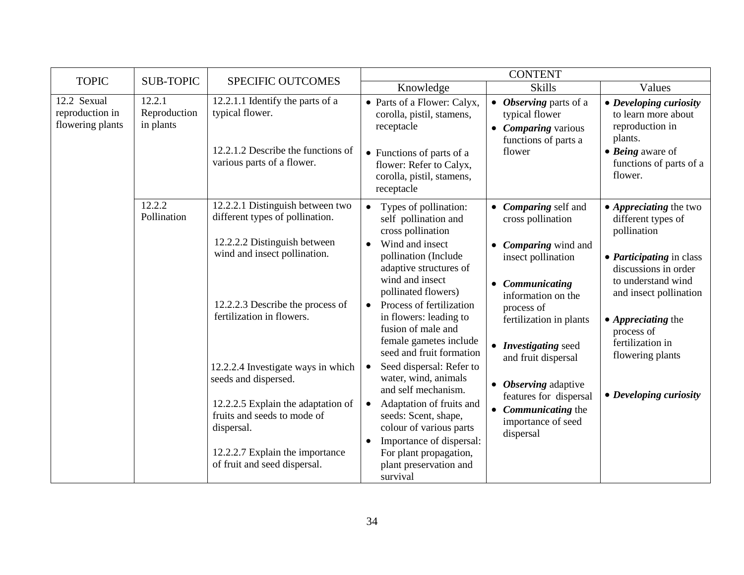| TOPIC | SUB-TOPIC | SPECIFIC OUTCOMES | CONTENT | | |
|---|---|---|---|---|---|
| | | | Knowledge | Skills | Values |
| 12.2 Sexual reproduction in flowering plants | 12.2.1 Reproduction in plants | 12.2.1.1 Identify the parts of a typical flower.<br><br>12.2.1.2 Describe the functions of various parts of a flower. | • Parts of a Flower: Calyx, corolla, pistil, stamens, receptacle<br><br>• Functions of parts of a flower: Refer to Calyx, corolla, pistil, stamens, receptacle | • ***Observing*** parts of a typical flower<br>• ***Comparing*** various functions of parts a flower | • ***Developing curiosity*** to learn more about reproduction in plants.<br>• ***Being*** aware of functions of parts of a flower. |
| | 12.2.2 Pollination | 12.2.2.1 Distinguish between two different types of pollination.<br><br>12.2.2.2 Distinguish between wind and insect pollination.<br><br>12.2.2.3 Describe the process of fertilization in flowers.<br><br>12.2.2.4 Investigate ways in which seeds and dispersed.<br><br>12.2.2.5 Explain the adaptation of fruits and seeds to mode of dispersal.<br><br>12.2.2.7 Explain the importance of fruit and seed dispersal. | • Types of pollination: self pollination and cross pollination<br>• Wind and insect pollination (Include adaptive structures of wind and insect pollinated flowers)<br>• Process of fertilization in flowers: leading to fusion of male and female gametes include seed and fruit formation<br>• Seed dispersal: Refer to water, wind, animals and self mechanism.<br>• Adaptation of fruits and seeds: Scent, shape, colour of various parts<br>• Importance of dispersal: For plant propagation, plant preservation and survival | • ***Comparing*** self and cross pollination<br><br>• ***Comparing*** wind and insect pollination<br><br>• ***Communicating*** information on the process of fertilization in plants<br><br>• ***Investigating*** seed and fruit dispersal<br><br>• ***Observing*** adaptive features for dispersal<br>• ***Communicating*** the importance of seed dispersal | • ***Appreciating*** the two different types of pollination<br><br>• ***Participating*** in class discussions in order to understand wind and insect pollination<br><br>• ***Appreciating*** the process of fertilization in flowering plants<br><br>• ***Developing curiosity*** |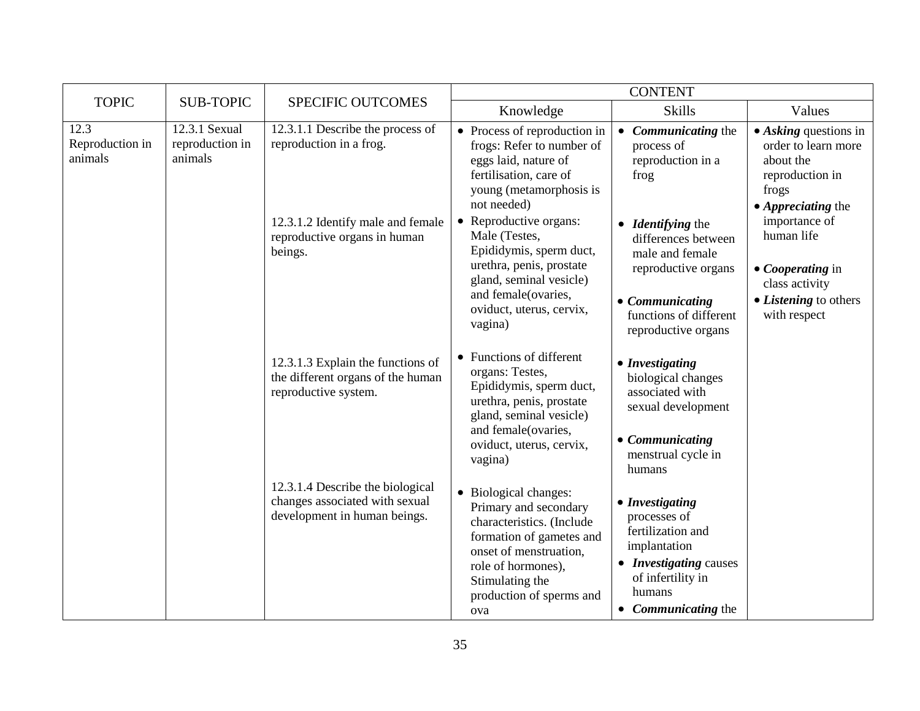| TOPIC | SUB-TOPIC | SPECIFIC OUTCOMES | CONTENT | | |
|---|---|---|---|---|---|
| | | | Knowledge | Skills | Values |
| 12.3 Reproduction in animals | 12.3.1 Sexual reproduction in animals | 12.3.1.1 Describe the process of reproduction in a frog. | • Process of reproduction in frogs: Refer to number of eggs laid, nature of fertilisation, care of young (metamorphosis is not needed) | • ***Communicating*** the process of reproduction in a frog | • ***Asking*** questions in order to learn more about the reproduction in frogs<br>• ***Appreciating*** the importance of human life<br>• ***Cooperating*** in class activity<br>• ***Listening*** to others with respect |
| | | 12.3.1.2 Identify male and female reproductive organs in human beings. | • Reproductive organs: Male (Testes, Epididymis, sperm duct, urethra, penis, prostate gland, seminal vesicle) and female(ovaries, oviduct, uterus, cervix, vagina) | • ***Identifying*** the differences between male and female reproductive organs<br>• ***Communicating*** functions of different reproductive organs | |
| | | 12.3.1.3 Explain the functions of the different organs of the human reproductive system. | • Functions of different organs: Testes, Epididymis, sperm duct, urethra, penis, prostate gland, seminal vesicle) and female(ovaries, oviduct, uterus, cervix, vagina) | • ***Investigating*** biological changes associated with sexual development<br>• ***Communicating*** menstrual cycle in humans | |
| | | 12.3.1.4 Describe the biological changes associated with sexual development in human beings. | • Biological changes: Primary and secondary characteristics. (Include formation of gametes and onset of menstruation, role of hormones), Stimulating the production of sperms and ova | • ***Investigating*** processes of fertilization and implantation<br>• ***Investigating*** causes of infertility in humans<br>• ***Communicating*** the | |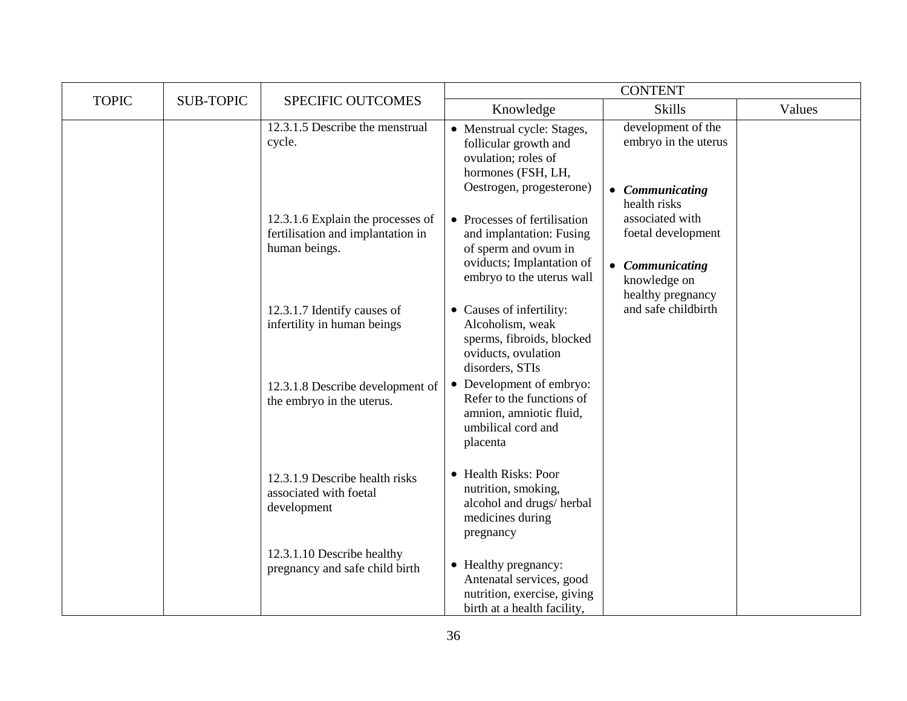| TOPIC | SUB-TOPIC | SPECIFIC OUTCOMES | CONTENT | | |
|---|---|---|---|---|---|
| | | | Knowledge | Skills | Values |
| | | 12.3.1.5 Describe the menstrual cycle. | • Menstrual cycle: Stages, follicular growth and ovulation; roles of hormones (FSH, LH, Oestrogen, progesterone) | development of the embryo in the uterus | |
| | | 12.3.1.6 Explain the processes of fertilisation and implantation in human beings. | • Processes of fertilisation and implantation: Fusing of sperm and ovum in oviducts; Implantation of embryo to the uterus wall | • ***Communicating*** health risks associated with foetal development | |
| | | 12.3.1.7 Identify causes of infertility in human beings | • Causes of infertility: Alcoholism, weak sperms, fibroids, blocked oviducts, ovulation disorders, STIs | • ***Communicating*** knowledge on healthy pregnancy and safe childbirth | |
| | | 12.3.1.8 Describe development of the embryo in the uterus. | • Development of embryo: Refer to the functions of amnion, amniotic fluid, umbilical cord and placenta | | |
| | | 12.3.1.9 Describe health risks associated with foetal development | • Health Risks: Poor nutrition, smoking, alcohol and drugs/ herbal medicines during pregnancy | | |
| | | 12.3.1.10 Describe healthy pregnancy and safe child birth | • Healthy pregnancy: Antenatal services, good nutrition, exercise, giving birth at a health facility, | | |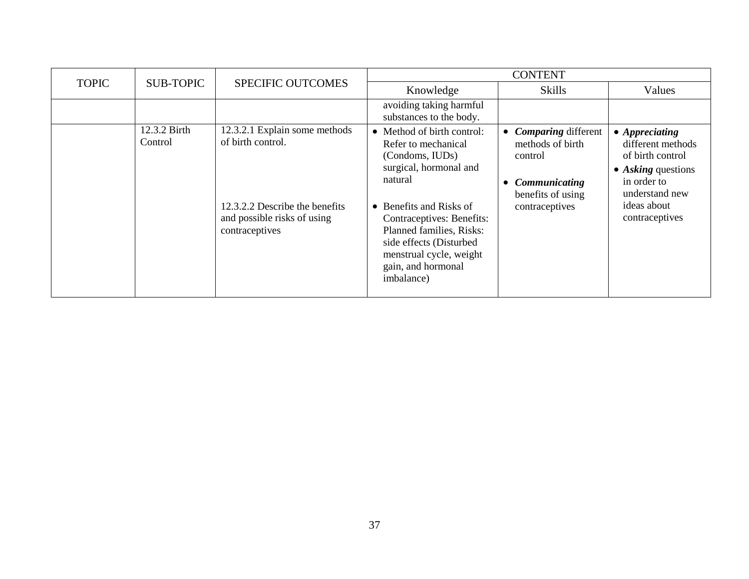| TOPIC | SUB-TOPIC | SPECIFIC OUTCOMES | CONTENT | | |
|---|---|---|---|---|---|
| | | | Knowledge | Skills | Values |
| | | | avoiding taking harmful substances to the body. | | |
| | 12.3.2 Birth Control | 12.3.2.1 Explain some methods of birth control.<br><br>12.3.2.2 Describe the benefits and possible risks of using contraceptives | • Method of birth control: Refer to mechanical (Condoms, IUDs) surgical, hormonal and natural<br><br>• Benefits and Risks of Contraceptives: Benefits: Planned families, Risks: side effects (Disturbed menstrual cycle, weight gain, and hormonal imbalance) | • ***Comparing*** different methods of birth control<br><br>• ***Communicating*** benefits of using contraceptives | • ***Appreciating*** different methods of birth control<br>• ***Asking*** questions in order to understand new ideas about contraceptives |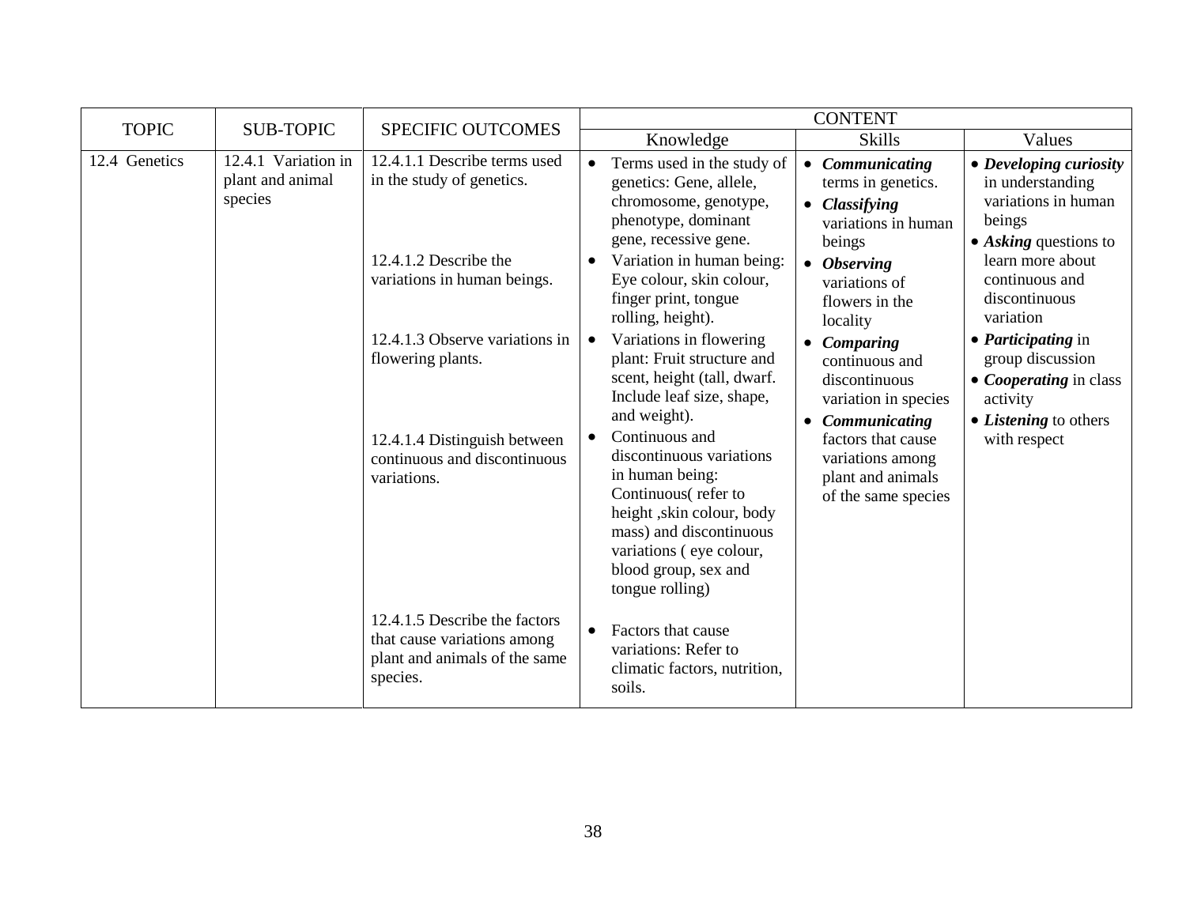| TOPIC | SUB-TOPIC | SPECIFIC OUTCOMES | CONTENT | | |
|---|---|---|---|---|---|
| | | | Knowledge | Skills | Values |
| 12.4 Genetics | 12.4.1 Variation in plant and animal species | 12.4.1.1 Describe terms used in the study of genetics. | • Terms used in the study of genetics: Gene, allele, chromosome, genotype, phenotype, dominant gene, recessive gene. | • ***Communicating*** terms in genetics.<br>• ***Classifying*** variations in human beings<br>• ***Observing*** variations of flowers in the locality<br>• ***Comparing*** continuous and discontinuous variation in species<br>• ***Communicating*** factors that cause variations among plant and animals of the same species | • ***Developing curiosity*** in understanding variations in human beings<br>• ***Asking*** questions to learn more about continuous and discontinuous variation<br>• ***Participating*** in group discussion<br>• ***Cooperating*** in class activity<br>• ***Listening*** to others with respect |
| | | 12.4.1.2 Describe the variations in human beings. | • Variation in human being: Eye colour, skin colour, finger print, tongue rolling, height). | | |
| | | 12.4.1.3 Observe variations in flowering plants. | • Variations in flowering plant: Fruit structure and scent, height (tall, dwarf. Include leaf size, shape, and weight). | | |
| | | 12.4.1.4 Distinguish between continuous and discontinuous variations. | • Continuous and discontinuous variations in human being: Continuous( refer to height ,skin colour, body mass) and discontinuous variations ( eye colour, blood group, sex and tongue rolling) | | |
| | | 12.4.1.5 Describe the factors that cause variations among plant and animals of the same species. | • Factors that cause variations: Refer to climatic factors, nutrition, soils. | | |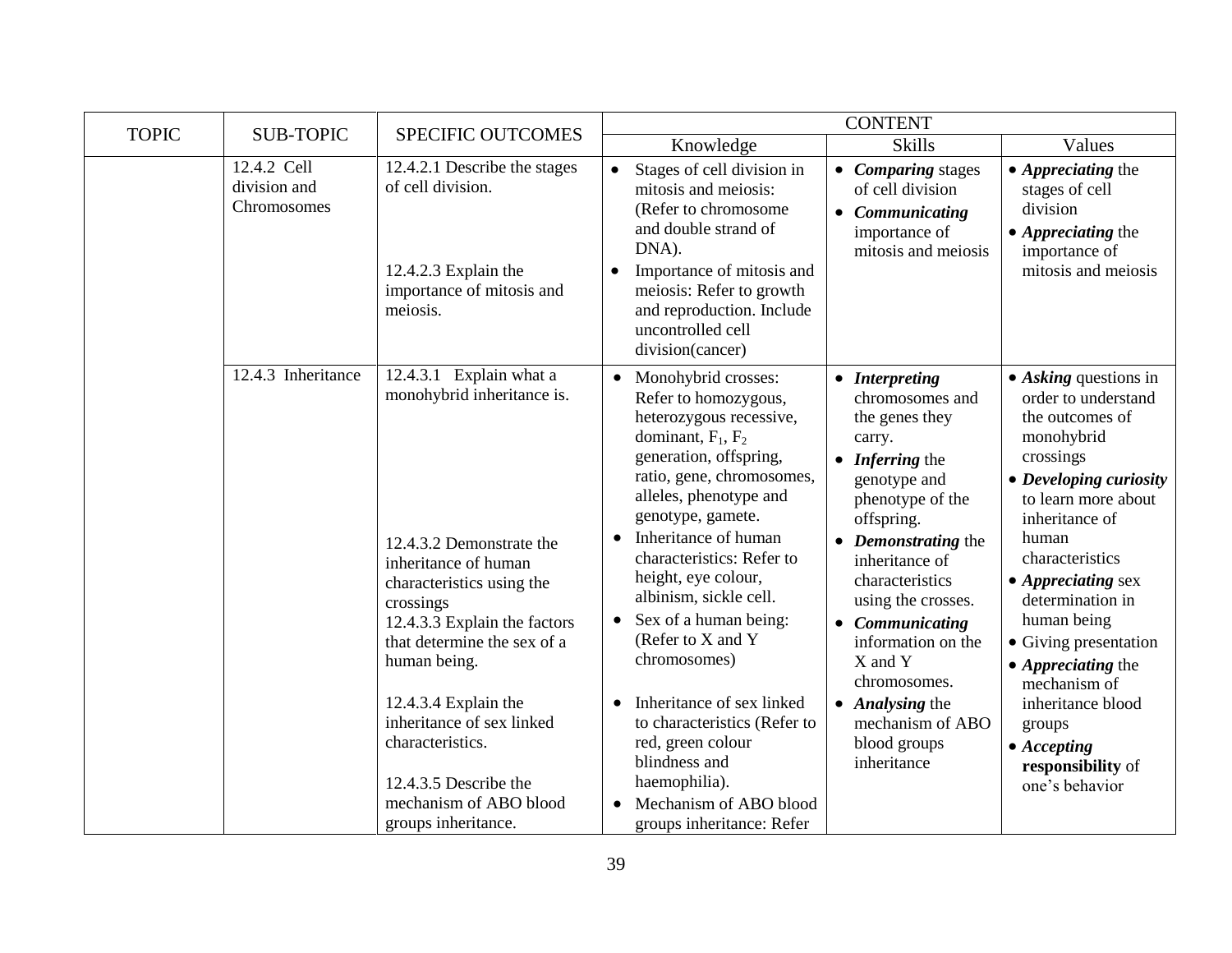| TOPIC | SUB-TOPIC | SPECIFIC OUTCOMES | CONTENT | | |
|---|---|---|---|---|---|
| | | | Knowledge | Skills | Values |
| | 12.4.2 Cell division and Chromosomes | 12.4.2.1 Describe the stages of cell division.<br><br>12.4.2.3 Explain the importance of mitosis and meiosis. | • Stages of cell division in mitosis and meiosis: (Refer to chromosome and double strand of DNA).<br>• Importance of mitosis and meiosis: Refer to growth and reproduction. Include uncontrolled cell division(cancer) | • ***Comparing*** stages of cell division<br>• ***Communicating*** importance of mitosis and meiosis | • ***Appreciating*** the stages of cell division<br>• ***Appreciating*** the importance of mitosis and meiosis |
| | 12.4.3 Inheritance | 12.4.3.1 Explain what a monohybrid inheritance is.<br><br>12.4.3.2 Demonstrate the inheritance of human characteristics using the crossings<br>12.4.3.3 Explain the factors that determine the sex of a human being.<br><br>12.4.3.4 Explain the inheritance of sex linked characteristics.<br><br>12.4.3.5 Describe the mechanism of ABO blood groups inheritance. | • Monohybrid crosses: Refer to homozygous, heterozygous recessive, dominant, $F_1$, $F_2$ generation, offspring, ratio, gene, chromosomes, alleles, phenotype and genotype, gamete.<br>• Inheritance of human characteristics: Refer to height, eye colour, albinism, sickle cell.<br>• Sex of a human being: (Refer to X and Y chromosomes)<br>• Inheritance of sex linked to characteristics (Refer to red, green colour blindness and haemophilia).<br>• Mechanism of ABO blood groups inheritance: Refer | • ***Interpreting*** chromosomes and the genes they carry.<br>• ***Inferring*** the genotype and phenotype of the offspring.<br>• ***Demonstrating*** the inheritance of characteristics using the crosses.<br>• ***Communicating*** information on the X and Y chromosomes.<br>• ***Analysing*** the mechanism of ABO blood groups inheritance | • ***Asking*** questions in order to understand the outcomes of monohybrid crossings<br>• ***Developing curiosity*** to learn more about inheritance of human characteristics<br>• ***Appreciating*** sex determination in human being<br>• Giving presentation<br>• ***Appreciating*** the mechanism of inheritance blood groups<br>• ***Accepting responsibility*** of one's behavior |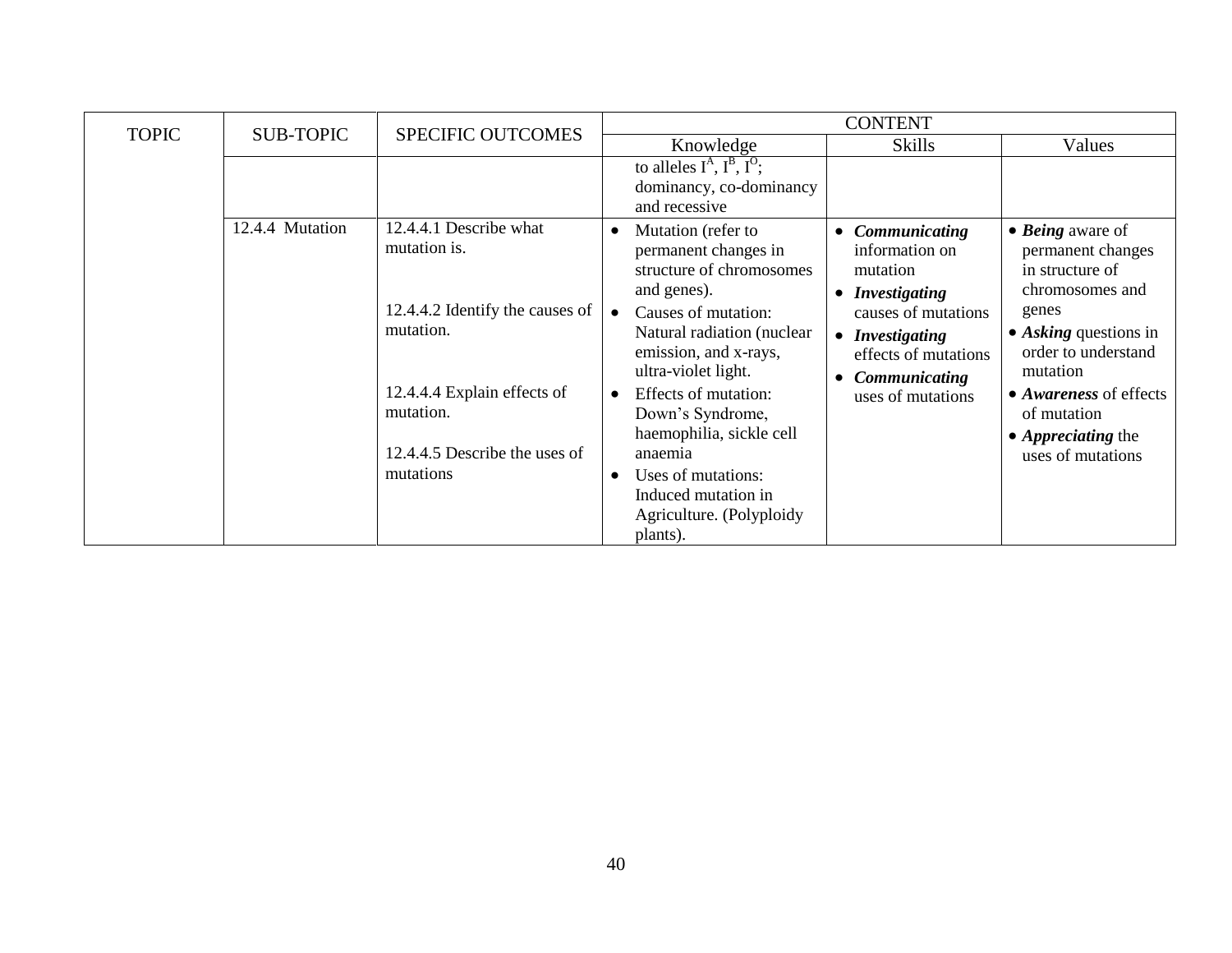| TOPIC | SUB-TOPIC | SPECIFIC OUTCOMES | CONTENT | | |
|---|---|---|---|---|---|
| | | | Knowledge | Skills | Values |
| | | | to alleles $I^A$, $I^B$, $I^O$; dominancy, co-dominancy and recessive | | |
| | 12.4.4 Mutation | 12.4.4.1 Describe what mutation is.<br><br>12.4.4.2 Identify the causes of mutation.<br><br>12.4.4.4 Explain effects of mutation.<br><br>12.4.4.5 Describe the uses of mutations | • Mutation (refer to permanent changes in structure of chromosomes and genes).<br>• Causes of mutation: Natural radiation (nuclear emission, and x-rays, ultra-violet light.<br>• Effects of mutation: Down's Syndrome, haemophilia, sickle cell anaemia<br>• Uses of mutations: Induced mutation in Agriculture. (Polyploidy plants). | • ***Communicating*** information on mutation<br>• ***Investigating*** causes of mutations<br>• ***Investigating*** effects of mutations<br>• ***Communicating*** uses of mutations | • ***Being*** aware of permanent changes in structure of chromosomes and genes<br>• ***Asking*** questions in order to understand mutation<br>• ***Awareness*** of effects of mutation<br>• ***Appreciating*** the uses of mutations |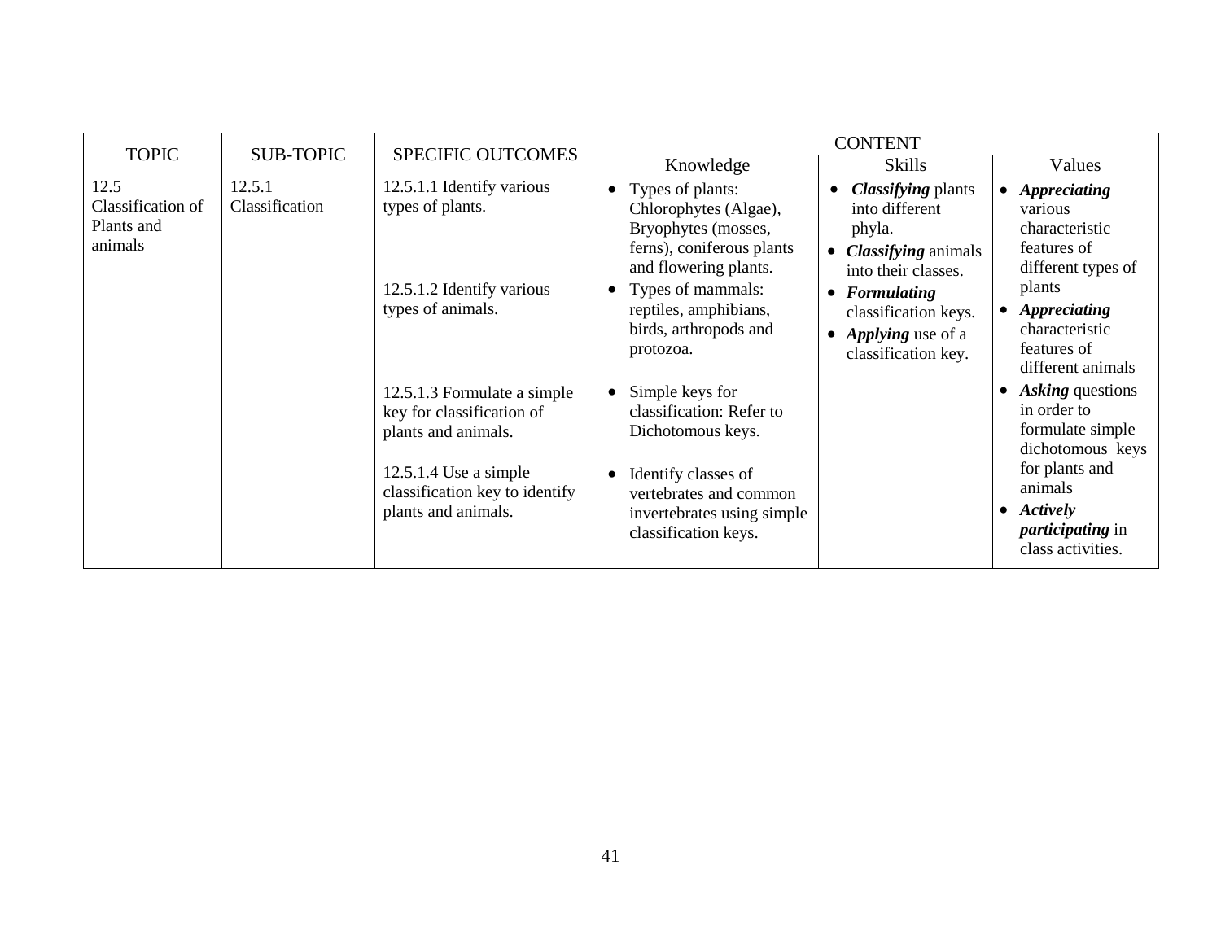| TOPIC | SUB-TOPIC | SPECIFIC OUTCOMES | CONTENT | | |
|---|---|---|---|---|---|
| | | | Knowledge | Skills | Values |
| 12.5 Classification of Plants and animals | 12.5.1 Classification | 12.5.1.1 Identify various types of plants.<br><br>12.5.1.2 Identify various types of animals.<br><br>12.5.1.3 Formulate a simple key for classification of plants and animals.<br><br>12.5.1.4 Use a simple classification key to identify plants and animals. | • Types of plants: Chlorophytes (Algae), Bryophytes (mosses, ferns), coniferous plants and flowering plants.<br>• Types of mammals: reptiles, amphibians, birds, arthropods and protozoa.<br>• Simple keys for classification: Refer to Dichotomous keys.<br>• Identify classes of vertebrates and common invertebrates using simple classification keys. | • ***Classifying*** plants into different phyla.<br>• ***Classifying*** animals into their classes.<br>• ***Formulating*** classification keys.<br>• ***Applying*** use of a classification key. | • ***Appreciating*** various characteristic features of different types of plants<br>• ***Appreciating*** characteristic features of different animals<br>• ***Asking*** questions in order to formulate simple dichotomous keys for plants and animals<br>• ***Actively participating*** in class activities. |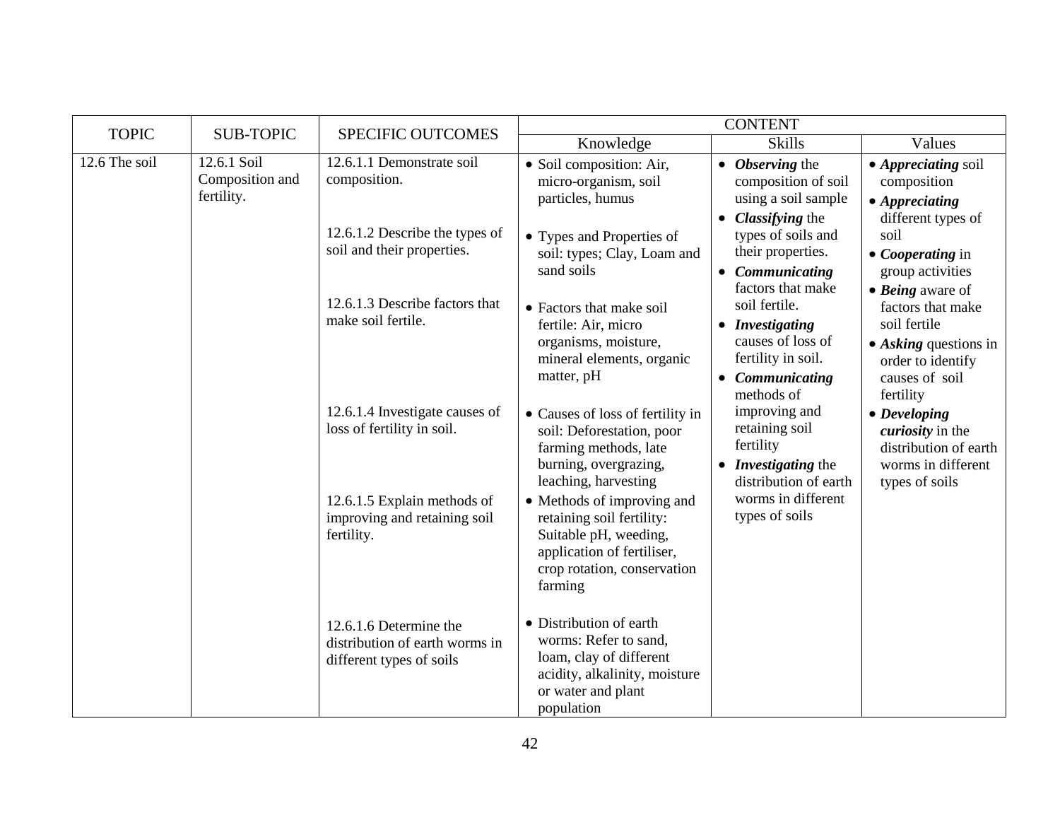| TOPIC | SUB-TOPIC | SPECIFIC OUTCOMES | CONTENT | | |
|---|---|---|---|---|---|
| | | | Knowledge | Skills | Values |
| 12.6 The soil | 12.6.1 Soil Composition and fertility. | 12.6.1.1 Demonstrate soil composition.<br><br>12.6.1.2 Describe the types of soil and their properties.<br><br>12.6.1.3 Describe factors that make soil fertile.<br><br>12.6.1.4 Investigate causes of loss of fertility in soil.<br><br>12.6.1.5 Explain methods of improving and retaining soil fertility.<br><br>12.6.1.6 Determine the distribution of earth worms in different types of soils | • Soil composition: Air, micro-organism, soil particles, humus<br><br>• Types and Properties of soil: types; Clay, Loam and sand soils<br><br>• Factors that make soil fertile: Air, micro organisms, moisture, mineral elements, organic matter, pH<br><br>• Causes of loss of fertility in soil: Deforestation, poor farming methods, late burning, overgrazing, leaching, harvesting<br><br>• Methods of improving and retaining soil fertility: Suitable pH, weeding, application of fertiliser, crop rotation, conservation farming<br><br>• Distribution of earth worms: Refer to sand, loam, clay of different acidity, alkalinity, moisture or water and plant population | • ***Observing*** the composition of soil using a soil sample<br>• ***Classifying*** the types of soils and their properties.<br>• ***Communicating*** factors that make soil fertile.<br>• ***Investigating*** causes of loss of fertility in soil.<br>• ***Communicating*** methods of improving and retaining soil fertility<br>• ***Investigating*** the distribution of earth worms in different types of soils | • ***Appreciating*** soil composition<br>• ***Appreciating*** different types of soil<br>• ***Cooperating*** in group activities<br>• ***Being*** aware of factors that make soil fertile<br>• ***Asking*** questions in order to identify causes of soil fertility<br>• ***Developing curiosity*** in the distribution of earth worms in different types of soils |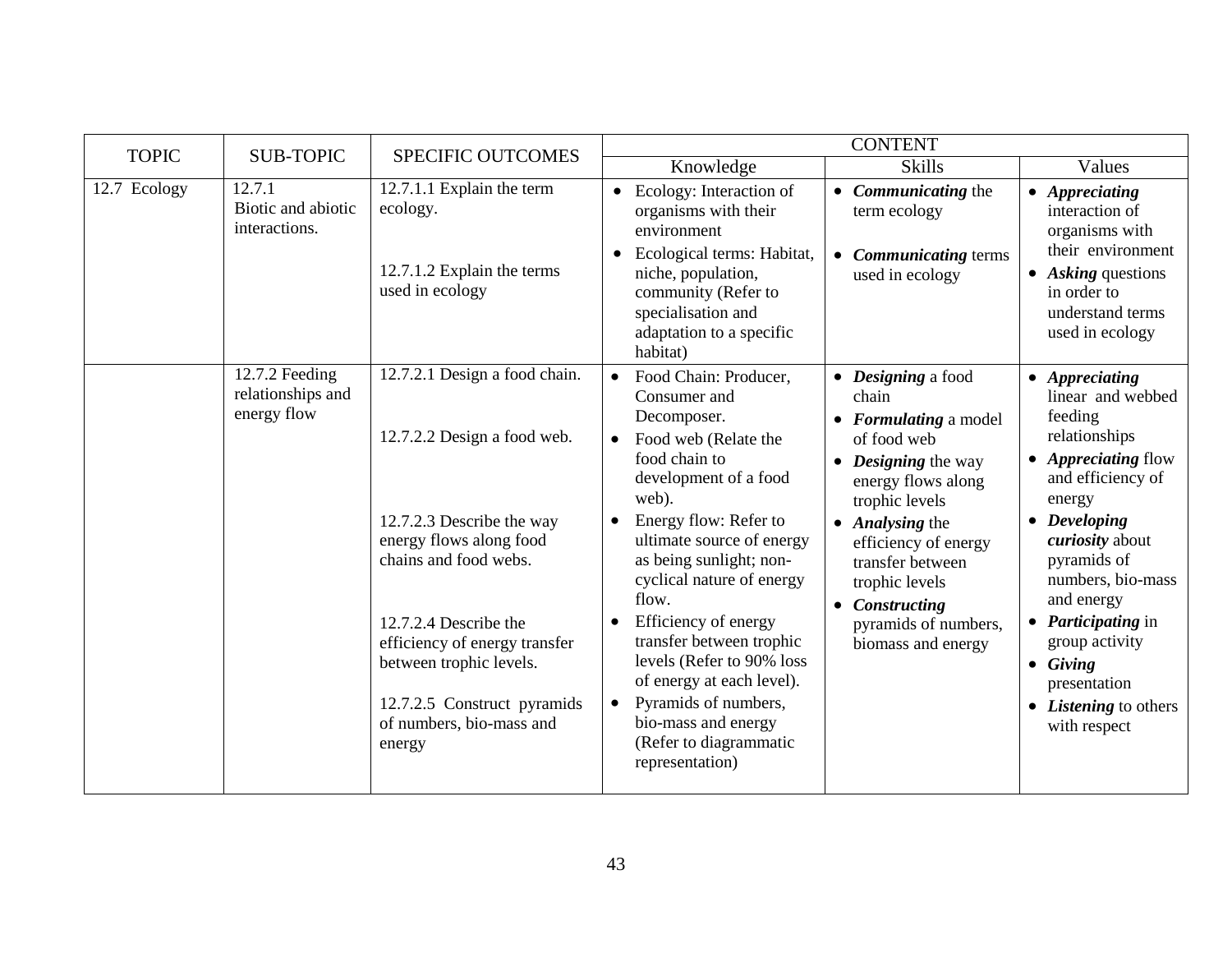| TOPIC | SUB-TOPIC | SPECIFIC OUTCOMES | CONTENT | | |
|---|---|---|---|---|---|
| | | | Knowledge | Skills | Values |
| 12.7 Ecology | 12.7.1 Biotic and abiotic interactions. | 12.7.1.1 Explain the term ecology.<br><br>12.7.1.2 Explain the terms used in ecology | • Ecology: Interaction of organisms with their environment<br>• Ecological terms: Habitat, niche, population, community (Refer to specialisation and adaptation to a specific habitat) | • ***Communicating*** the term ecology<br>• ***Communicating*** terms used in ecology | • ***Appreciating*** interaction of organisms with their environment<br>• ***Asking*** questions in order to understand terms used in ecology |
| | 12.7.2 Feeding relationships and energy flow | 12.7.2.1 Design a food chain.<br><br>12.7.2.2 Design a food web.<br><br>12.7.2.3 Describe the way energy flows along food chains and food webs.<br><br>12.7.2.4 Describe the efficiency of energy transfer between trophic levels.<br><br>12.7.2.5 Construct pyramids of numbers, bio-mass and energy | • Food Chain: Producer, Consumer and Decomposer.<br>• Food web (Relate the food chain to development of a food web).<br>• Energy flow: Refer to ultimate source of energy as being sunlight; non-cyclical nature of energy flow.<br>• Efficiency of energy transfer between trophic levels (Refer to 90% loss of energy at each level).<br>• Pyramids of numbers, bio-mass and energy (Refer to diagrammatic representation) | • ***Designing*** a food chain<br>• ***Formulating*** a model of food web<br>• ***Designing*** the way energy flows along trophic levels<br>• ***Analysing*** the efficiency of energy transfer between trophic levels<br>• ***Constructing*** pyramids of numbers, biomass and energy | • ***Appreciating*** linear and webbed feeding relationships<br>• ***Appreciating*** flow and efficiency of energy<br>• ***Developing curiosity*** about pyramids of numbers, bio-mass and energy<br>• ***Participating*** in group activity<br>• ***Giving*** presentation<br>• ***Listening*** to others with respect |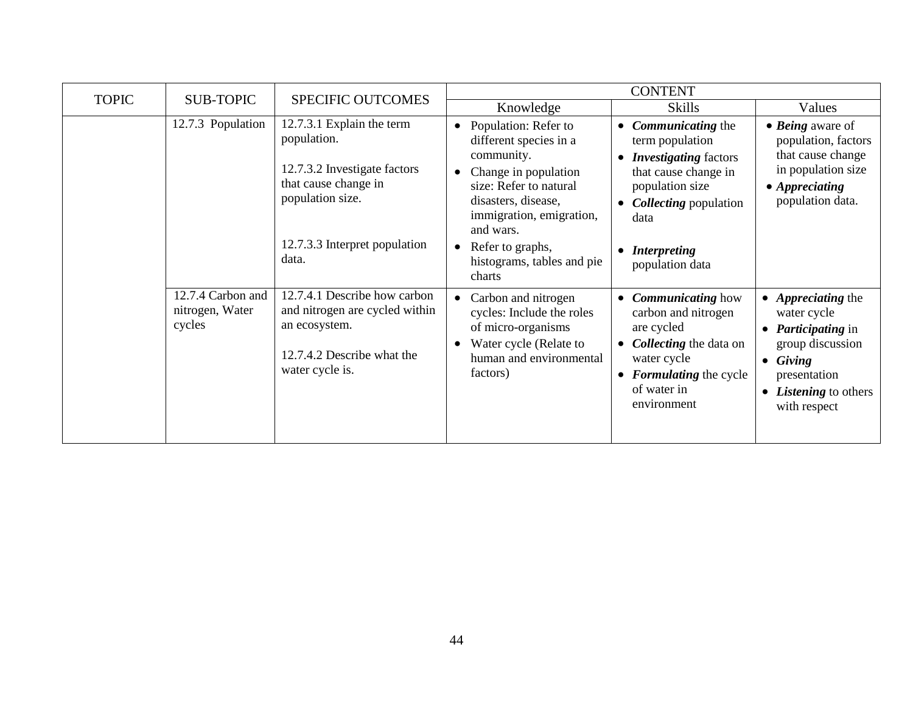| TOPIC | SUB-TOPIC | SPECIFIC OUTCOMES | CONTENT | | |
|---|---|---|---|---|---|
| | | | Knowledge | Skills | Values |
| | 12.7.3 Population | 12.7.3.1 Explain the term population.<br><br>12.7.3.2 Investigate factors that cause change in population size.<br><br>12.7.3.3 Interpret population data. | • Population: Refer to different species in a community.<br>• Change in population size: Refer to natural disasters, disease, immigration, emigration, and wars.<br>• Refer to graphs, histograms, tables and pie charts | • ***Communicating*** the term population<br>• ***Investigating*** factors that cause change in population size<br>• ***Collecting*** population data<br>• ***Interpreting*** population data | • ***Being*** aware of population, factors that cause change in population size<br>• ***Appreciating*** population data. |
| | 12.7.4 Carbon and nitrogen, Water cycles | 12.7.4.1 Describe how carbon and nitrogen are cycled within an ecosystem.<br><br>12.7.4.2 Describe what the water cycle is. | • Carbon and nitrogen cycles: Include the roles of micro-organisms<br>• Water cycle (Relate to human and environmental factors) | • ***Communicating*** how carbon and nitrogen are cycled<br>• ***Collecting*** the data on water cycle<br>• ***Formulating*** the cycle of water in environment | • ***Appreciating*** the water cycle<br>• ***Participating*** in group discussion<br>• ***Giving*** presentation<br>• ***Listening*** to others with respect |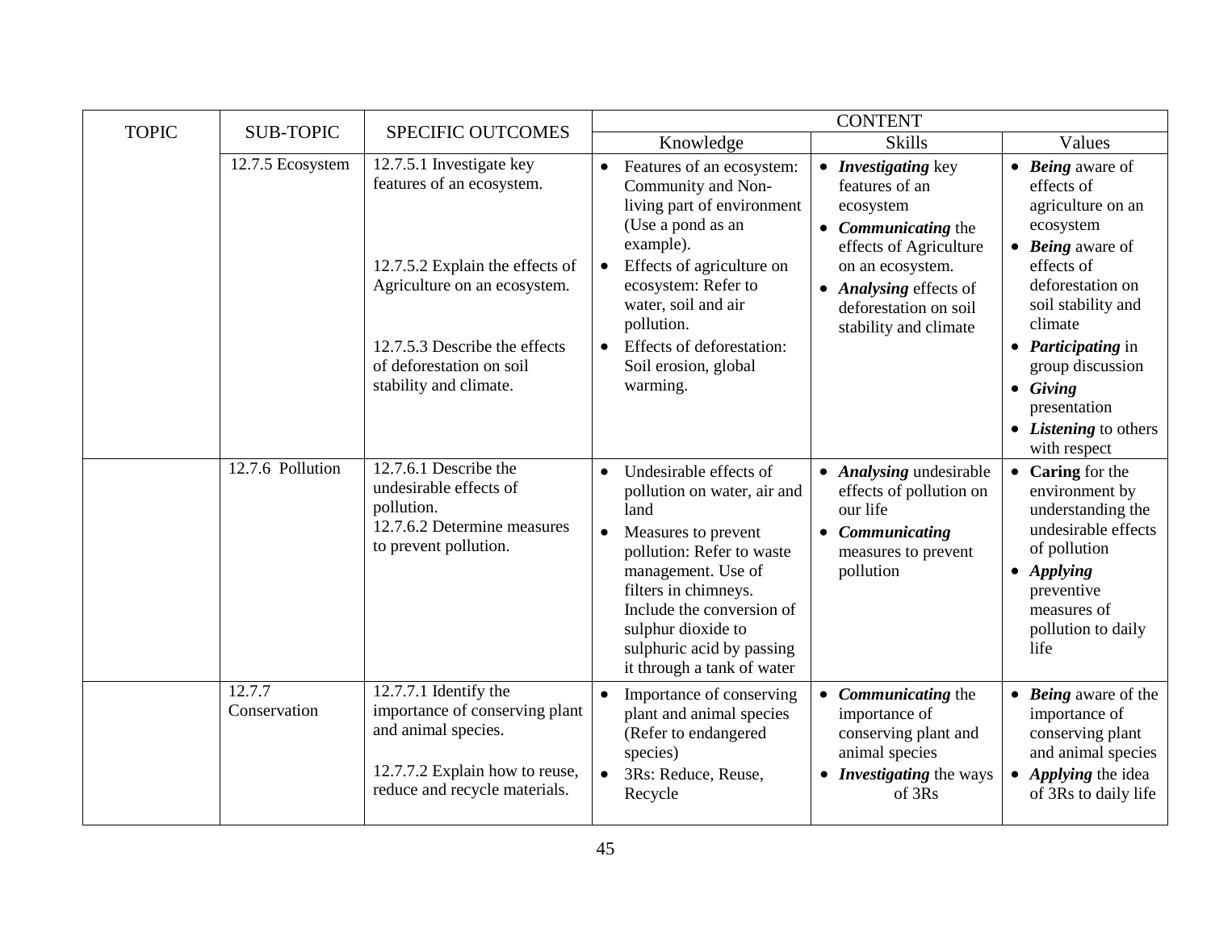| TOPIC | SUB-TOPIC | SPECIFIC OUTCOMES | CONTENT | | |
|---|---|---|---|---|---|
| | | | Knowledge | Skills | Values |
| | 12.7.5 Ecosystem | 12.7.5.1 Investigate key features of an ecosystem.<br><br>12.7.5.2 Explain the effects of Agriculture on an ecosystem.<br><br>12.7.5.3 Describe the effects of deforestation on soil stability and climate. | • Features of an ecosystem: Community and Non-living part of environment (Use a pond as an example).<br>• Effects of agriculture on ecosystem: Refer to water, soil and air pollution.<br>• Effects of deforestation: Soil erosion, global warming. | • ***Investigating*** key features of an ecosystem<br>• ***Communicating*** the effects of Agriculture on an ecosystem.<br>• ***Analysing*** effects of deforestation on soil stability and climate | • ***Being*** aware of effects of agriculture on an ecosystem<br>• ***Being*** aware of effects of deforestation on soil stability and climate<br>• ***Participating*** in group discussion<br>• ***Giving*** presentation<br>• ***Listening*** to others with respect |
| | 12.7.6 Pollution | 12.7.6.1 Describe the undesirable effects of pollution.<br>12.7.6.2 Determine measures to prevent pollution. | • Undesirable effects of pollution on water, air and land<br>• Measures to prevent pollution: Refer to waste management. Use of filters in chimneys. Include the conversion of sulphur dioxide to sulphuric acid by passing it through a tank of water | • ***Analysing*** undesirable effects of pollution on our life<br>• ***Communicating*** measures to prevent pollution | • **Caring** for the environment by understanding the undesirable effects of pollution<br>• ***Applying*** preventive measures of pollution to daily life |
| | 12.7.7 Conservation | 12.7.7.1 Identify the importance of conserving plant and animal species.<br><br>12.7.7.2 Explain how to reuse, reduce and recycle materials. | • Importance of conserving plant and animal species (Refer to endangered species)<br>• 3Rs: Reduce, Reuse, Recycle | • ***Communicating*** the importance of conserving plant and animal species<br>• ***Investigating*** the ways of 3Rs | • ***Being*** aware of the importance of conserving plant and animal species<br>• ***Applying*** the idea of 3Rs to daily life |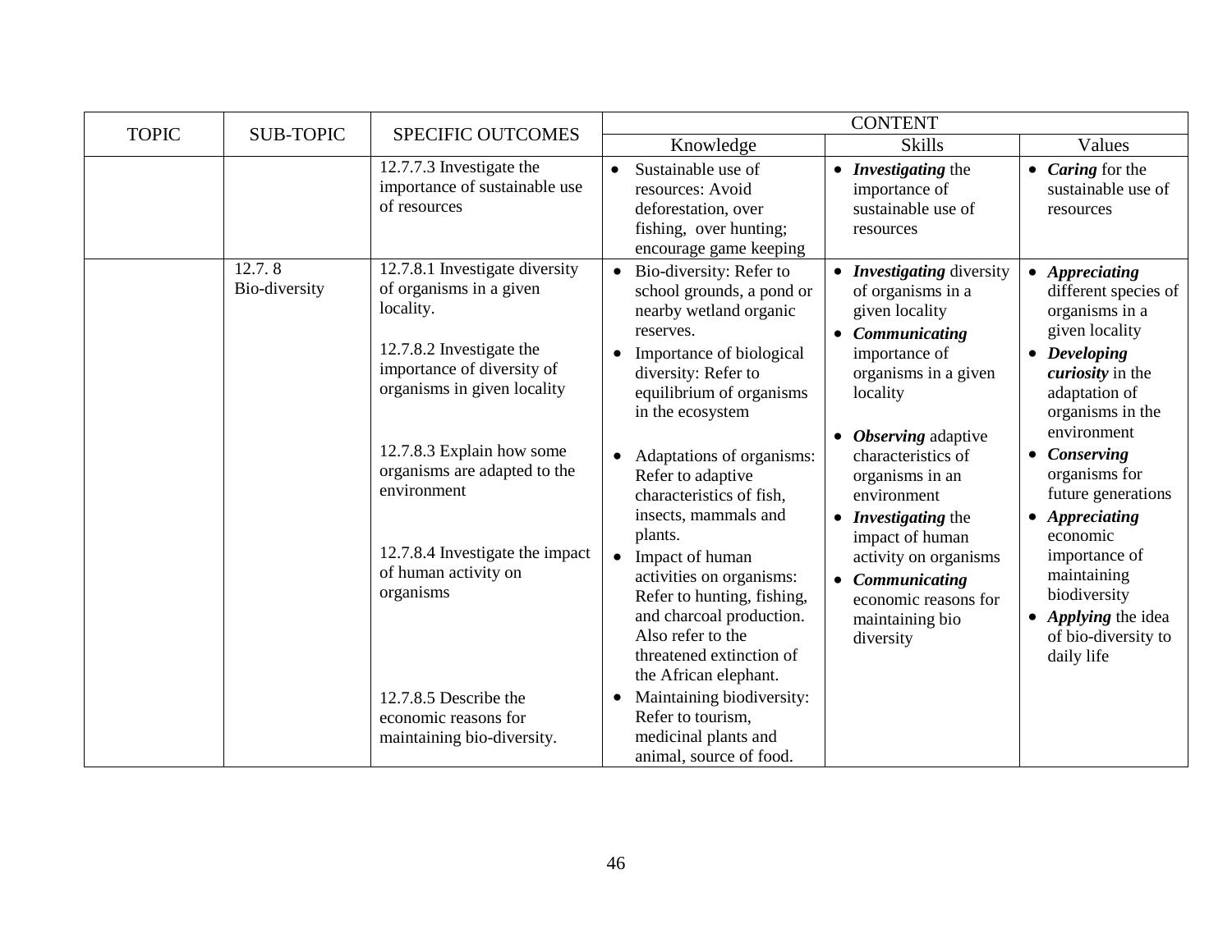| TOPIC | SUB-TOPIC | SPECIFIC OUTCOMES | CONTENT | | |
|---|---|---|---|---|---|
| | | | Knowledge | Skills | Values |
| | | 12.7.7.3 Investigate the importance of sustainable use of resources | • Sustainable use of resources: Avoid deforestation, over fishing, over hunting; encourage game keeping | • ***Investigating*** the importance of sustainable use of resources | • ***Caring*** for the sustainable use of resources |
| | 12.7. 8 Bio-diversity | 12.7.8.1 Investigate diversity of organisms in a given locality.<br><br>12.7.8.2 Investigate the importance of diversity of organisms in given locality<br><br>12.7.8.3 Explain how some organisms are adapted to the environment<br><br>12.7.8.4 Investigate the impact of human activity on organisms<br><br>12.7.8.5 Describe the economic reasons for maintaining bio-diversity. | • Bio-diversity: Refer to school grounds, a pond or nearby wetland organic reserves.<br>• Importance of biological diversity: Refer to equilibrium of organisms in the ecosystem<br>• Adaptations of organisms: Refer to adaptive characteristics of fish, insects, mammals and plants.<br>• Impact of human activities on organisms: Refer to hunting, fishing, and charcoal production. Also refer to the threatened extinction of the African elephant.<br>• Maintaining biodiversity: Refer to tourism, medicinal plants and animal, source of food. | • ***Investigating*** diversity of organisms in a given locality<br>• ***Communicating*** importance of organisms in a given locality<br>• ***Observing*** adaptive characteristics of organisms in an environment<br>• ***Investigating*** the impact of human activity on organisms<br>• ***Communicating*** economic reasons for maintaining bio diversity | • ***Appreciating*** different species of organisms in a given locality<br>• ***Developing curiosity*** in the adaptation of organisms in the environment<br>• ***Conserving*** organisms for future generations<br>• ***Appreciating*** economic importance of maintaining biodiversity<br>• ***Applying*** the idea of bio-diversity to daily life |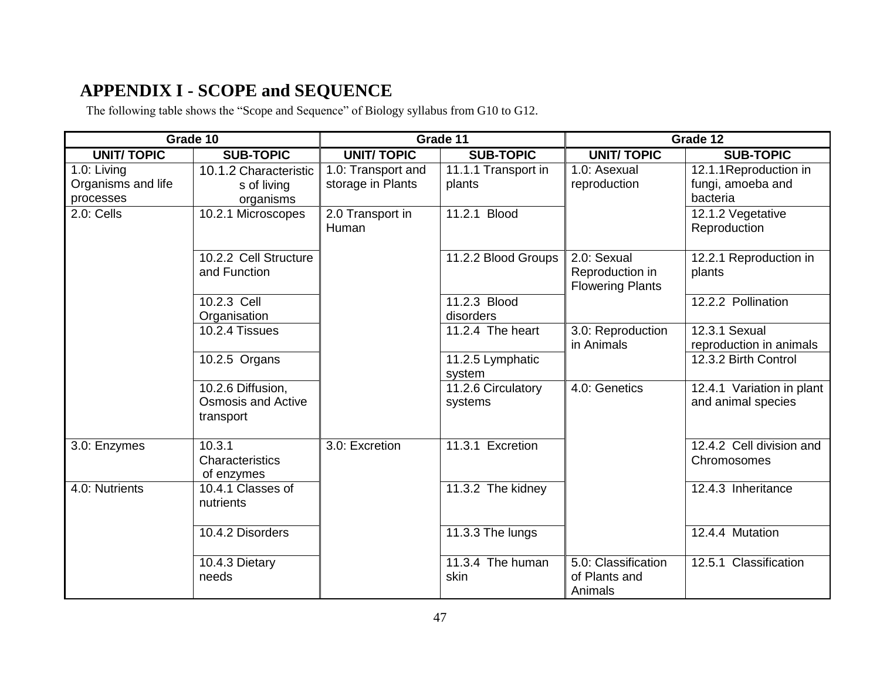# APPENDIX I - SCOPE and SEQUENCE

The following table shows the "Scope and Sequence" of Biology syllabus from G10 to G12.

| Grade 10 | | Grade 11 | | Grade 12 | |
|---|---|---|---|---|---|
| **UNIT/ TOPIC** | **SUB-TOPIC** | **UNIT/ TOPIC** | **SUB-TOPIC** | **UNIT/ TOPIC** | **SUB-TOPIC** |
| 1.0: Living Organisms and life processes | 10.1.2 Characteristics of living organisms | 1.0: Transport and storage in Plants | 11.1.1 Transport in plants | 1.0: Asexual reproduction | 12.1.1Reproduction in fungi, amoeba and bacteria |
| 2.0: Cells | 10.2.1 Microscopes | 2.0 Transport in Human | 11.2.1 Blood | | 12.1.2 Vegetative Reproduction |
| | 10.2.2 Cell Structure and Function | | 11.2.2 Blood Groups | 2.0: Sexual Reproduction in Flowering Plants | 12.2.1 Reproduction in plants |
| | 10.2.3 Cell Organisation | | 11.2.3 Blood disorders | | 12.2.2 Pollination |
| | 10.2.4 Tissues | | 11.2.4 The heart | 3.0: Reproduction in Animals | 12.3.1 Sexual reproduction in animals |
| | 10.2.5 Organs | | 11.2.5 Lymphatic system | | 12.3.2 Birth Control |
| | 10.2.6 Diffusion, Osmosis and Active transport | | 11.2.6 Circulatory systems | 4.0: Genetics | 12.4.1 Variation in plant and animal species |
| 3.0: Enzymes | 10.3.1 Characteristics of enzymes | 3.0: Excretion | 11.3.1 Excretion | | 12.4.2 Cell division and Chromosomes |
| 4.0: Nutrients | 10.4.1 Classes of nutrients | | 11.3.2 The kidney | | 12.4.3 Inheritance |
| | 10.4.2 Disorders | | 11.3.3 The lungs | | 12.4.4 Mutation |
| | 10.4.3 Dietary needs | | 11.3.4 The human skin | 5.0: Classification of Plants and Animals | 12.5.1 Classification |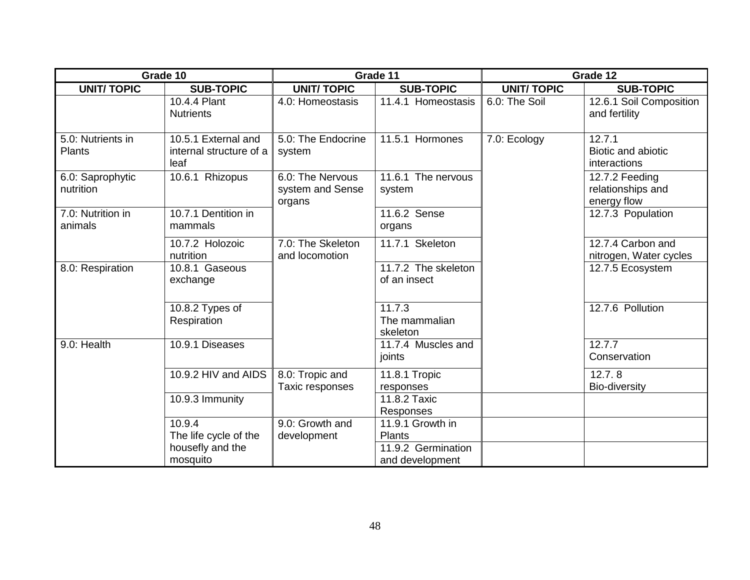| Grade 10 | | Grade 11 | | Grade 12 | |
|---|---|---|---|---|---|
| **UNIT/ TOPIC** | **SUB-TOPIC** | **UNIT/ TOPIC** | **SUB-TOPIC** | **UNIT/ TOPIC** | **SUB-TOPIC** |
| | 10.4.4 Plant Nutrients | 4.0: Homeostasis | 11.4.1 Homeostasis | 6.0: The Soil | 12.6.1 Soil Composition and fertility |
| 5.0: Nutrients in Plants | 10.5.1 External and internal structure of a leaf | 5.0: The Endocrine system | 11.5.1 Hormones | 7.0: Ecology | 12.7.1 Biotic and abiotic interactions |
| 6.0: Saprophytic nutrition | 10.6.1 Rhizopus | 6.0: The Nervous system and Sense organs | 11.6.1 The nervous system | | 12.7.2 Feeding relationships and energy flow |
| 7.0: Nutrition in animals | 10.7.1 Dentition in mammals | | 11.6.2 Sense organs | | 12.7.3 Population |
| | 10.7.2 Holozoic nutrition | 7.0: The Skeleton and locomotion | 11.7.1 Skeleton | | 12.7.4 Carbon and nitrogen, Water cycles |
| 8.0: Respiration | 10.8.1 Gaseous exchange | | 11.7.2 The skeleton of an insect | | 12.7.5 Ecosystem |
| | 10.8.2 Types of Respiration | | 11.7.3 The mammalian skeleton | | 12.7.6 Pollution |
| 9.0: Health | 10.9.1 Diseases | | 11.7.4 Muscles and joints | | 12.7.7 Conservation |
| | 10.9.2 HIV and AIDS | 8.0: Tropic and Taxic responses | 11.8.1 Tropic responses | | 12.7. 8 Bio-diversity |
| | 10.9.3 Immunity | | 11.8.2 Taxic Responses | | |
| | 10.9.4 The life cycle of the housefly and the mosquito | 9.0: Growth and development | 11.9.1 Growth in Plants | | |
| | | | 11.9.2 Germination and development | | |